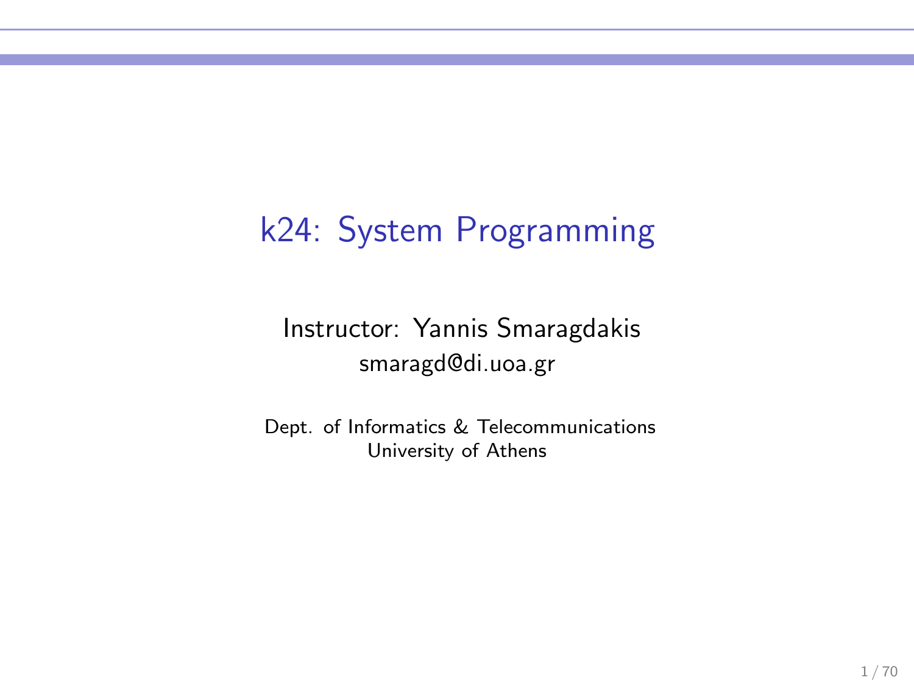# k24: System Programming

Instructor: Yannis Smaragdakis
smaragd@di.uoa.gr

Dept. of Informatics & Telecommunications
University of Athens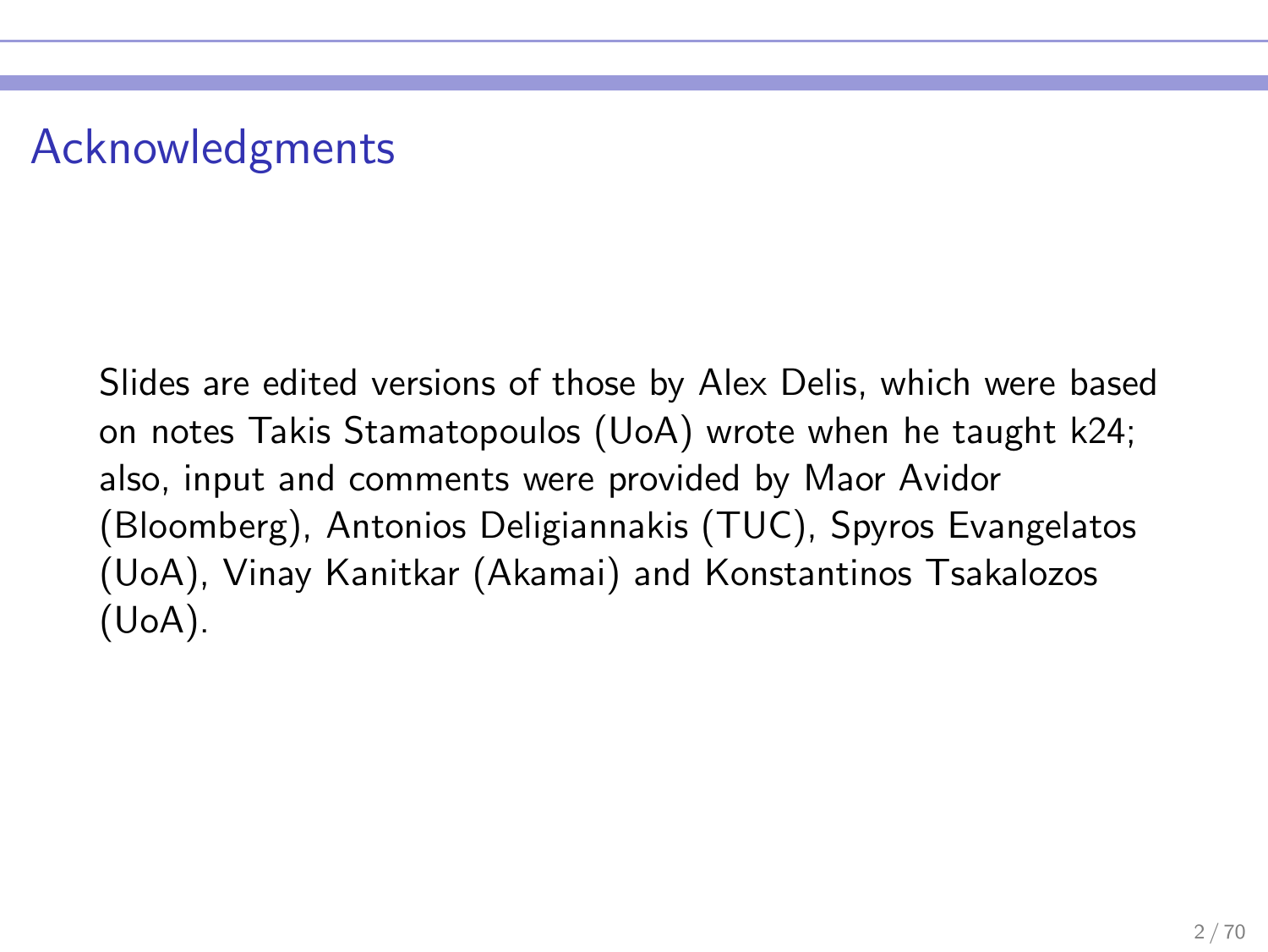# Acknowledgments

Slides are edited versions of those by Alex Delis, which were based on notes Takis Stamatopoulos (UoA) wrote when he taught k24; also, input and comments were provided by Maor Avidor (Bloomberg), Antonios Deligiannakis (TUC), Spyros Evangelatos (UoA), Vinay Kanitkar (Akamai) and Konstantinos Tsakalozos (UoA).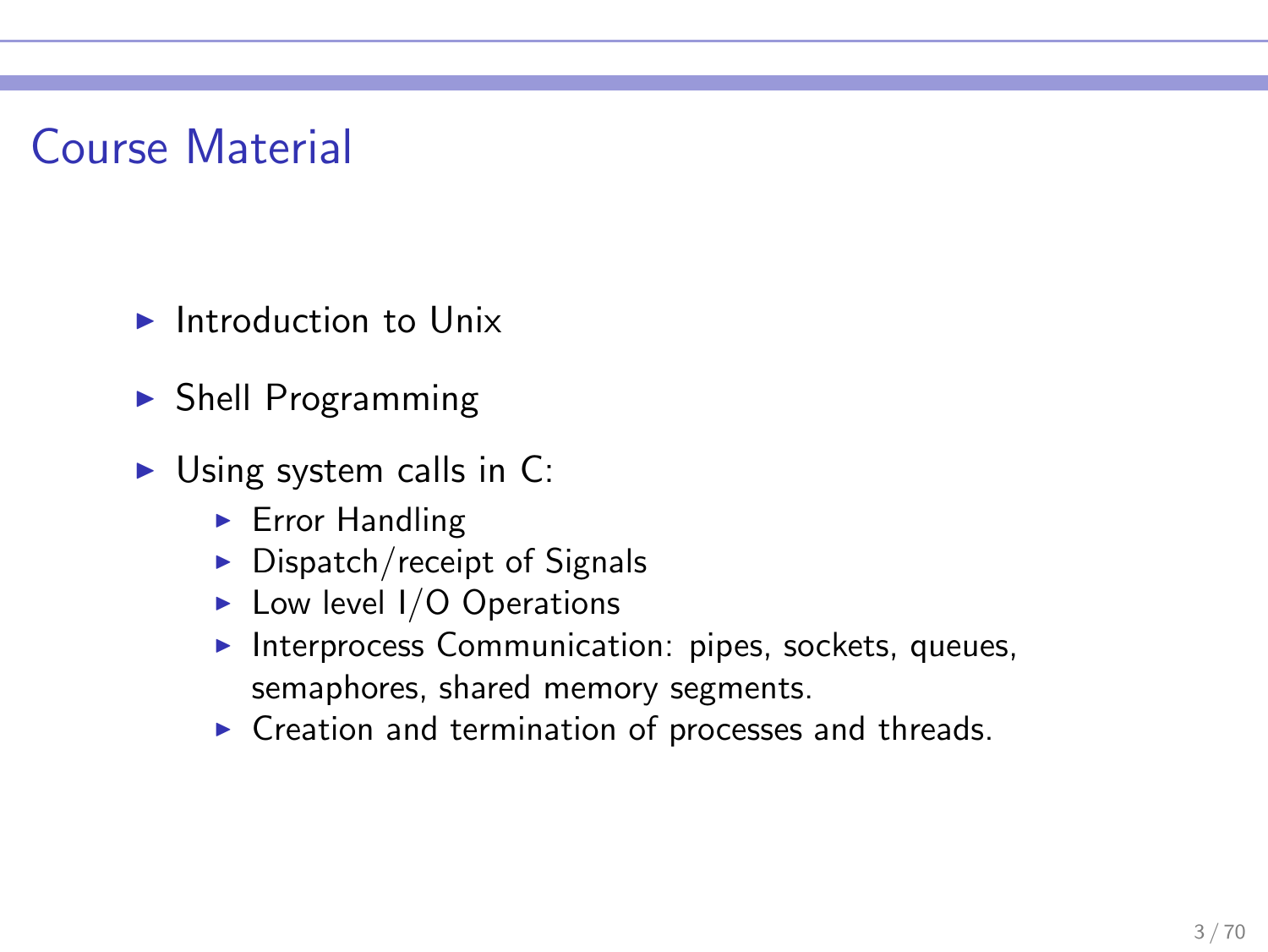# Course Material

- Introduction to Unix
- Shell Programming
- Using system calls in C:
  - Error Handling
  - Dispatch/receipt of Signals
  - Low level I/O Operations
  - Interprocess Communication: pipes, sockets, queues, semaphores, shared memory segments.
  - Creation and termination of processes and threads.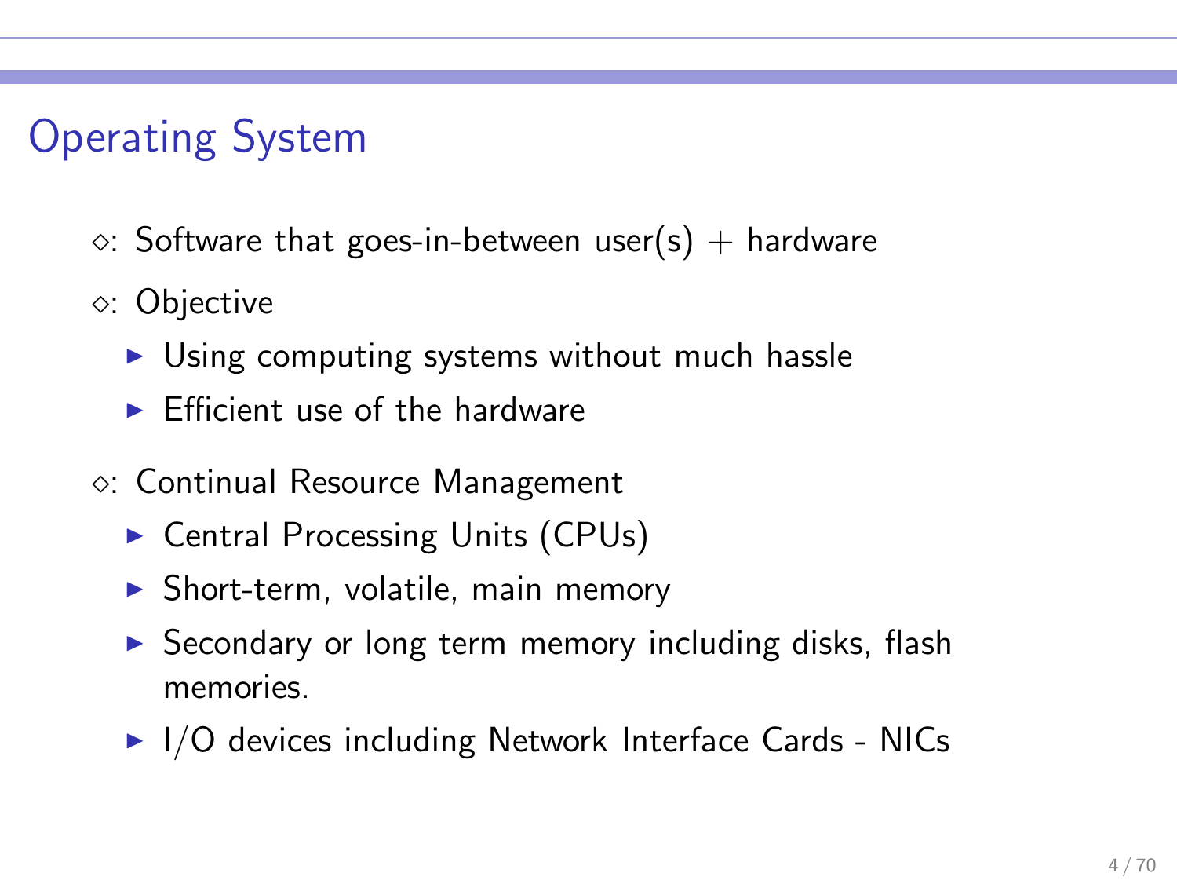## Operating System

- ⋄: Software that goes-in-between user(s) + hardware
- ⋄: Objective
  - Using computing systems without much hassle
  - Efficient use of the hardware
- ⋄: Continual Resource Management
  - Central Processing Units (CPUs)
  - Short-term, volatile, main memory
  - Secondary or long term memory including disks, flash memories.
  - I/O devices including Network Interface Cards - NICs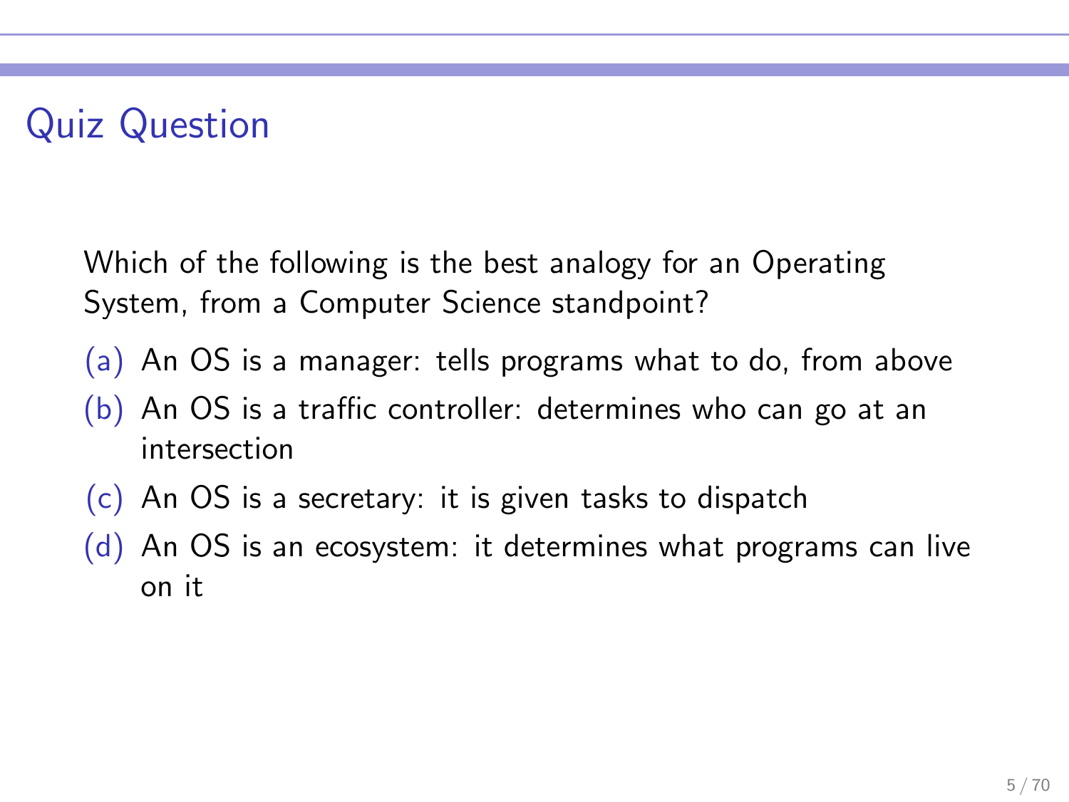## Quiz Question

Which of the following is the best analogy for an Operating System, from a Computer Science standpoint?

(a) An OS is a manager: tells programs what to do, from above

(b) An OS is a traffic controller: determines who can go at an intersection

(c) An OS is a secretary: it is given tasks to dispatch

(d) An OS is an ecosystem: it determines what programs can live on it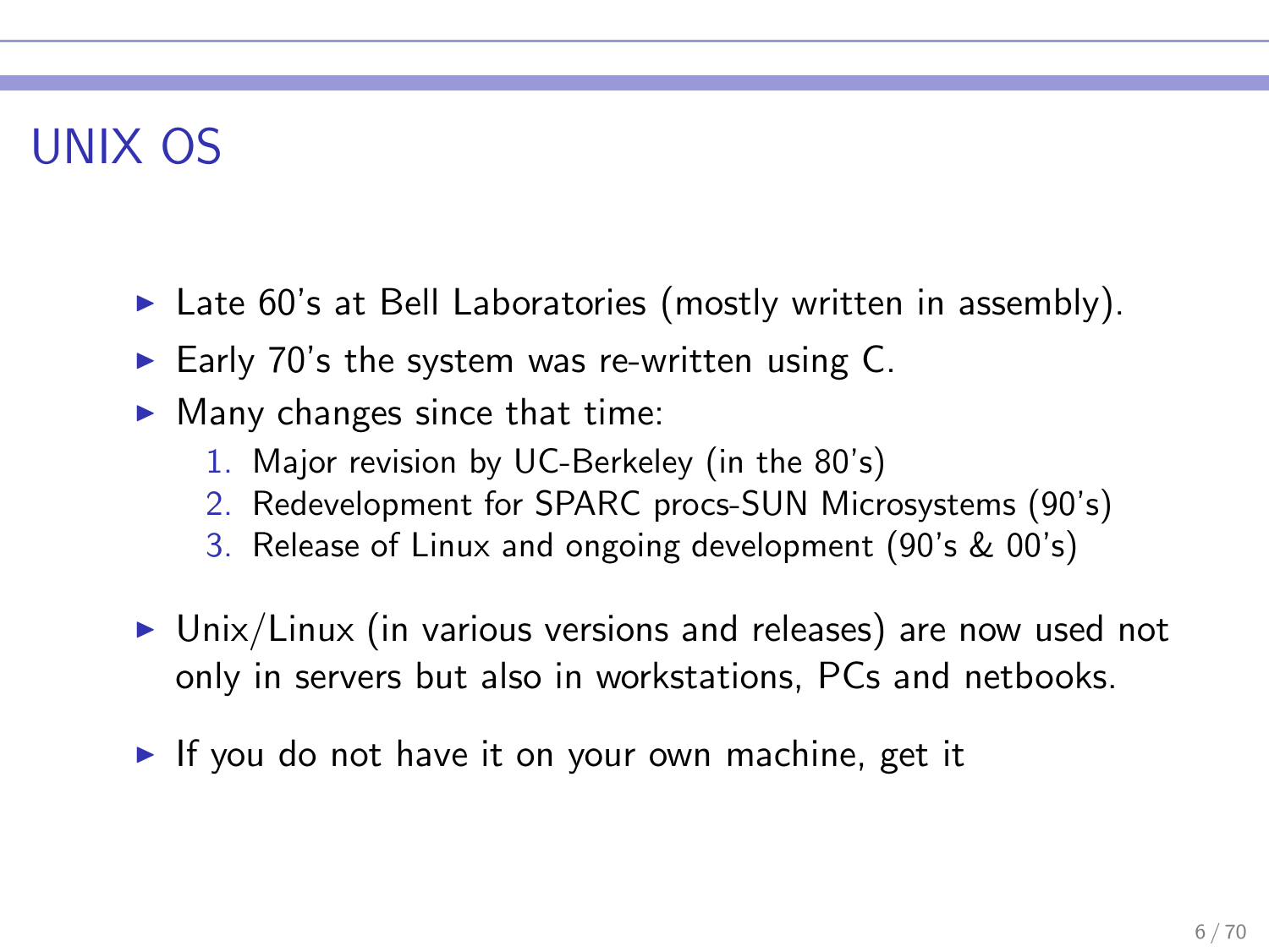# UNIX OS

- Late 60's at Bell Laboratories (mostly written in assembly).
- Early 70's the system was re-written using C.
- Many changes since that time:
  1. Major revision by UC-Berkeley (in the 80's)
  2. Redevelopment for SPARC procs-SUN Microsystems (90's)
  3. Release of Linux and ongoing development (90's & 00's)
- Unix/Linux (in various versions and releases) are now used not only in servers but also in workstations, PCs and netbooks.
- If you do not have it on your own machine, get it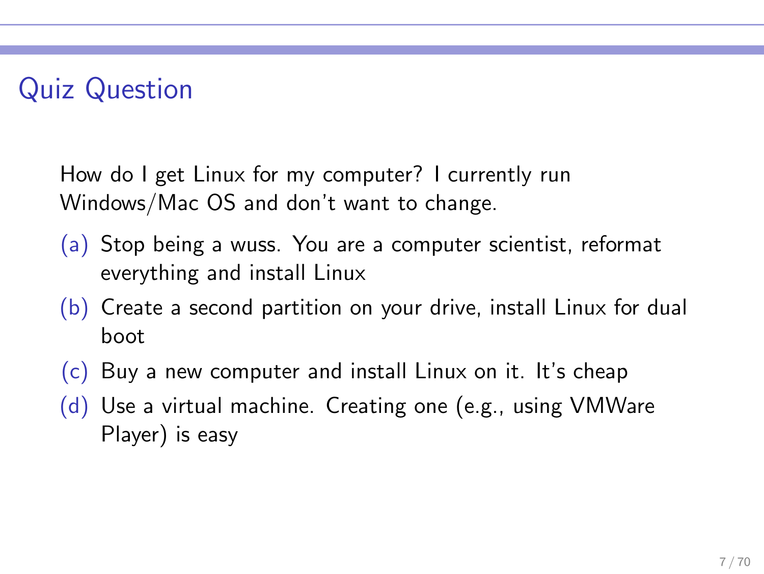# Quiz Question

How do I get Linux for my computer? I currently run Windows/Mac OS and don't want to change.

(a) Stop being a wuss. You are a computer scientist, reformat everything and install Linux

(b) Create a second partition on your drive, install Linux for dual boot

(c) Buy a new computer and install Linux on it. It's cheap

(d) Use a virtual machine. Creating one (e.g., using VMWare Player) is easy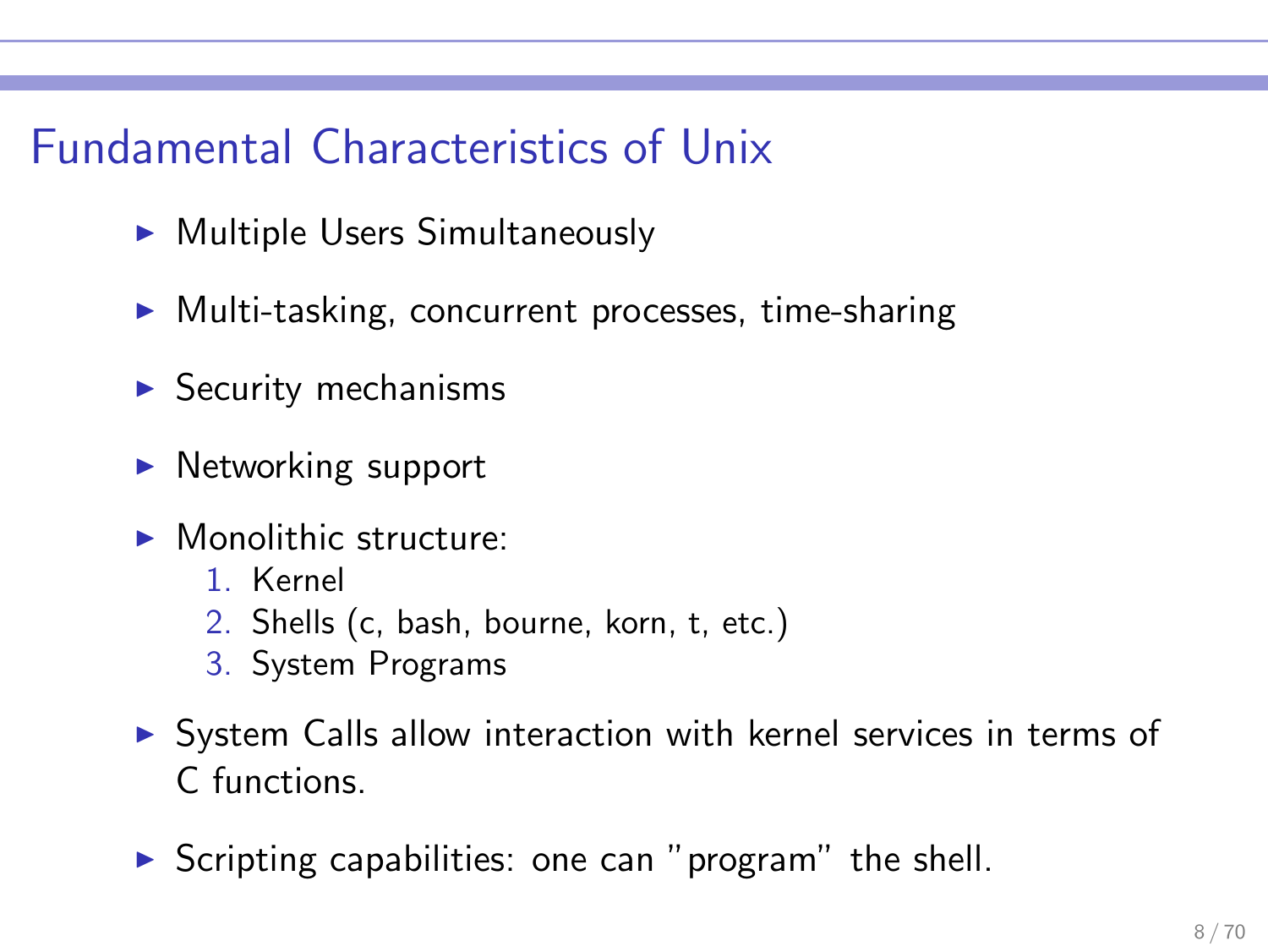# Fundamental Characteristics of Unix

- Multiple Users Simultaneously
- Multi-tasking, concurrent processes, time-sharing
- Security mechanisms
- Networking support
- Monolithic structure:
  1. Kernel
  2. Shells (c, bash, bourne, korn, t, etc.)
  3. System Programs
- System Calls allow interaction with kernel services in terms of C functions.
- Scripting capabilities: one can "program" the shell.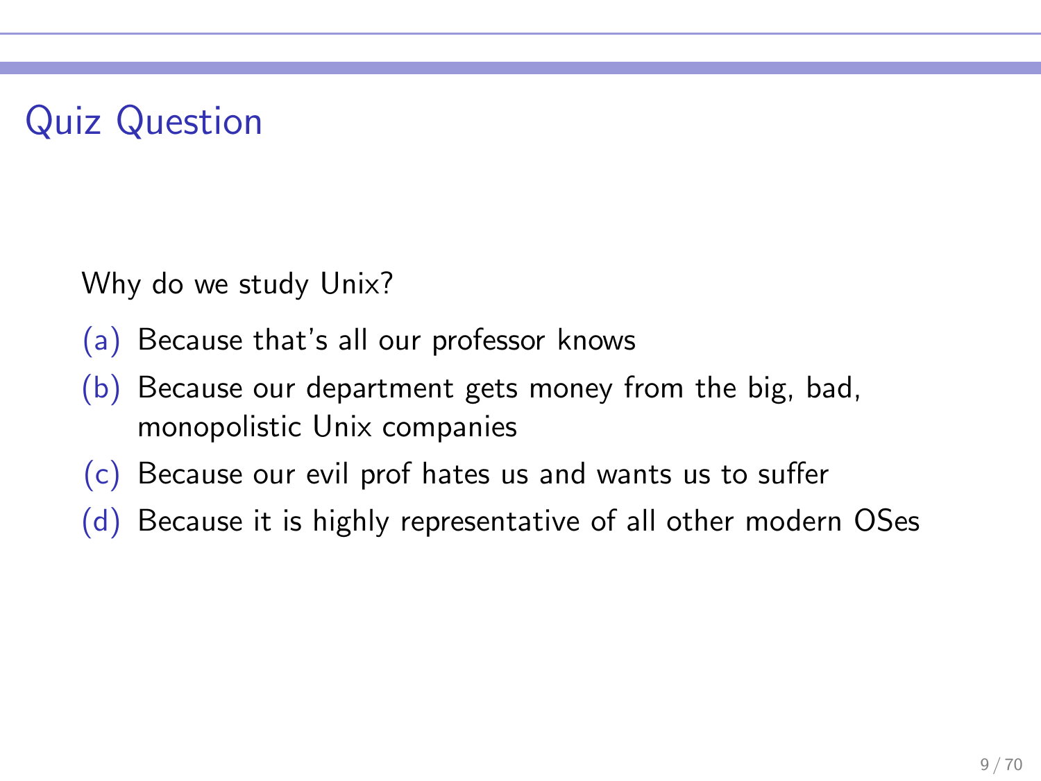# Quiz Question

Why do we study Unix?

(a) Because that's all our professor knows

(b) Because our department gets money from the big, bad, monopolistic Unix companies

(c) Because our evil prof hates us and wants us to suffer

(d) Because it is highly representative of all other modern OSes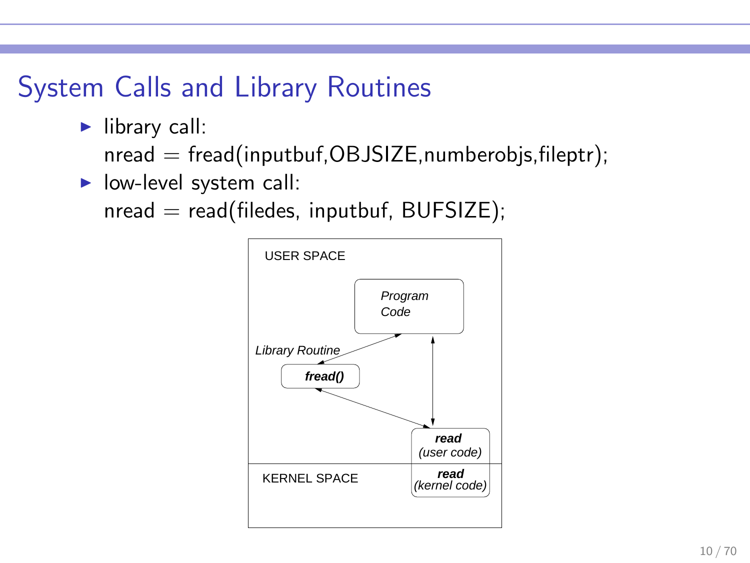# System Calls and Library Routines

- library call:
  nread = fread(inputbuf,OBJSIZE,numberobjs,fileptr);
- low-level system call:
  nread = read(filedes, inputbuf, BUFSIZE);

USER SPACE

*Program Code*

*Library Routine*

***fread()***

***read***
*(user code)*

KERNEL SPACE

***read***
*(kernel code)*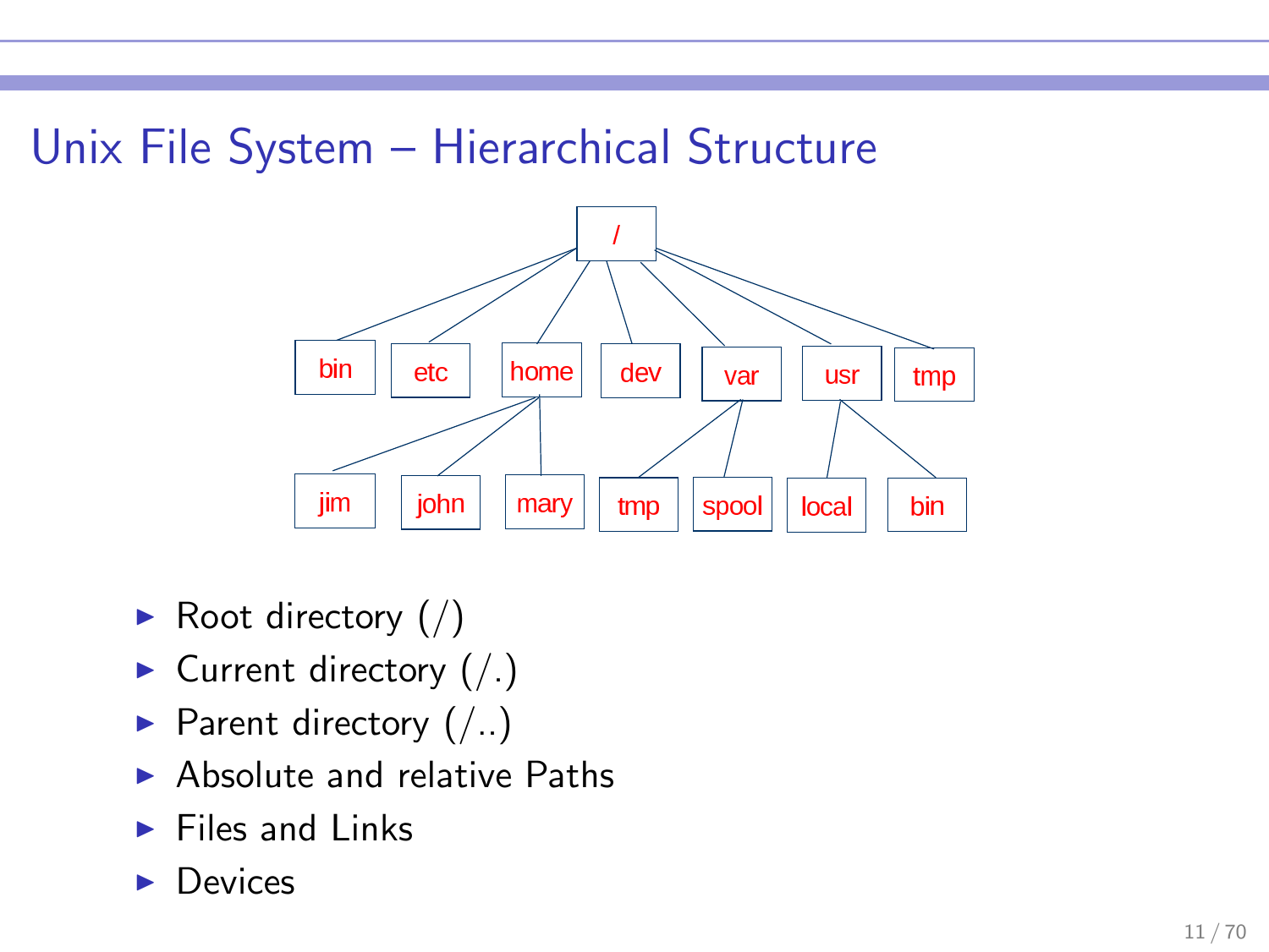# Unix File System – Hierarchical Structure

- Root directory (/)
- Current directory (/.)
- Parent directory (/..)
- Absolute and relative Paths
- Files and Links
- Devices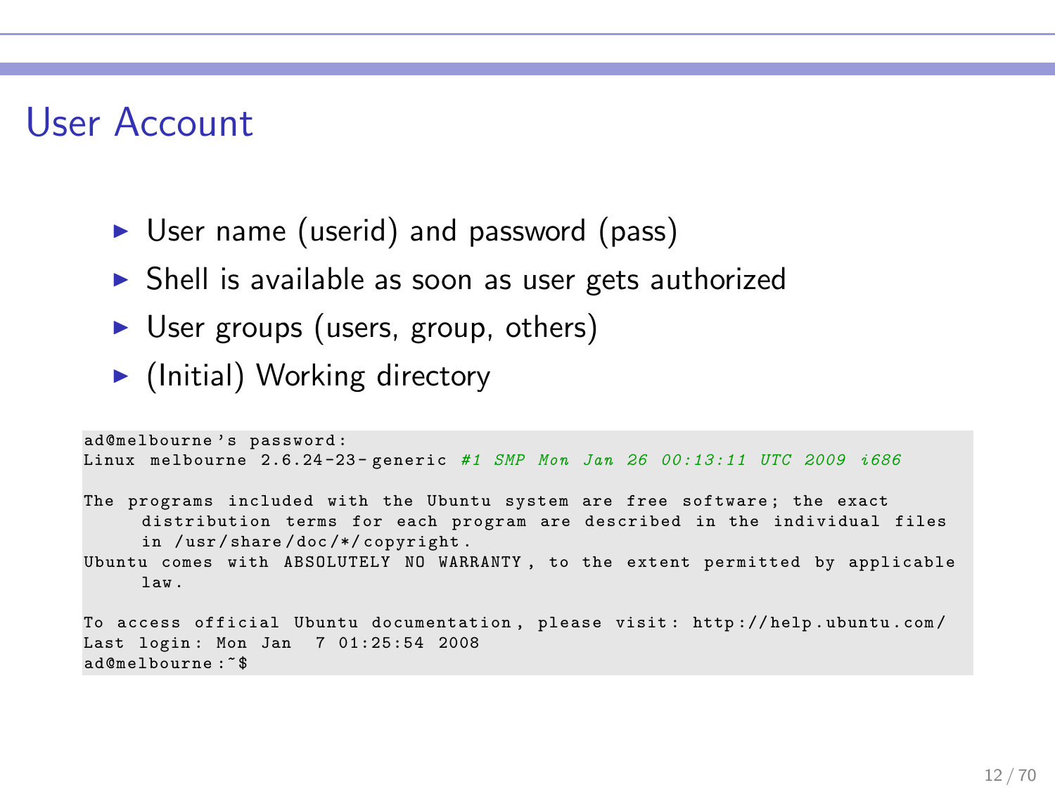# User Account

- User name (userid) and password (pass)
- Shell is available as soon as user gets authorized
- User groups (users, group, others)
- (Initial) Working directory

```
ad@melbourne's password:
Linux melbourne 2.6.24-23-generic #1 SMP Mon Jan 26 00:13:11 UTC 2009 i686

The programs included with the Ubuntu system are free software; the exact
     distribution terms for each program are described in the individual files
     in /usr/share/doc/*/copyright.
Ubuntu comes with ABSOLUTELY NO WARRANTY, to the extent permitted by applicable
     law.

To access official Ubuntu documentation, please visit: http://help.ubuntu.com/
Last login: Mon Jan  7 01:25:54 2008
ad@melbourne:~$
```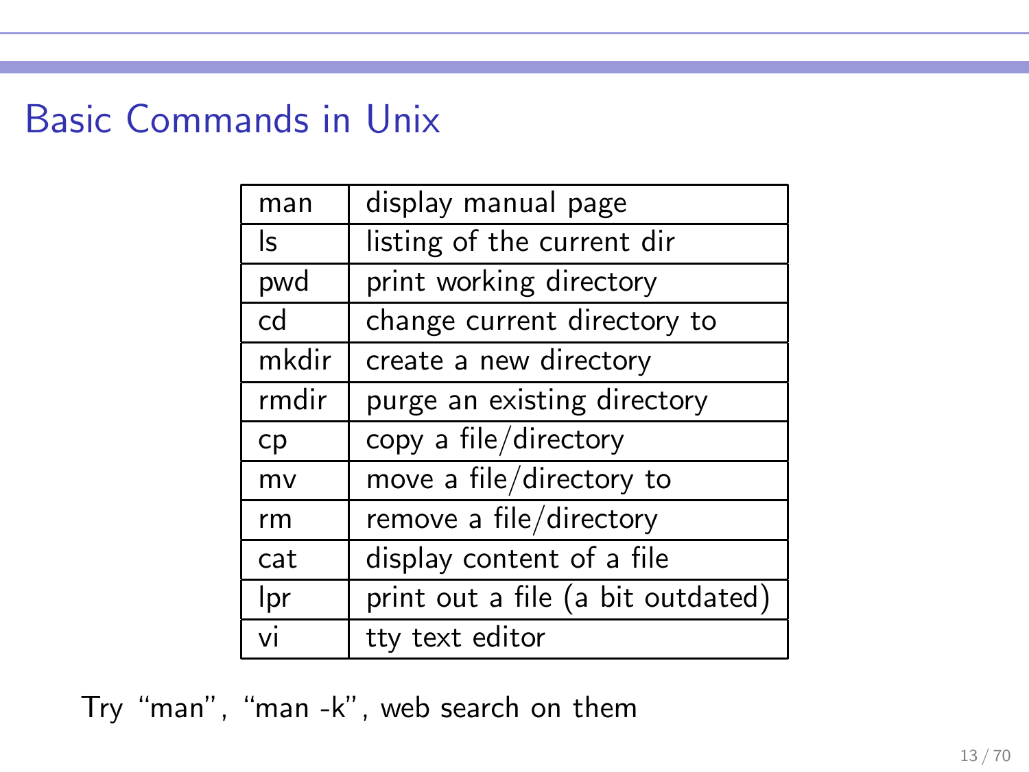# Basic Commands in Unix

| | |
|---|---|
| man | display manual page |
| ls | listing of the current dir |
| pwd | print working directory |
| cd | change current directory to |
| mkdir | create a new directory |
| rmdir | purge an existing directory |
| cp | copy a file/directory |
| mv | move a file/directory to |
| rm | remove a file/directory |
| cat | display content of a file |
| lpr | print out a file (a bit outdated) |
| vi | tty text editor |

Try "man", "man -k", web search on them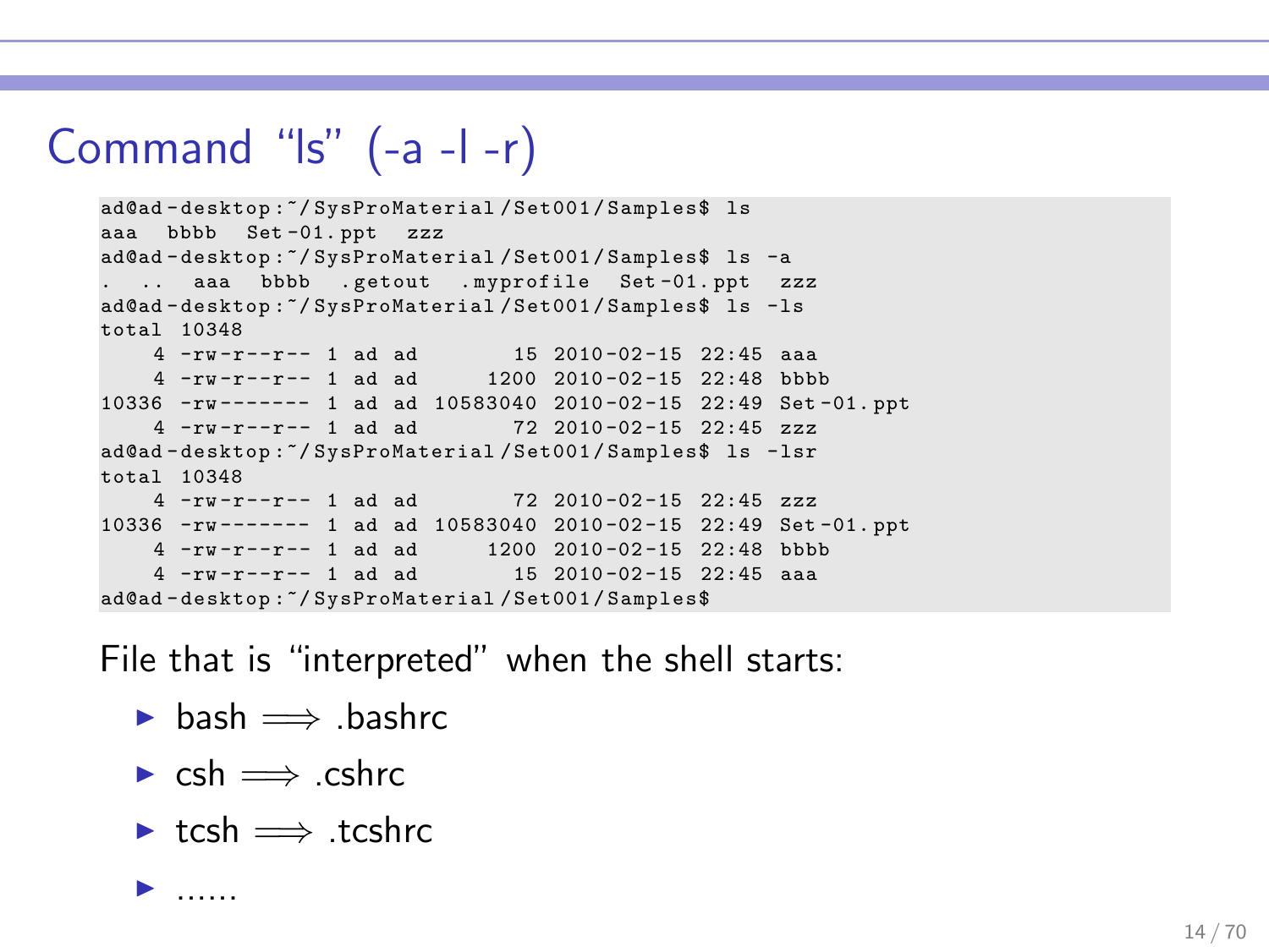# Command “ls” (-a -l -r)

```
ad@ad-desktop:~/SysProMaterial/Set001/Samples$ ls
aaa  bbbb  Set-01.ppt  zzz
ad@ad-desktop:~/SysProMaterial/Set001/Samples$ ls -a
.  ..  aaa  bbbb  .getout  .myprofile  Set-01.ppt  zzz
ad@ad-desktop:~/SysProMaterial/Set001/Samples$ ls -ls
total 10348
    4 -rw-r--r-- 1 ad ad       15 2010-02-15 22:45 aaa
    4 -rw-r--r-- 1 ad ad     1200 2010-02-15 22:48 bbbb
10336 -rw------- 1 ad ad 10583040 2010-02-15 22:49 Set-01.ppt
    4 -rw-r--r-- 1 ad ad       72 2010-02-15 22:45 zzz
ad@ad-desktop:~/SysProMaterial/Set001/Samples$ ls -lsr
total 10348
    4 -rw-r--r-- 1 ad ad       72 2010-02-15 22:45 zzz
10336 -rw------- 1 ad ad 10583040 2010-02-15 22:49 Set-01.ppt
    4 -rw-r--r-- 1 ad ad     1200 2010-02-15 22:48 bbbb
    4 -rw-r--r-- 1 ad ad       15 2010-02-15 22:45 aaa
ad@ad-desktop:~/SysProMaterial/Set001/Samples$
```

File that is “interpreted” when the shell starts:

- bash $\Longrightarrow$ .bashrc
- csh $\Longrightarrow$ .cshrc
- tcsh $\Longrightarrow$ .tcshrc
- ......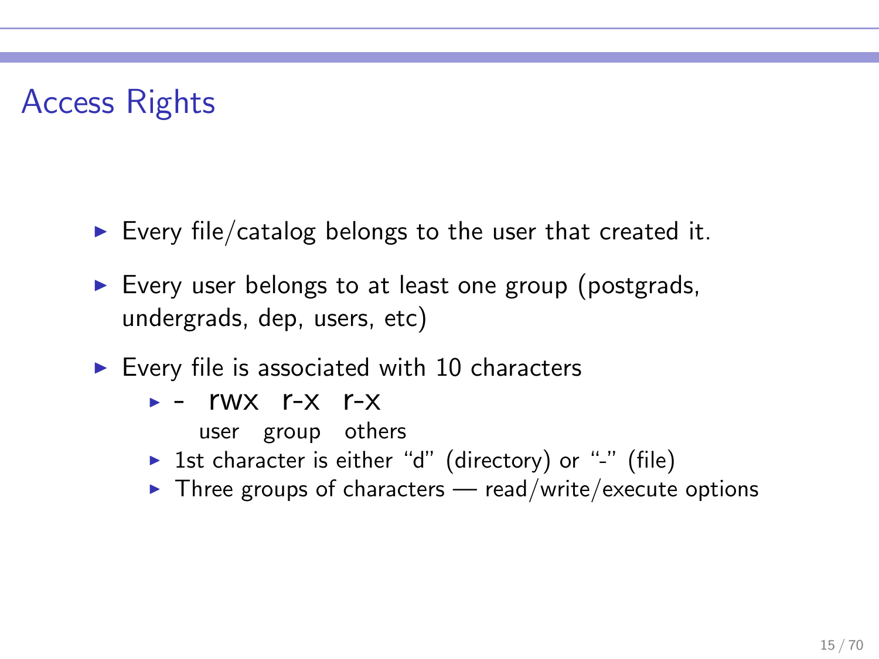## Access Rights

- Every file/catalog belongs to the user that created it.
- Every user belongs to at least one group (postgrads, undergrads, dep, users, etc)
- Every file is associated with 10 characters
  - ```
    -  rwx   r-x   r-x
       user  group others
    ```
  - 1st character is either “d” (directory) or “-” (file)
  - Three groups of characters — read/write/execute options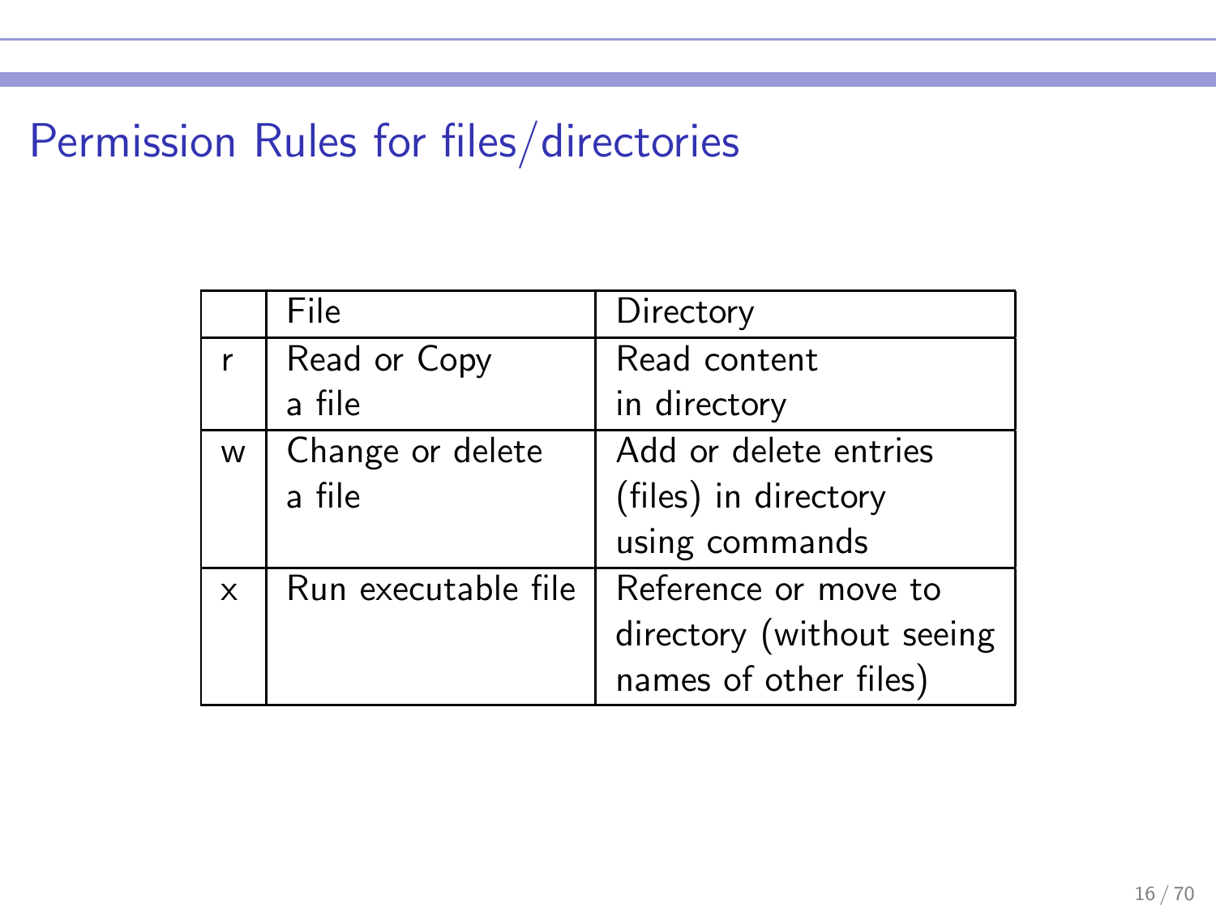# Permission Rules for files/directories

| | File | Directory |
|---|---|---|
| r | Read or Copy a file | Read content in directory |
| w | Change or delete a file | Add or delete entries (files) in directory using commands |
| x | Run executable file | Reference or move to directory (without seeing names of other files) |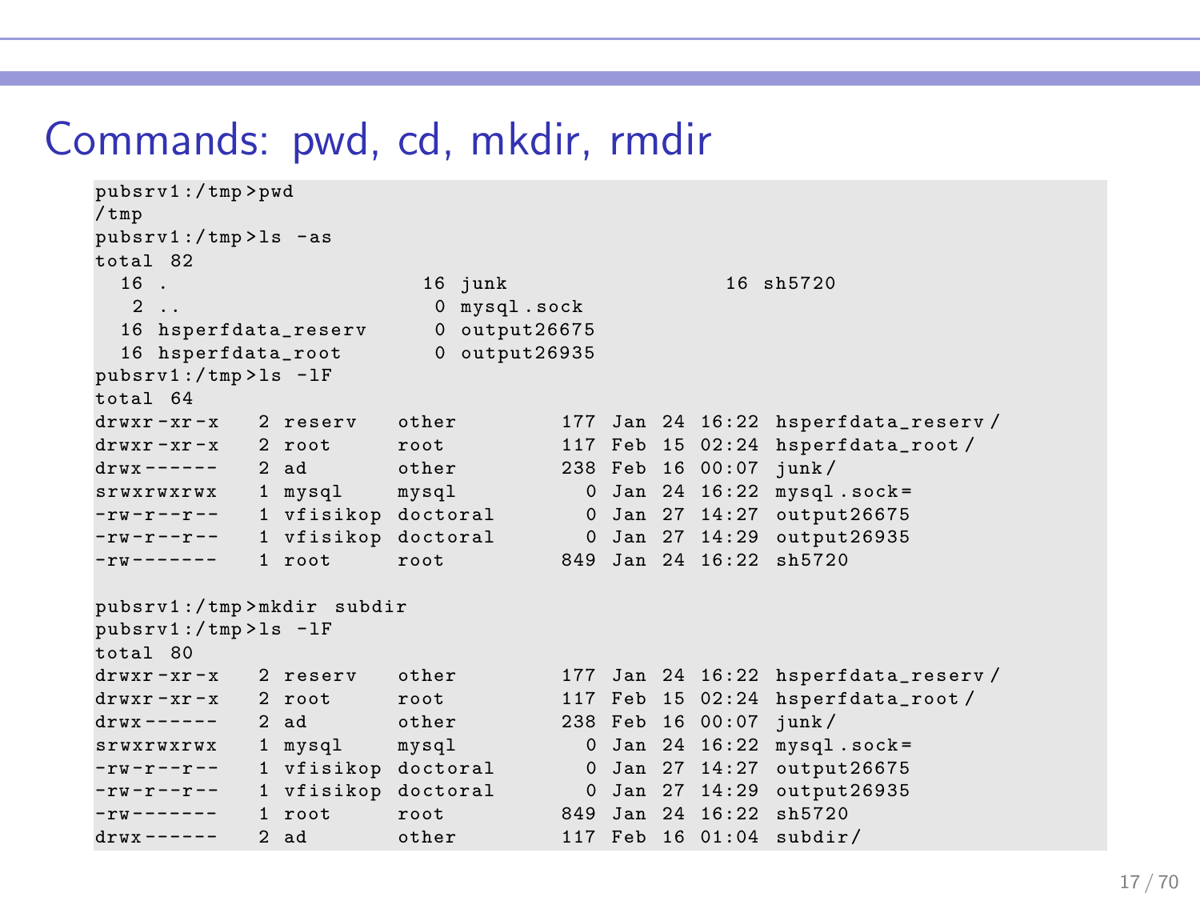# Commands: pwd, cd, mkdir, rmdir

```
pubsrv1:/tmp>pwd
/tmp
pubsrv1:/tmp>ls -as
total 82
  16 .                    16 junk                 16 sh5720
   2 ..                    0 mysql.sock
  16 hsperfdata_reserv     0 output26675
  16 hsperfdata_root       0 output26935
pubsrv1:/tmp>ls -lF
total 64
drwxr-xr-x   2 reserv   other        177 Jan 24 16:22 hsperfdata_reserv/
drwxr-xr-x   2 root     root         117 Feb 15 02:24 hsperfdata_root/
drwx------   2 ad       other        238 Feb 16 00:07 junk/
srwxrwxrwx   1 mysql    mysql          0 Jan 24 16:22 mysql.sock=
-rw-r--r--   1 vfisikop doctoral       0 Jan 27 14:27 output26675
-rw-r--r--   1 vfisikop doctoral       0 Jan 27 14:29 output26935
-rw-------   1 root     root         849 Jan 24 16:22 sh5720

pubsrv1:/tmp>mkdir subdir
pubsrv1:/tmp>ls -lF
total 80
drwxr-xr-x   2 reserv   other        177 Jan 24 16:22 hsperfdata_reserv/
drwxr-xr-x   2 root     root         117 Feb 15 02:24 hsperfdata_root/
drwx------   2 ad       other        238 Feb 16 00:07 junk/
srwxrwxrwx   1 mysql    mysql          0 Jan 24 16:22 mysql.sock=
-rw-r--r--   1 vfisikop doctoral       0 Jan 27 14:27 output26675
-rw-r--r--   1 vfisikop doctoral       0 Jan 27 14:29 output26935
-rw-------   1 root     root         849 Jan 24 16:22 sh5720
drwx------   2 ad       other        117 Feb 16 01:04 subdir/
```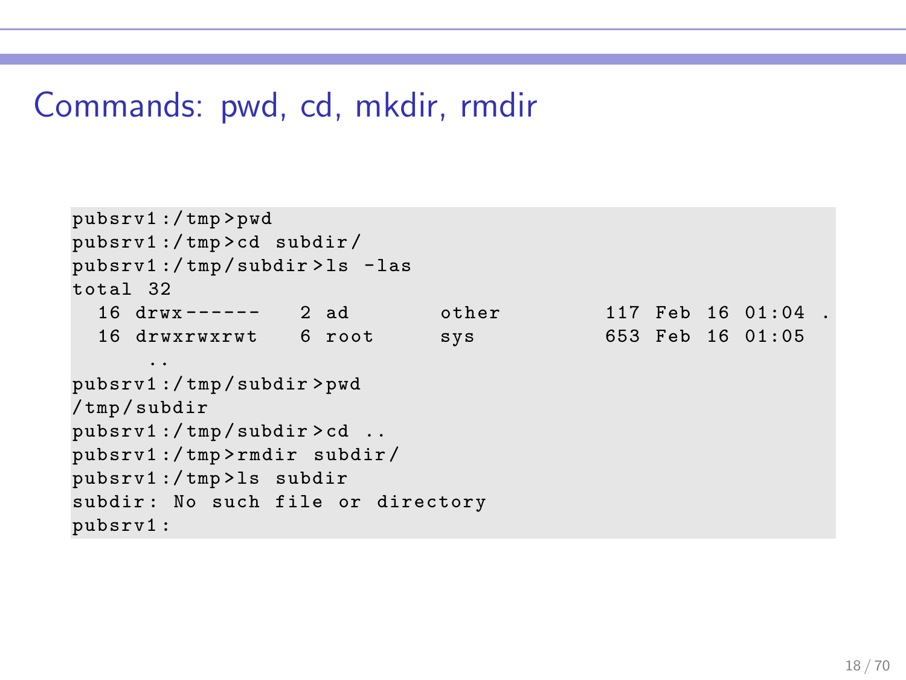# Commands: pwd, cd, mkdir, rmdir

```
pubsrv1:/tmp>pwd
pubsrv1:/tmp>cd subdir/
pubsrv1:/tmp/subdir>ls -las
total 32
  16 drwx------   2 ad       other         117 Feb 16 01:04 .
  16 drwxrwxrwt   6 root     sys           653 Feb 16 01:05
      ..
pubsrv1:/tmp/subdir>pwd
/tmp/subdir
pubsrv1:/tmp/subdir>cd ..
pubsrv1:/tmp>rmdir subdir/
pubsrv1:/tmp>ls subdir
subdir: No such file or directory
pubsrv1:
```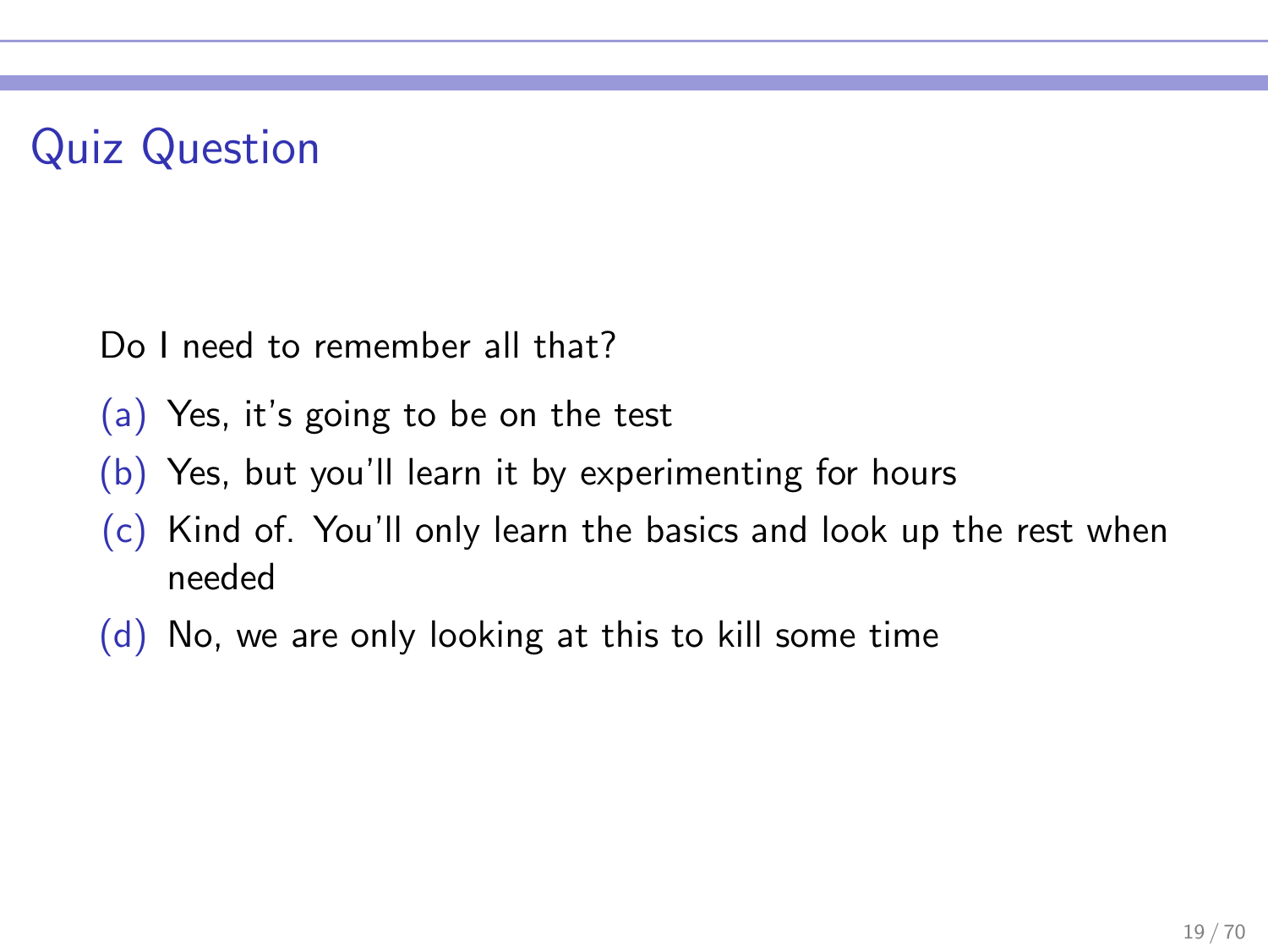# Quiz Question

Do I need to remember all that?

(a) Yes, it's going to be on the test

(b) Yes, but you'll learn it by experimenting for hours

(c) Kind of. You'll only learn the basics and look up the rest when needed

(d) No, we are only looking at this to kill some time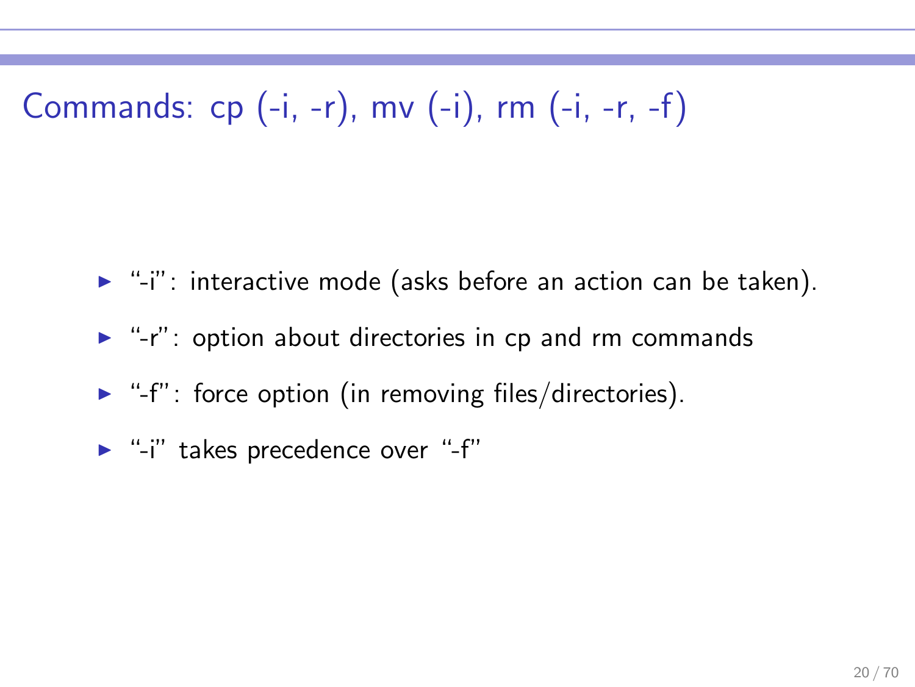# Commands: cp (-i, -r), mv (-i), rm (-i, -r, -f)

- "-i": interactive mode (asks before an action can be taken).
- "-r": option about directories in cp and rm commands
- "-f": force option (in removing files/directories).
- "-i" takes precedence over "-f"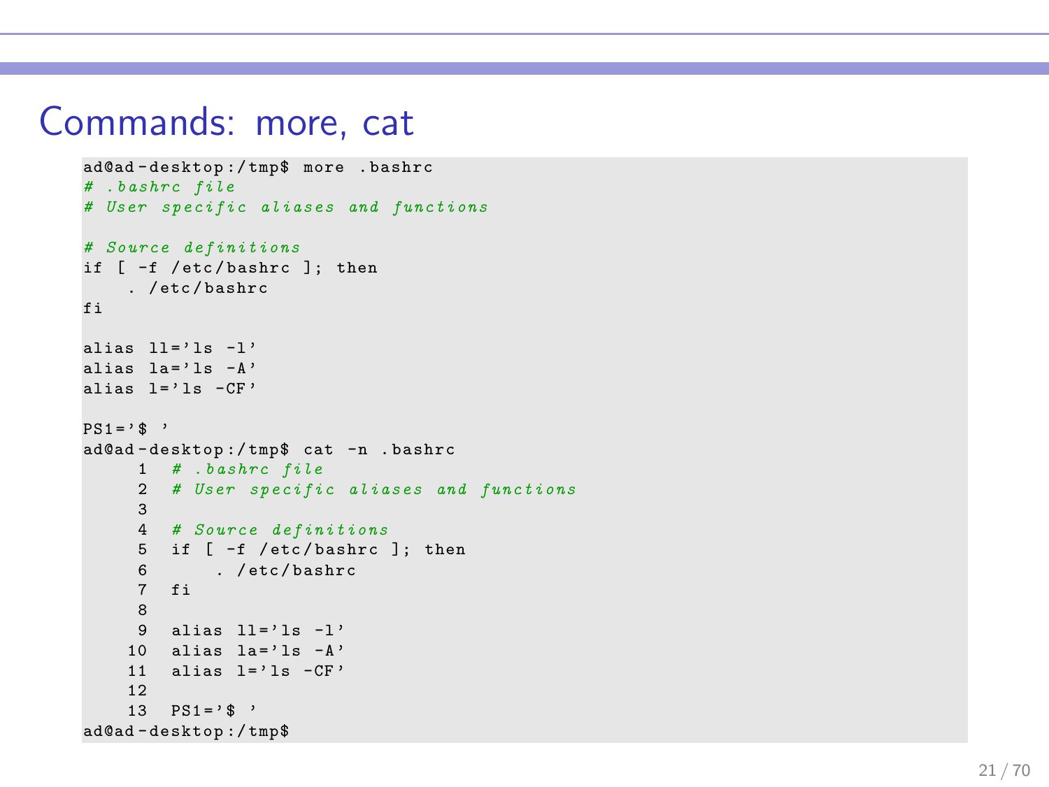# Commands: more, cat

```
ad@ad-desktop:/tmp$ more .bashrc
# .bashrc file
# User specific aliases and functions

# Source definitions
if [ -f /etc/bashrc ]; then
    . /etc/bashrc
fi

alias ll='ls -l'
alias la='ls -A'
alias l='ls -CF'

PS1='$ '
ad@ad-desktop:/tmp$ cat -n .bashrc
     1  # .bashrc file
     2  # User specific aliases and functions
     3
     4  # Source definitions
     5  if [ -f /etc/bashrc ]; then
     6      . /etc/bashrc
     7  fi
     8
     9  alias ll='ls -l'
    10  alias la='ls -A'
    11  alias l='ls -CF'
    12
    13  PS1='$ '
ad@ad-desktop:/tmp$
```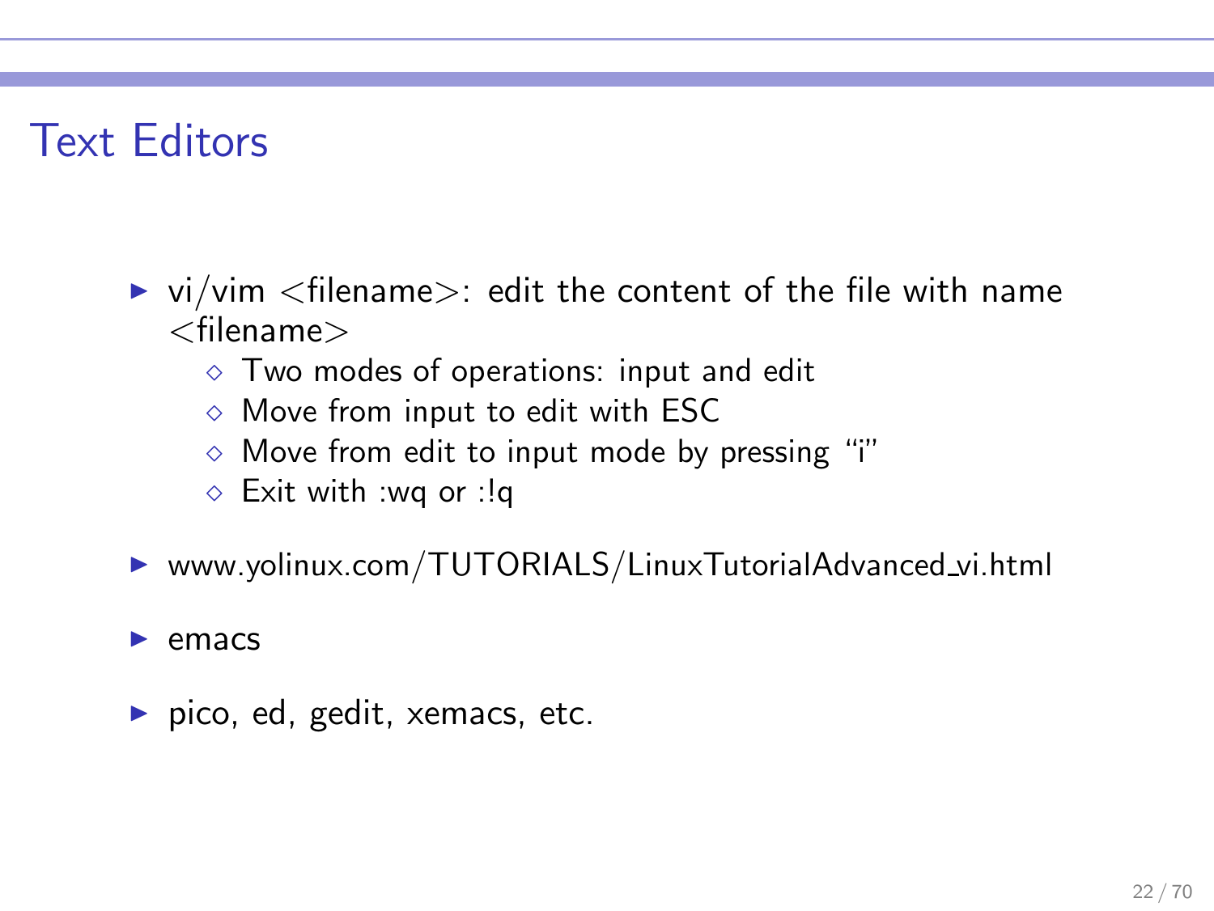# Text Editors

- vi/vim <filename>: edit the content of the file with name <filename>
  - Two modes of operations: input and edit
  - Move from input to edit with ESC
  - Move from edit to input mode by pressing "i"
  - Exit with :wq or :!q
- www.yolinux.com/TUTORIALS/LinuxTutorialAdvanced_vi.html
- emacs
- pico, ed, gedit, xemacs, etc.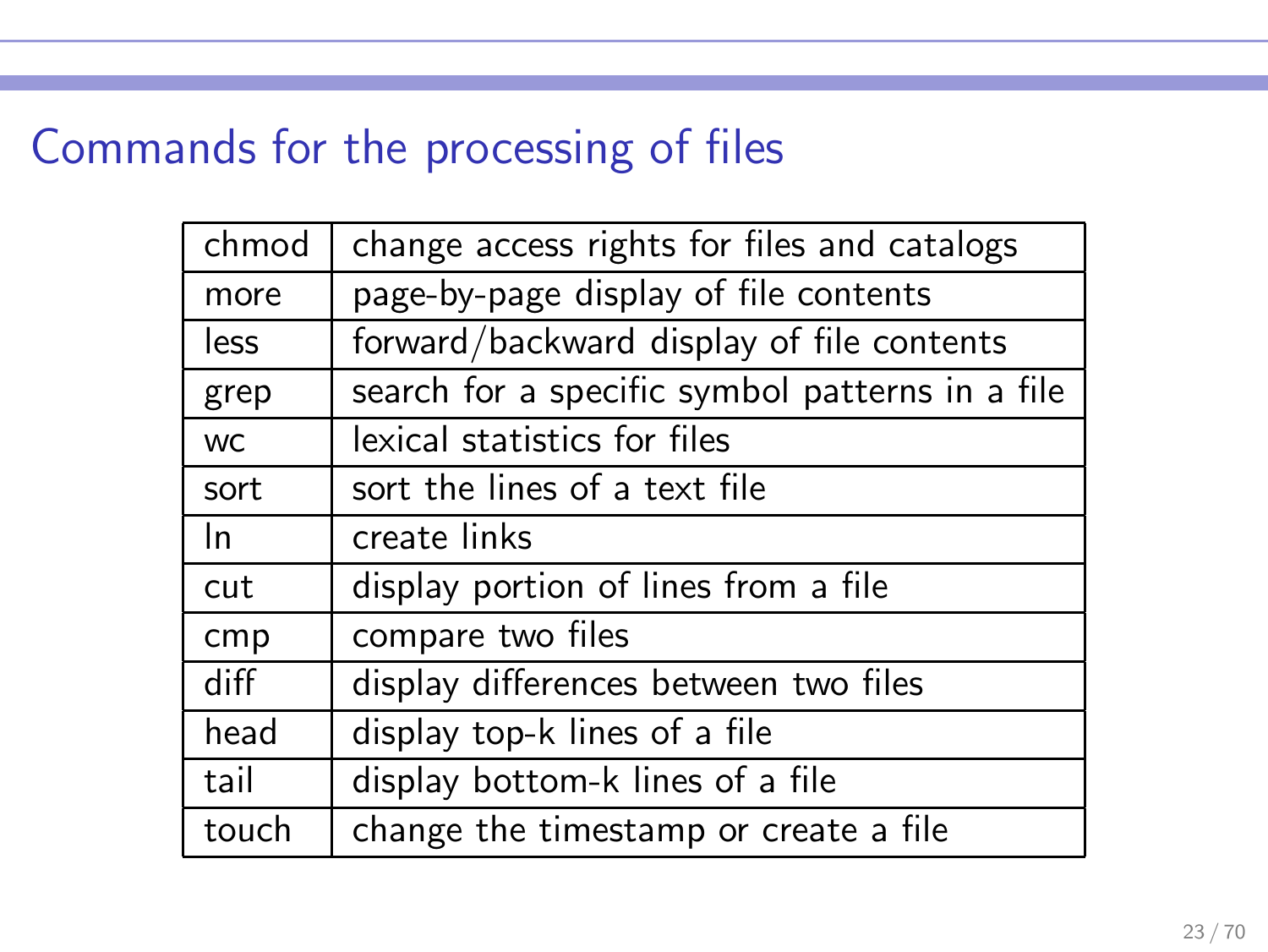# Commands for the processing of files

| | |
|---|---|
| chmod | change access rights for files and catalogs |
| more | page-by-page display of file contents |
| less | forward/backward display of file contents |
| grep | search for a specific symbol patterns in a file |
| wc | lexical statistics for files |
| sort | sort the lines of a text file |
| ln | create links |
| cut | display portion of lines from a file |
| cmp | compare two files |
| diff | display differences between two files |
| head | display top-k lines of a file |
| tail | display bottom-k lines of a file |
| touch | change the timestamp or create a file |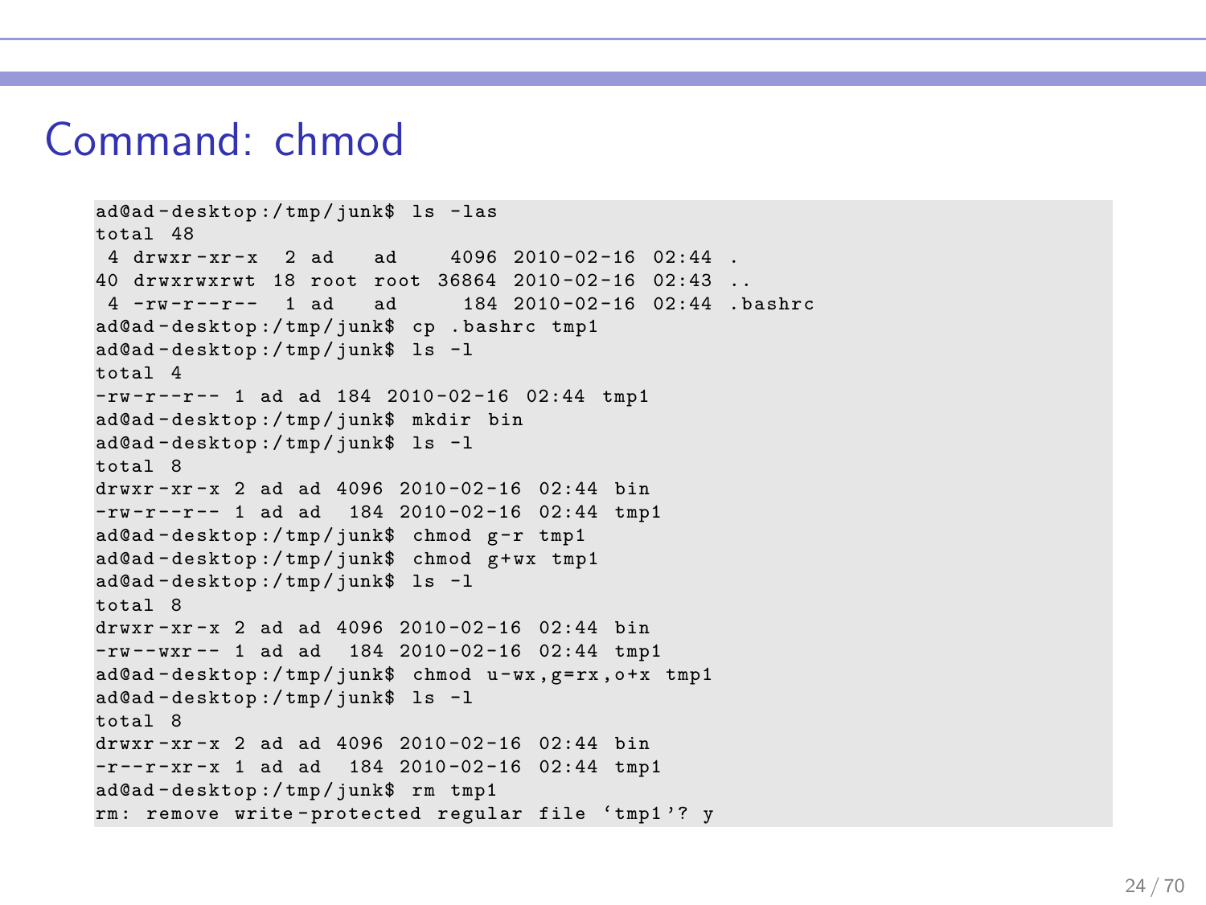# Command: chmod

```
ad@ad-desktop:/tmp/junk$ ls -las
total 48
 4 drwxr-xr-x  2 ad   ad    4096 2010-02-16 02:44 .
40 drwxrwxrwt 18 root root 36864 2010-02-16 02:43 ..
 4 -rw-r--r--  1 ad   ad     184 2010-02-16 02:44 .bashrc
ad@ad-desktop:/tmp/junk$ cp .bashrc tmp1
ad@ad-desktop:/tmp/junk$ ls -l
total 4
-rw-r--r-- 1 ad ad 184 2010-02-16 02:44 tmp1
ad@ad-desktop:/tmp/junk$ mkdir bin
ad@ad-desktop:/tmp/junk$ ls -l
total 8
drwxr-xr-x 2 ad ad 4096 2010-02-16 02:44 bin
-rw-r--r-- 1 ad ad  184 2010-02-16 02:44 tmp1
ad@ad-desktop:/tmp/junk$ chmod g-r tmp1
ad@ad-desktop:/tmp/junk$ chmod g+wx tmp1
ad@ad-desktop:/tmp/junk$ ls -l
total 8
drwxr-xr-x 2 ad ad 4096 2010-02-16 02:44 bin
-rw--wxr-- 1 ad ad  184 2010-02-16 02:44 tmp1
ad@ad-desktop:/tmp/junk$ chmod u-wx,g=rx,o+x tmp1
ad@ad-desktop:/tmp/junk$ ls -l
total 8
drwxr-xr-x 2 ad ad 4096 2010-02-16 02:44 bin
-r--r-xr-x 1 ad ad  184 2010-02-16 02:44 tmp1
ad@ad-desktop:/tmp/junk$ rm tmp1
rm: remove write-protected regular file ‘tmp1’? y
```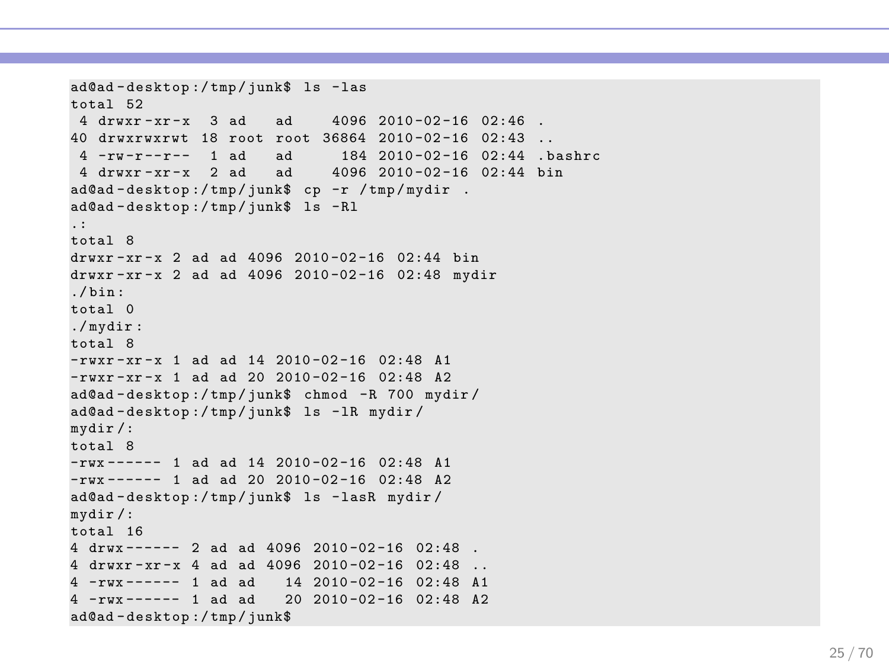```
ad@ad-desktop:/tmp/junk$ ls -las
total 52
 4 drwxr-xr-x  3 ad   ad    4096 2010-02-16 02:46 .
40 drwxrwxrwt 18 root root 36864 2010-02-16 02:43 ..
 4 -rw-r--r--  1 ad   ad     184 2010-02-16 02:44 .bashrc
 4 drwxr-xr-x  2 ad   ad    4096 2010-02-16 02:44 bin
ad@ad-desktop:/tmp/junk$ cp -r /tmp/mydir .
ad@ad-desktop:/tmp/junk$ ls -Rl
.:
total 8
drwxr-xr-x 2 ad ad 4096 2010-02-16 02:44 bin
drwxr-xr-x 2 ad ad 4096 2010-02-16 02:48 mydir
./bin:
total 0
./mydir:
total 8
-rwxr-xr-x 1 ad ad 14 2010-02-16 02:48 A1
-rwxr-xr-x 1 ad ad 20 2010-02-16 02:48 A2
ad@ad-desktop:/tmp/junk$ chmod -R 700 mydir/
ad@ad-desktop:/tmp/junk$ ls -lR mydir/
mydir/:
total 8
-rwx------ 1 ad ad 14 2010-02-16 02:48 A1
-rwx------ 1 ad ad 20 2010-02-16 02:48 A2
ad@ad-desktop:/tmp/junk$ ls -lasR mydir/
mydir/:
total 16
4 drwx------ 2 ad ad 4096 2010-02-16 02:48 .
4 drwxr-xr-x 4 ad ad 4096 2010-02-16 02:48 ..
4 -rwx------ 1 ad ad   14 2010-02-16 02:48 A1
4 -rwx------ 1 ad ad   20 2010-02-16 02:48 A2
ad@ad-desktop:/tmp/junk$
```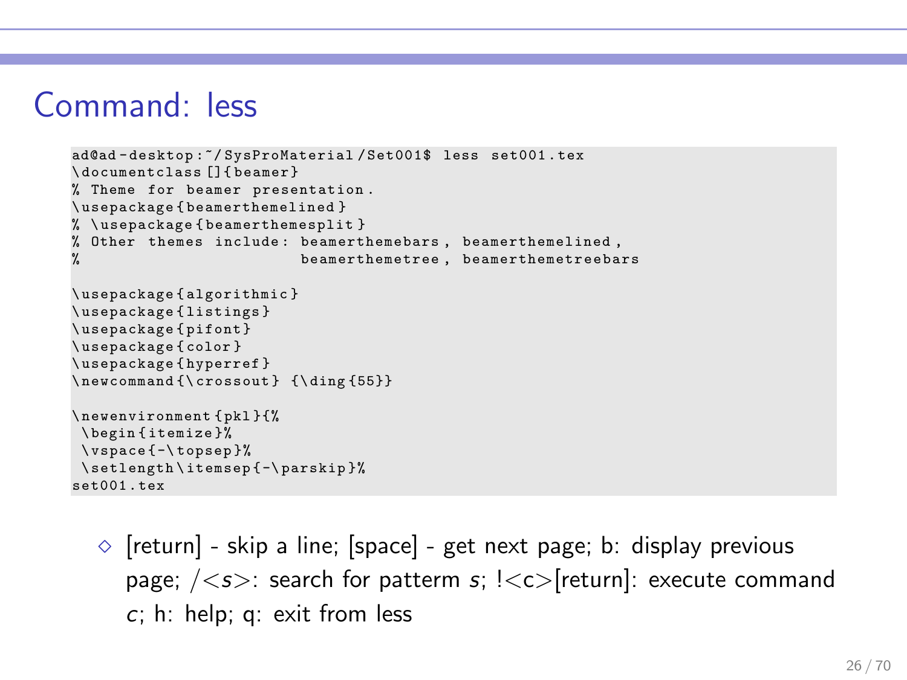# Command: less

```
ad@ad-desktop:~/SysProMaterial/Set001$ less set001.tex
\documentclass[]{beamer}
% Theme for beamer presentation.
\usepackage{beamerthemelined}
% \usepackage{beamerthemesplit}
% Other themes include: beamerthemebars, beamerthemelined,
%                       beamerthemetree, beamerthemetreebars

\usepackage{algorithmic}
\usepackage{listings}
\usepackage{pifont}
\usepackage{color}
\usepackage{hyperref}
\newcommand{\crossout} {\ding{55}}

\newenvironment{pkl}{%
 \begin{itemize}%
 \vspace{-\topsep}%
 \setlength\itemsep{-\parskip}%
set001.tex
```

- [return] - skip a line; [space] - get next page; b: display previous page; /<*s*>: search for patterm *s*; !<c>[return]: execute command *c*; h: help; q: exit from less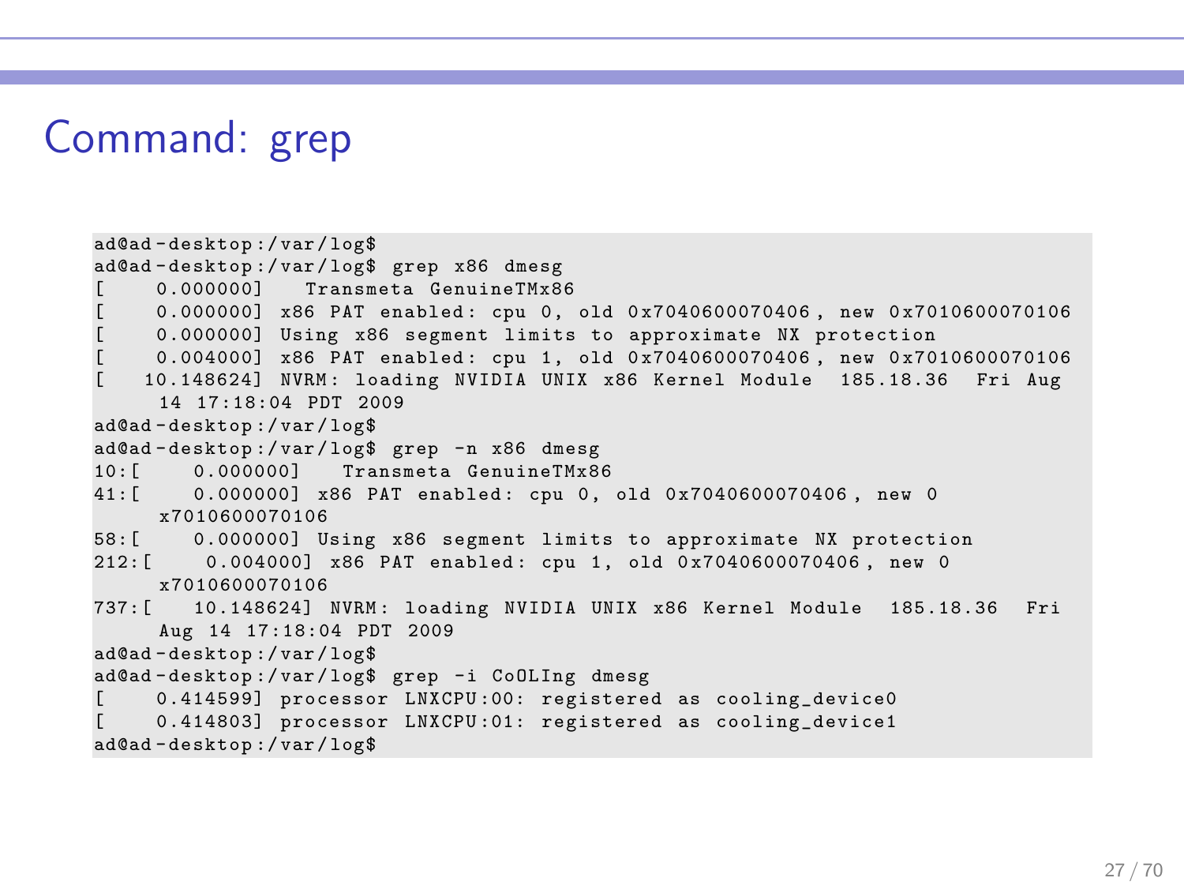## Command: grep

```
ad@ad-desktop:/var/log$
ad@ad-desktop:/var/log$ grep x86 dmesg
[    0.000000]   Transmeta GenuineTMx86
[    0.000000] x86 PAT enabled: cpu 0, old 0x7040600070406, new 0x7010600070106
[    0.000000] Using x86 segment limits to approximate NX protection
[    0.004000] x86 PAT enabled: cpu 1, old 0x7040600070406, new 0x7010600070106
[   10.148624] NVRM: loading NVIDIA UNIX x86 Kernel Module  185.18.36  Fri Aug
     14 17:18:04 PDT 2009
ad@ad-desktop:/var/log$
ad@ad-desktop:/var/log$ grep -n x86 dmesg
10:[    0.000000]   Transmeta GenuineTMx86
41:[    0.000000] x86 PAT enabled: cpu 0, old 0x7040600070406, new 0
     x7010600070106
58:[    0.000000] Using x86 segment limits to approximate NX protection
212:[    0.004000] x86 PAT enabled: cpu 1, old 0x7040600070406, new 0
     x7010600070106
737:[   10.148624] NVRM: loading NVIDIA UNIX x86 Kernel Module  185.18.36  Fri
     Aug 14 17:18:04 PDT 2009
ad@ad-desktop:/var/log$
ad@ad-desktop:/var/log$ grep -i CoOLIng dmesg
[    0.414599] processor LNXCPU:00: registered as cooling_device0
[    0.414803] processor LNXCPU:01: registered as cooling_device1
ad@ad-desktop:/var/log$
```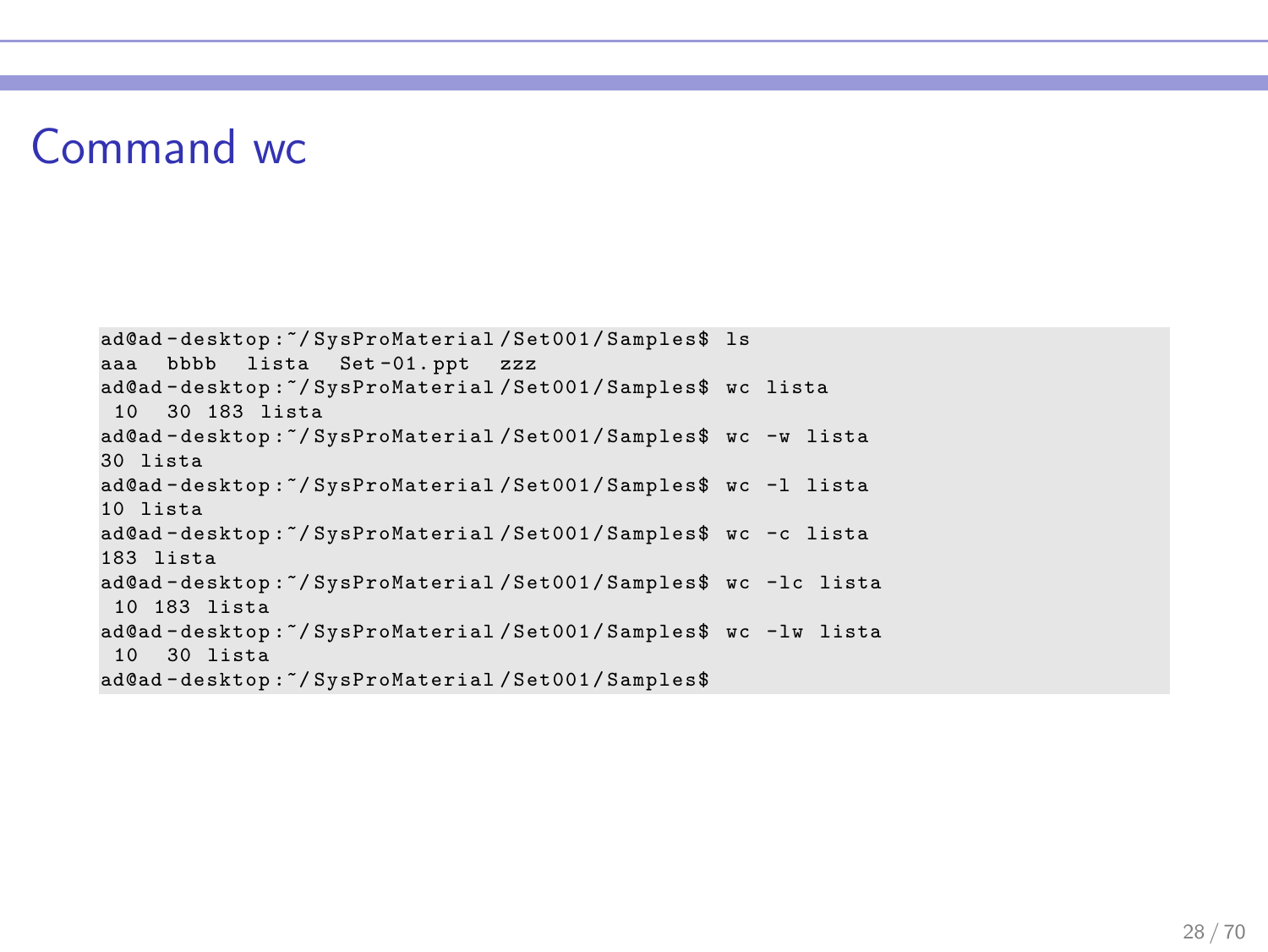# Command wc

```
ad@ad-desktop:~/SysProMaterial/Set001/Samples$ ls
aaa  bbbb  lista  Set-01.ppt  zzz
ad@ad-desktop:~/SysProMaterial/Set001/Samples$ wc lista
 10  30 183 lista
ad@ad-desktop:~/SysProMaterial/Set001/Samples$ wc -w lista
30 lista
ad@ad-desktop:~/SysProMaterial/Set001/Samples$ wc -l lista
10 lista
ad@ad-desktop:~/SysProMaterial/Set001/Samples$ wc -c lista
183 lista
ad@ad-desktop:~/SysProMaterial/Set001/Samples$ wc -lc lista
 10 183 lista
ad@ad-desktop:~/SysProMaterial/Set001/Samples$ wc -lw lista
 10  30 lista
ad@ad-desktop:~/SysProMaterial/Set001/Samples$
```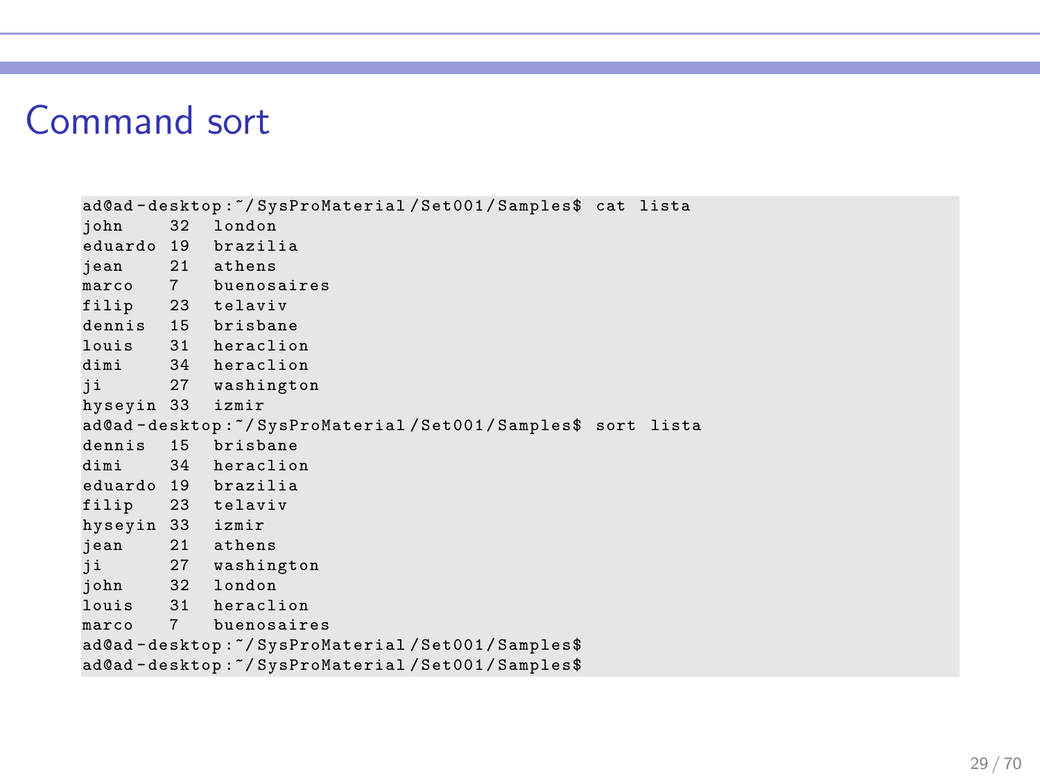# Command sort

```
ad@ad-desktop:~/SysProMaterial/Set001/Samples$ cat lista
john     32   london
eduardo 19   brazilia
jean     21   athens
marco    7    buenosaires
filip    23   telaviv
dennis   15   brisbane
louis    31   heraclion
dimi     34   heraclion
ji       27   washington
hyseyin 33   izmir
ad@ad-desktop:~/SysProMaterial/Set001/Samples$ sort lista
dennis   15   brisbane
dimi     34   heraclion
eduardo 19   brazilia
filip    23   telaviv
hyseyin 33   izmir
jean     21   athens
ji       27   washington
john     32   london
louis    31   heraclion
marco    7    buenosaires
ad@ad-desktop:~/SysProMaterial/Set001/Samples$
ad@ad-desktop:~/SysProMaterial/Set001/Samples$
```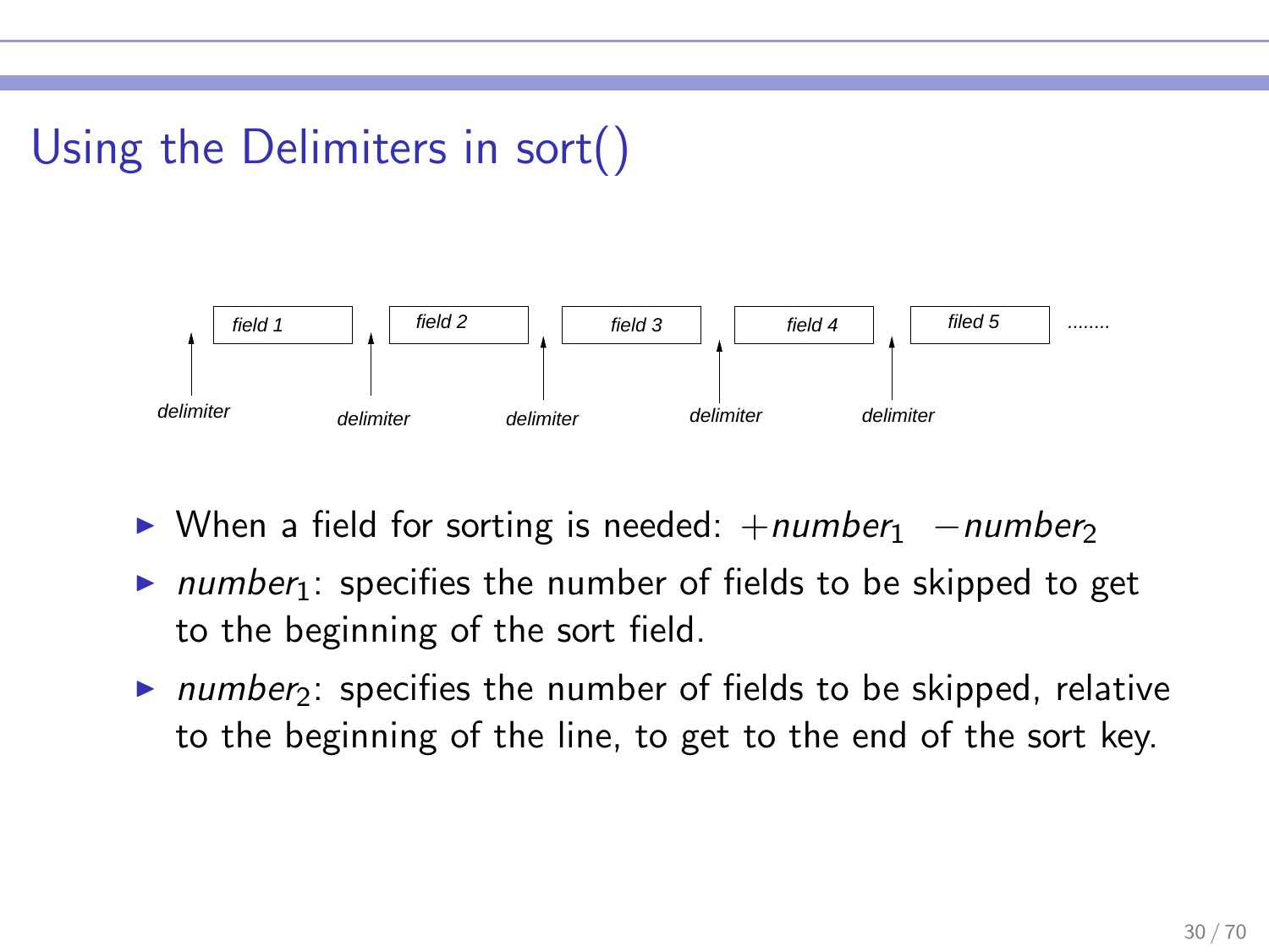# Using the Delimiters in sort()

field 1 field 2 field 3 field 4 filed 5 ........

delimiter delimiter delimiter delimiter delimiter

- When a field for sorting is needed: $+number_1 \;\; -number_2$
- $number_1$: specifies the number of fields to be skipped to get to the beginning of the sort field.
- $number_2$: specifies the number of fields to be skipped, relative to the beginning of the line, to get to the end of the sort key.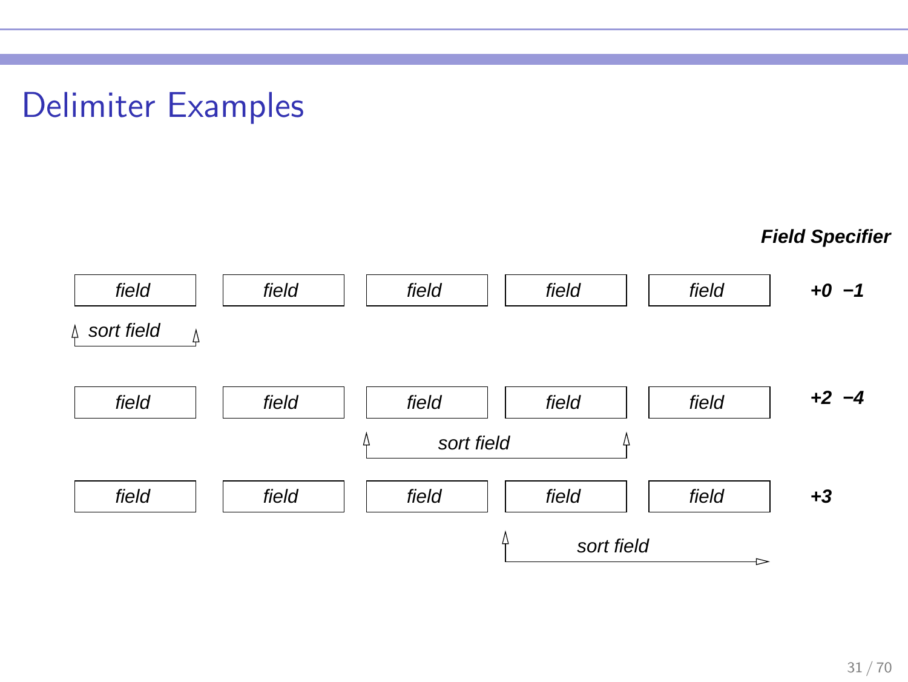# Delimiter Examples

***Field Specifier***

| | | | | | |
|---|---|---|---|---|---|
| *field* | *field* | *field* | *field* | *field* | ***+0 −1*** |
| *sort field* | | | | | |
| *field* | *field* | *field* | *field* | *field* | ***+2 −4*** |
| | | *sort field* | *sort field* | | |
| *field* | *field* | *field* | *field* | *field* | ***+3*** |
| | | | *sort field* | *sort field* → | |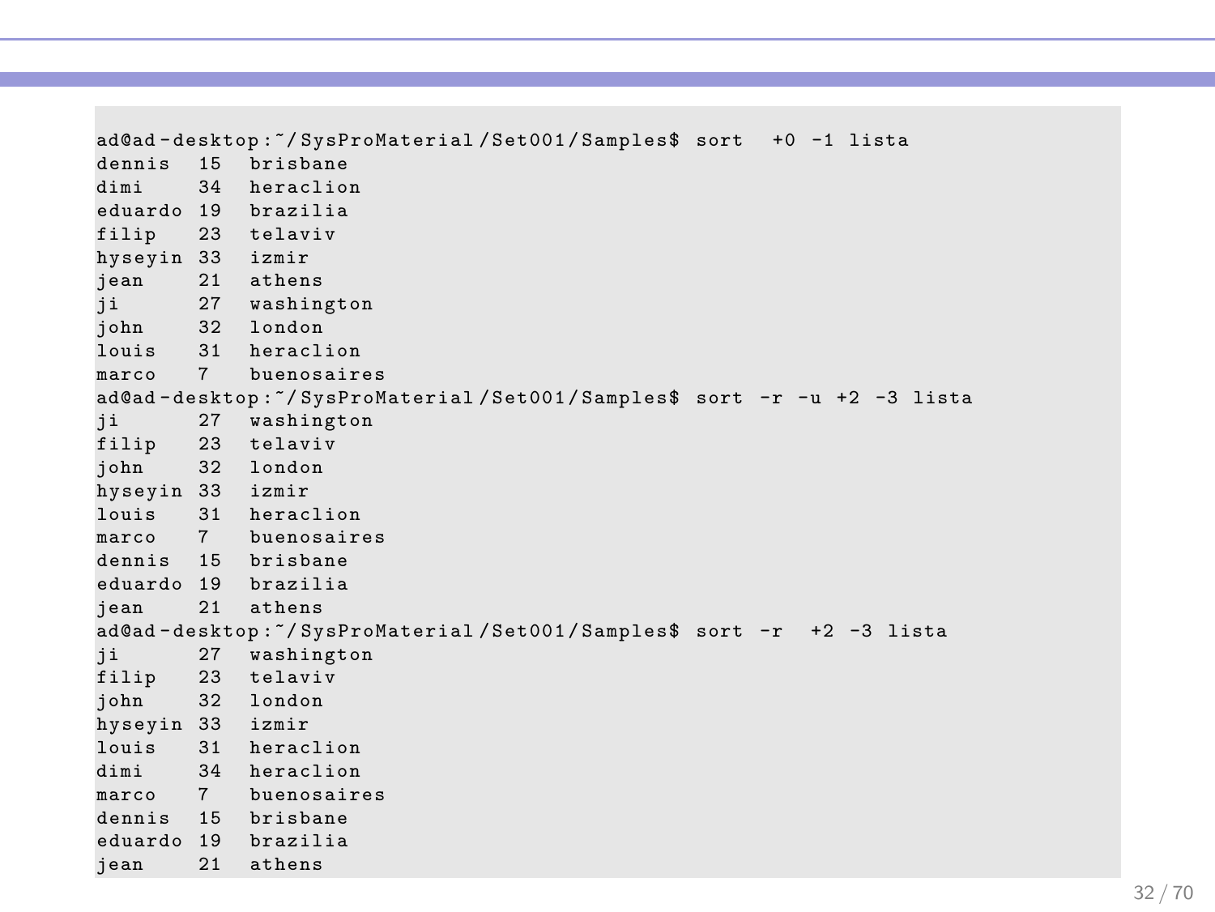```
ad@ad-desktop:~/SysProMaterial/Set001/Samples$ sort  +0 -1 lista
dennis  15  brisbane
dimi    34  heraclion
eduardo 19  brazilia
filip   23  telaviv
hyseyin 33  izmir
jean    21  athens
ji      27  washington
john    32  london
louis   31  heraclion
marco   7   buenosaires
ad@ad-desktop:~/SysProMaterial/Set001/Samples$ sort -r -u +2 -3 lista
ji      27  washington
filip   23  telaviv
john    32  london
hyseyin 33  izmir
louis   31  heraclion
marco   7   buenosaires
dennis  15  brisbane
eduardo 19  brazilia
jean    21  athens
ad@ad-desktop:~/SysProMaterial/Set001/Samples$ sort -r  +2 -3 lista
ji      27  washington
filip   23  telaviv
john    32  london
hyseyin 33  izmir
louis   31  heraclion
dimi    34  heraclion
marco   7   buenosaires
dennis  15  brisbane
eduardo 19  brazilia
jean    21  athens
```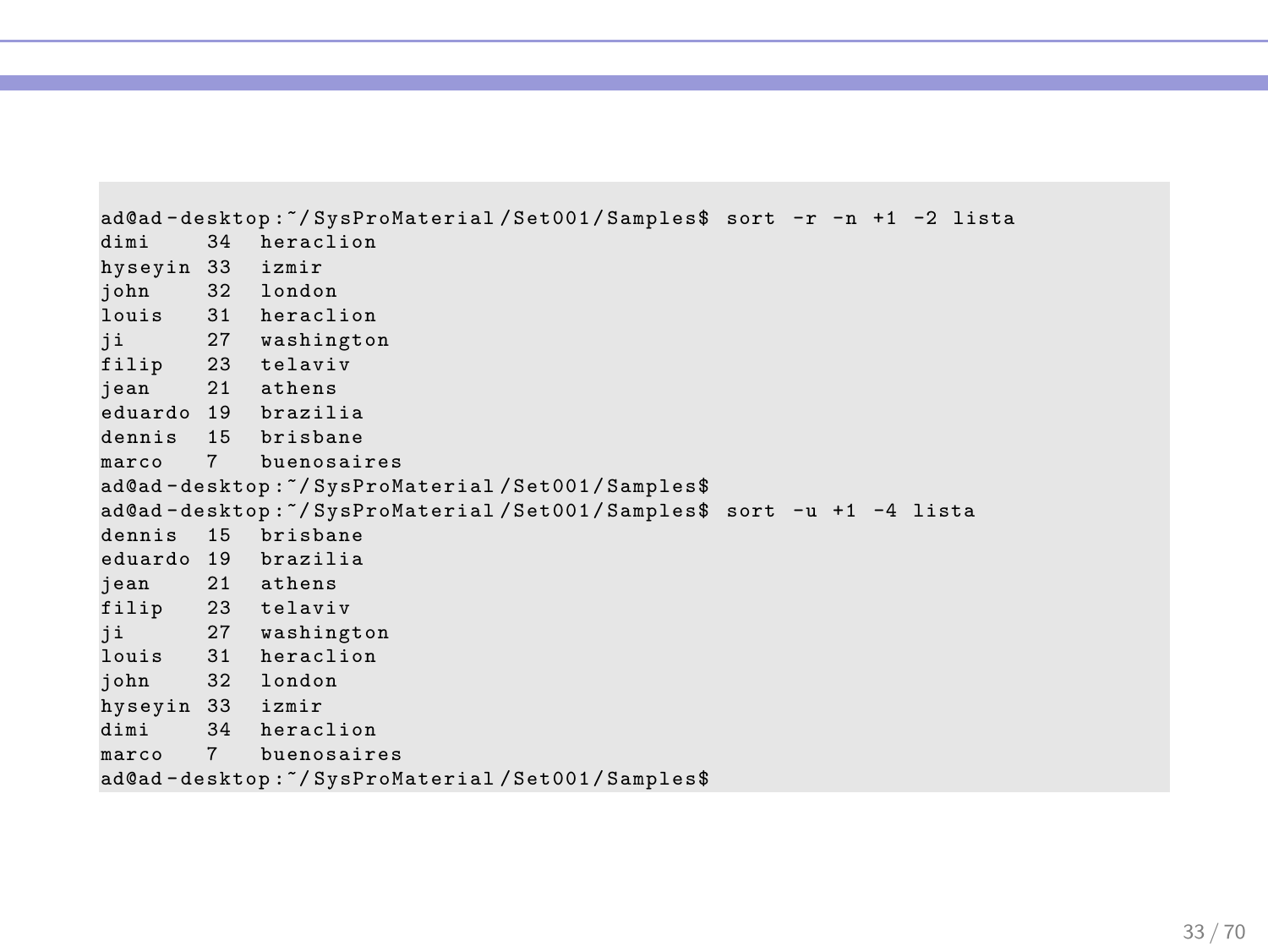```
ad@ad-desktop:~/SysProMaterial/Set001/Samples$ sort -r -n +1 -2 lista
dimi     34  heraclion
hyseyin 33  izmir
john     32  london
louis    31  heraclion
ji       27  washington
filip    23  telaviv
jean     21  athens
eduardo 19  brazilia
dennis   15  brisbane
marco    7   buenosaires
ad@ad-desktop:~/SysProMaterial/Set001/Samples$
ad@ad-desktop:~/SysProMaterial/Set001/Samples$ sort -u +1 -4 lista
dennis   15  brisbane
eduardo 19  brazilia
jean     21  athens
filip    23  telaviv
ji       27  washington
louis    31  heraclion
john     32  london
hyseyin 33  izmir
dimi     34  heraclion
marco    7   buenosaires
ad@ad-desktop:~/SysProMaterial/Set001/Samples$
```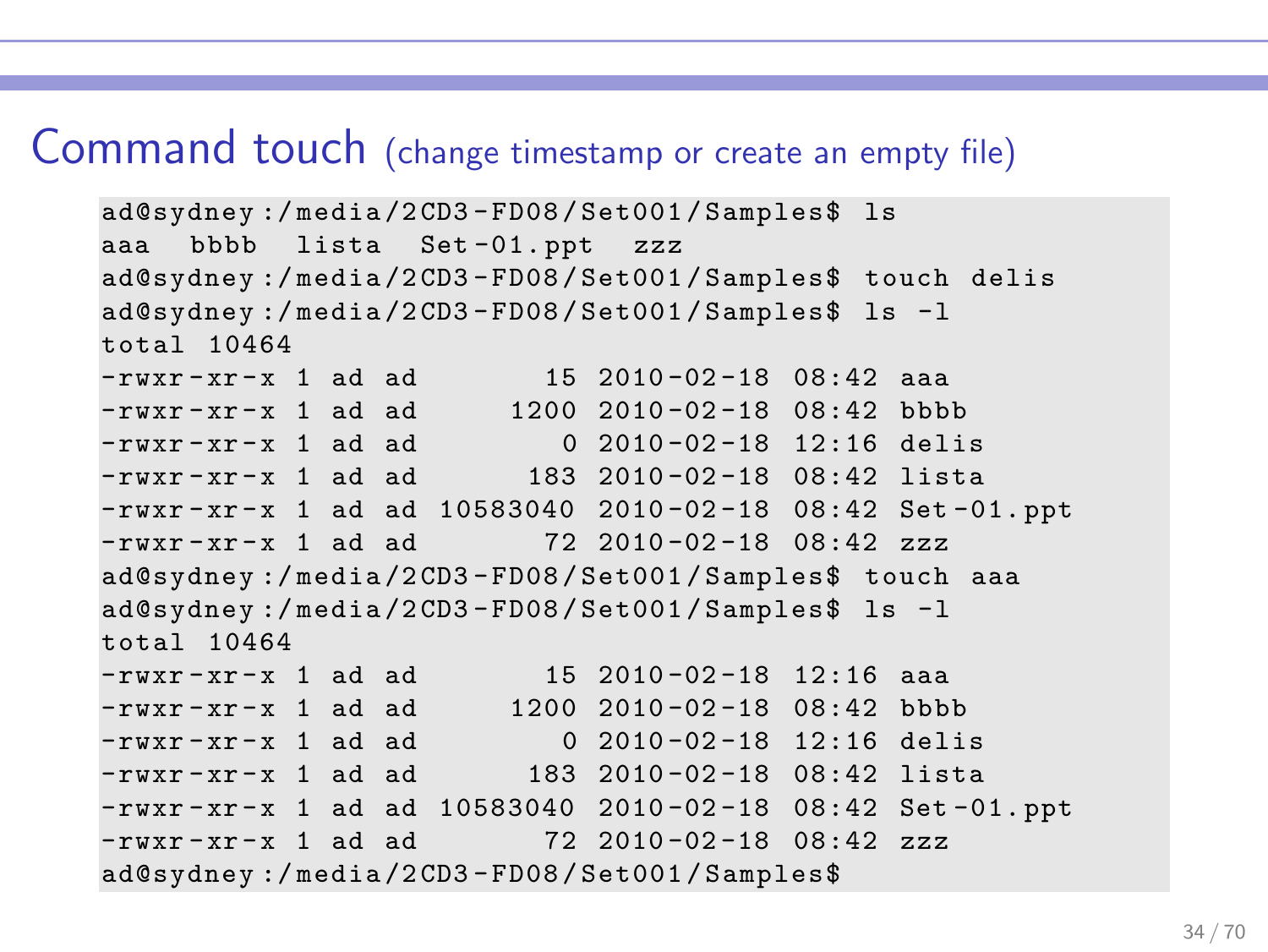# Command touch (change timestamp or create an empty file)

```
ad@sydney:/media/2CD3-FD08/Set001/Samples$ ls
aaa  bbbb  lista  Set-01.ppt  zzz
ad@sydney:/media/2CD3-FD08/Set001/Samples$ touch delis
ad@sydney:/media/2CD3-FD08/Set001/Samples$ ls -l
total 10464
-rwxr-xr-x 1 ad ad       15 2010-02-18 08:42 aaa
-rwxr-xr-x 1 ad ad     1200 2010-02-18 08:42 bbbb
-rwxr-xr-x 1 ad ad        0 2010-02-18 12:16 delis
-rwxr-xr-x 1 ad ad      183 2010-02-18 08:42 lista
-rwxr-xr-x 1 ad ad 10583040 2010-02-18 08:42 Set-01.ppt
-rwxr-xr-x 1 ad ad       72 2010-02-18 08:42 zzz
ad@sydney:/media/2CD3-FD08/Set001/Samples$ touch aaa
ad@sydney:/media/2CD3-FD08/Set001/Samples$ ls -l
total 10464
-rwxr-xr-x 1 ad ad       15 2010-02-18 12:16 aaa
-rwxr-xr-x 1 ad ad     1200 2010-02-18 08:42 bbbb
-rwxr-xr-x 1 ad ad        0 2010-02-18 12:16 delis
-rwxr-xr-x 1 ad ad      183 2010-02-18 08:42 lista
-rwxr-xr-x 1 ad ad 10583040 2010-02-18 08:42 Set-01.ppt
-rwxr-xr-x 1 ad ad       72 2010-02-18 08:42 zzz
ad@sydney:/media/2CD3-FD08/Set001/Samples$
```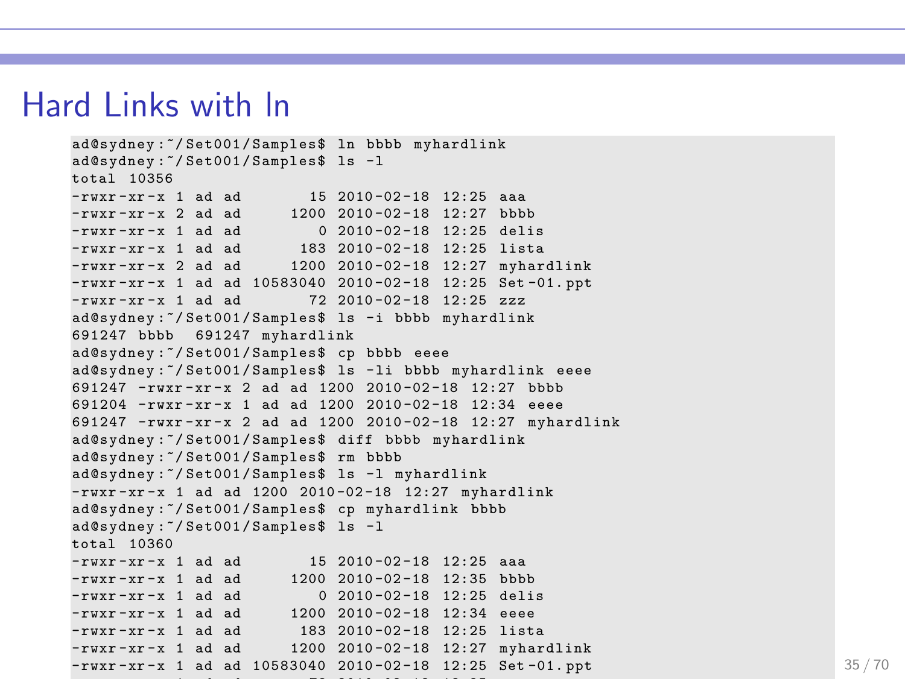# Hard Links with ln

```
ad@sydney:~/Set001/Samples$ ln bbbb myhardlink
ad@sydney:~/Set001/Samples$ ls -l
total 10356
-rwxr-xr-x 1 ad ad       15 2010-02-18 12:25 aaa
-rwxr-xr-x 2 ad ad     1200 2010-02-18 12:27 bbbb
-rwxr-xr-x 1 ad ad        0 2010-02-18 12:25 delis
-rwxr-xr-x 1 ad ad      183 2010-02-18 12:25 lista
-rwxr-xr-x 2 ad ad     1200 2010-02-18 12:27 myhardlink
-rwxr-xr-x 1 ad ad 10583040 2010-02-18 12:25 Set-01.ppt
-rwxr-xr-x 1 ad ad       72 2010-02-18 12:25 zzz
ad@sydney:~/Set001/Samples$ ls -i bbbb myhardlink
691247 bbbb  691247 myhardlink
ad@sydney:~/Set001/Samples$ cp bbbb eeee
ad@sydney:~/Set001/Samples$ ls -li bbbb myhardlink eeee
691247 -rwxr-xr-x 2 ad ad 1200 2010-02-18 12:27 bbbb
691204 -rwxr-xr-x 1 ad ad 1200 2010-02-18 12:34 eeee
691247 -rwxr-xr-x 2 ad ad 1200 2010-02-18 12:27 myhardlink
ad@sydney:~/Set001/Samples$ diff bbbb myhardlink
ad@sydney:~/Set001/Samples$ rm bbbb
ad@sydney:~/Set001/Samples$ ls -l myhardlink
-rwxr-xr-x 1 ad ad 1200 2010-02-18 12:27 myhardlink
ad@sydney:~/Set001/Samples$ cp myhardlink bbbb
ad@sydney:~/Set001/Samples$ ls -l
total 10360
-rwxr-xr-x 1 ad ad       15 2010-02-18 12:25 aaa
-rwxr-xr-x 1 ad ad     1200 2010-02-18 12:35 bbbb
-rwxr-xr-x 1 ad ad        0 2010-02-18 12:25 delis
-rwxr-xr-x 1 ad ad     1200 2010-02-18 12:34 eeee
-rwxr-xr-x 1 ad ad      183 2010-02-18 12:25 lista
-rwxr-xr-x 1 ad ad     1200 2010-02-18 12:27 myhardlink
-rwxr-xr-x 1 ad ad 10583040 2010-02-18 12:25 Set-01.ppt
```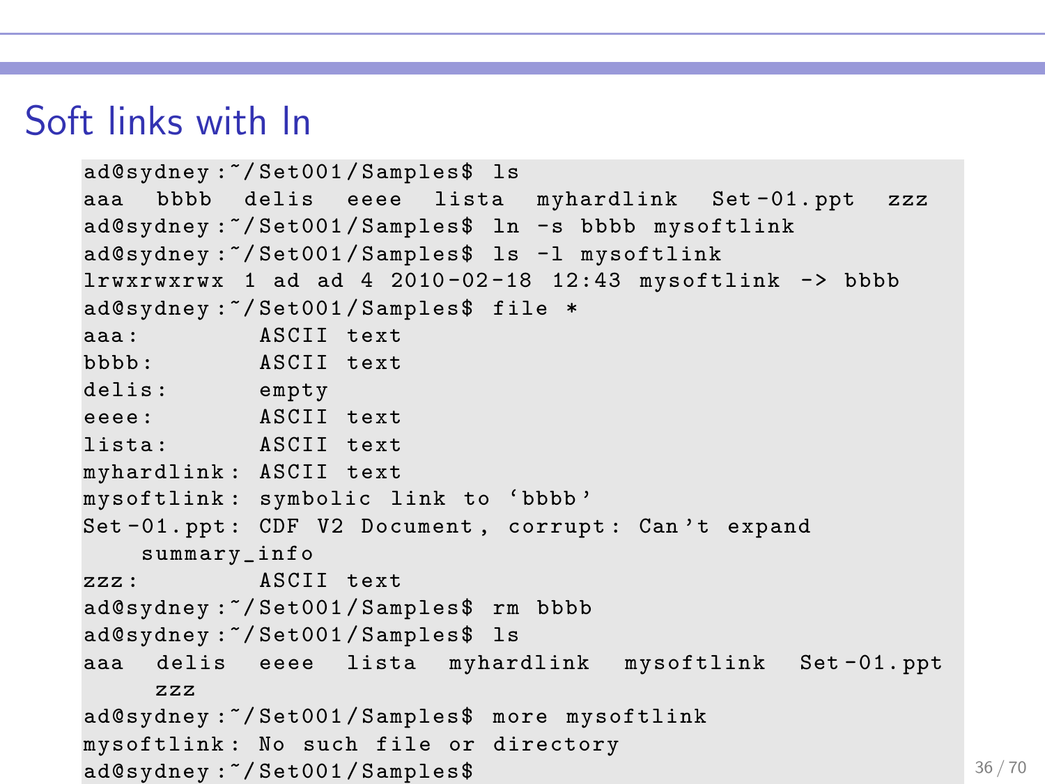# Soft links with ln

```
ad@sydney:~/Set001/Samples$ ls
aaa  bbbb  delis  eeee  lista  myhardlink  Set-01.ppt  zzz
ad@sydney:~/Set001/Samples$ ln -s bbbb mysoftlink
ad@sydney:~/Set001/Samples$ ls -l mysoftlink
lrwxrwxrwx 1 ad ad 4 2010-02-18 12:43 mysoftlink -> bbbb
ad@sydney:~/Set001/Samples$ file *
aaa:        ASCII text
bbbb:       ASCII text
delis:      empty
eeee:       ASCII text
lista:      ASCII text
myhardlink: ASCII text
mysoftlink: symbolic link to `bbbb'
Set-01.ppt: CDF V2 Document, corrupt: Can't expand
    summary_info
zzz:        ASCII text
ad@sydney:~/Set001/Samples$ rm bbbb
ad@sydney:~/Set001/Samples$ ls
aaa  delis  eeee  lista  myhardlink  mysoftlink  Set-01.ppt
    zzz
ad@sydney:~/Set001/Samples$ more mysoftlink
mysoftlink: No such file or directory
ad@sydney:~/Set001/Samples$
```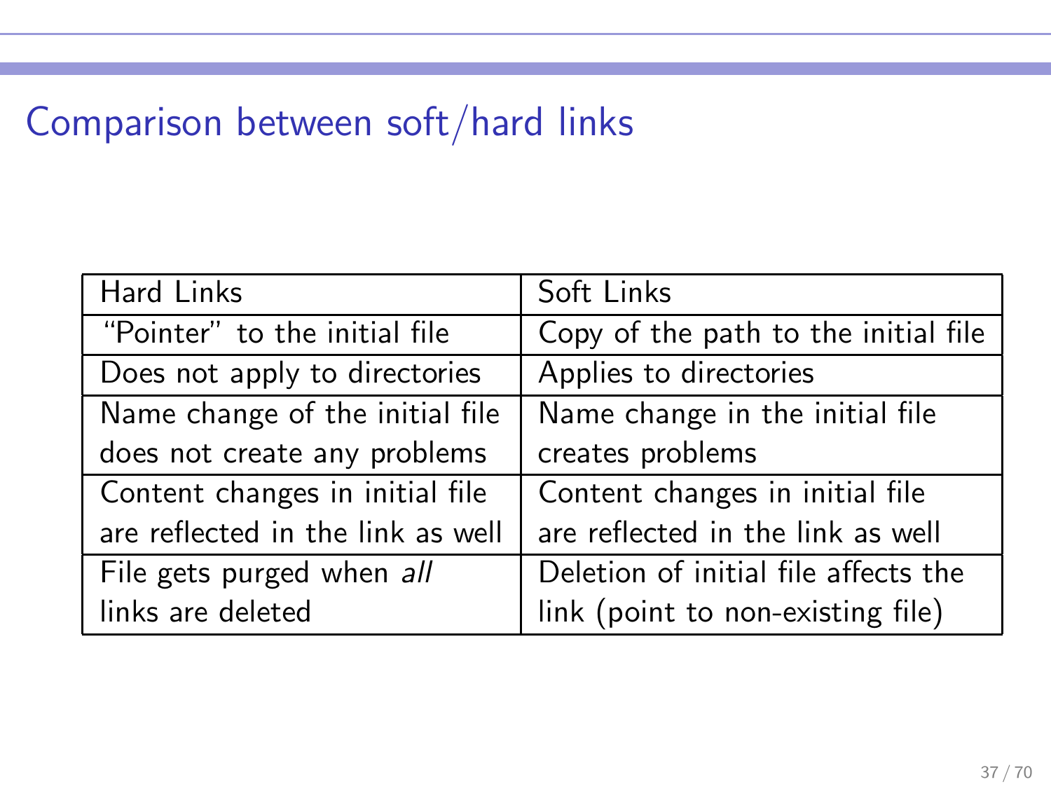# Comparison between soft/hard links

| Hard Links | Soft Links |
|---|---|
| "Pointer" to the initial file | Copy of the path to the initial file |
| Does not apply to directories | Applies to directories |
| Name change of the initial file does not create any problems | Name change in the initial file creates problems |
| Content changes in initial file are reflected in the link as well | Content changes in initial file are reflected in the link as well |
| File gets purged when *all* links are deleted | Deletion of initial file affects the link (point to non-existing file) |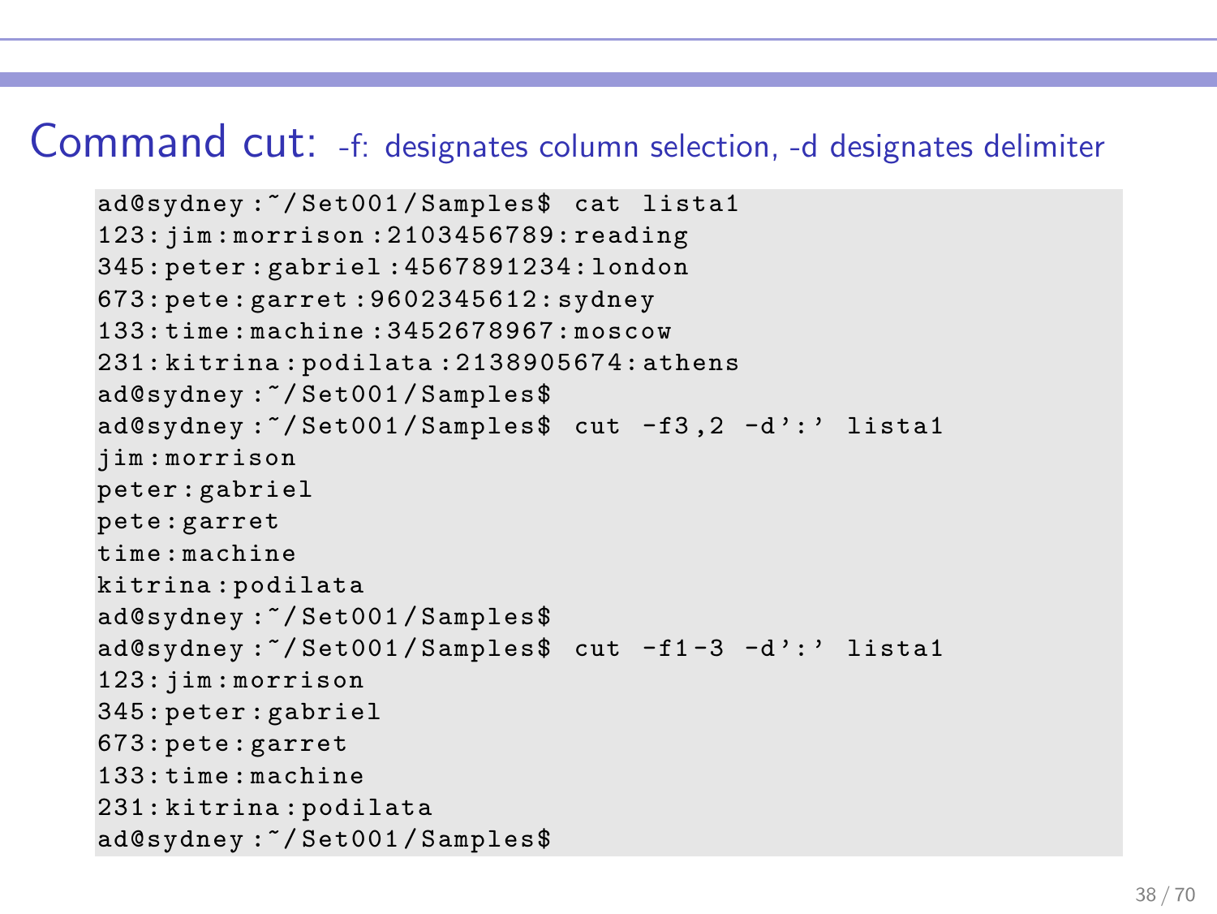# Command cut: -f: designates column selection, -d designates delimiter

```
ad@sydney:~/Set001/Samples$ cat lista1
123:jim:morrison:2103456789:reading
345:peter:gabriel:4567891234:london
673:pete:garret:9602345612:sydney
133:time:machine:3452678967:moscow
231:kitrina:podilata:2138905674:athens
ad@sydney:~/Set001/Samples$
ad@sydney:~/Set001/Samples$ cut -f3,2 -d':' lista1
jim:morrison
peter:gabriel
pete:garret
time:machine
kitrina:podilata
ad@sydney:~/Set001/Samples$
ad@sydney:~/Set001/Samples$ cut -f1-3 -d':' lista1
123:jim:morrison
345:peter:gabriel
673:pete:garret
133:time:machine
231:kitrina:podilata
ad@sydney:~/Set001/Samples$
```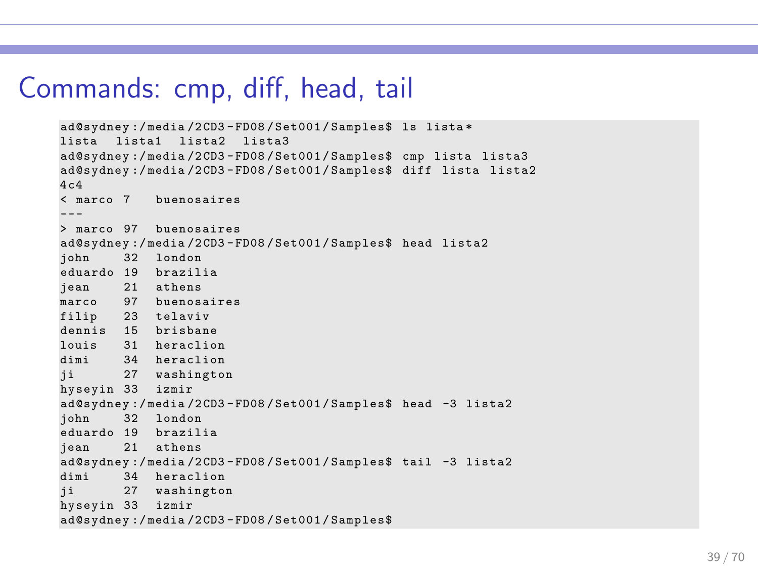# Commands: cmp, diff, head, tail

```
ad@sydney:/media/2CD3-FD08/Set001/Samples$ ls lista*
lista  lista1  lista2  lista3
ad@sydney:/media/2CD3-FD08/Set001/Samples$ cmp lista lista3
ad@sydney:/media/2CD3-FD08/Set001/Samples$ diff lista lista2
4c4
< marco 7   buenosaires
---
> marco 97  buenosaires
ad@sydney:/media/2CD3-FD08/Set001/Samples$ head lista2
john    32  london
eduardo 19  brazilia
jean    21  athens
marco   97  buenosaires
filip   23  telaviv
dennis  15  brisbane
louis   31  heraclion
dimi    34  heraclion
ji      27  washington
hyseyin 33  izmir
ad@sydney:/media/2CD3-FD08/Set001/Samples$ head -3 lista2
john    32  london
eduardo 19  brazilia
jean    21  athens
ad@sydney:/media/2CD3-FD08/Set001/Samples$ tail -3 lista2
dimi    34  heraclion
ji      27  washington
hyseyin 33  izmir
ad@sydney:/media/2CD3-FD08/Set001/Samples$
```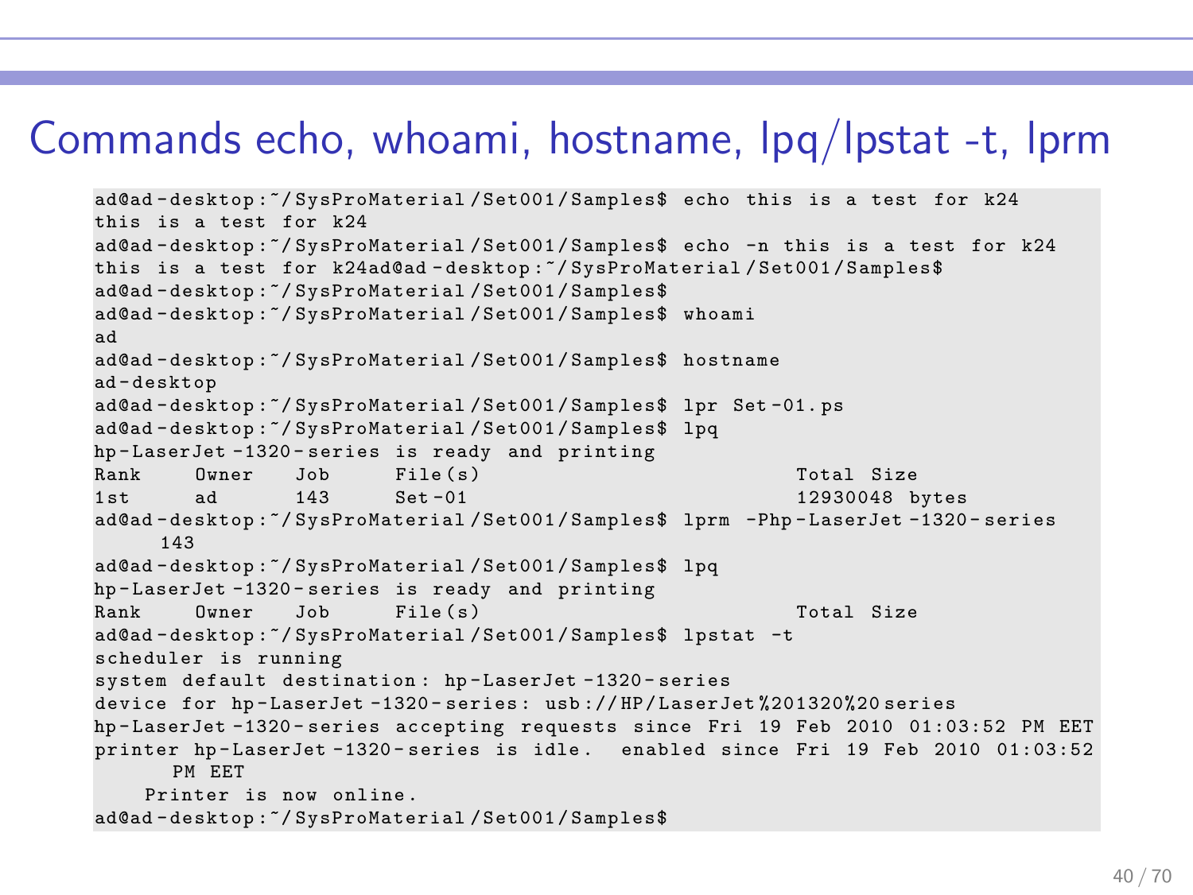# Commands echo, whoami, hostname, lpq/lpstat -t, lprm

```
ad@ad-desktop:~/SysProMaterial/Set001/Samples$ echo this is a test for k24
this is a test for k24
ad@ad-desktop:~/SysProMaterial/Set001/Samples$ echo -n this is a test for k24
this is a test for k24ad@ad-desktop:~/SysProMaterial/Set001/Samples$
ad@ad-desktop:~/SysProMaterial/Set001/Samples$
ad@ad-desktop:~/SysProMaterial/Set001/Samples$ whoami
ad
ad@ad-desktop:~/SysProMaterial/Set001/Samples$ hostname
ad-desktop
ad@ad-desktop:~/SysProMaterial/Set001/Samples$ lpr Set-01.ps
ad@ad-desktop:~/SysProMaterial/Set001/Samples$ lpq
hp-LaserJet-1320-series is ready and printing
Rank    Owner   Job     File(s)                         Total Size
1st     ad      143     Set-01                          12930048 bytes
ad@ad-desktop:~/SysProMaterial/Set001/Samples$ lprm -Php-LaserJet-1320-series
     143
ad@ad-desktop:~/SysProMaterial/Set001/Samples$ lpq
hp-LaserJet-1320-series is ready and printing
Rank    Owner   Job     File(s)                         Total Size
ad@ad-desktop:~/SysProMaterial/Set001/Samples$ lpstat -t
scheduler is running
system default destination: hp-LaserJet-1320-series
device for hp-LaserJet-1320-series: usb://HP/LaserJet%201320%20series
hp-LaserJet-1320-series accepting requests since Fri 19 Feb 2010 01:03:52 PM EET
printer hp-LaserJet-1320-series is idle.  enabled since Fri 19 Feb 2010 01:03:52
      PM EET
    Printer is now online.
ad@ad-desktop:~/SysProMaterial/Set001/Samples$
```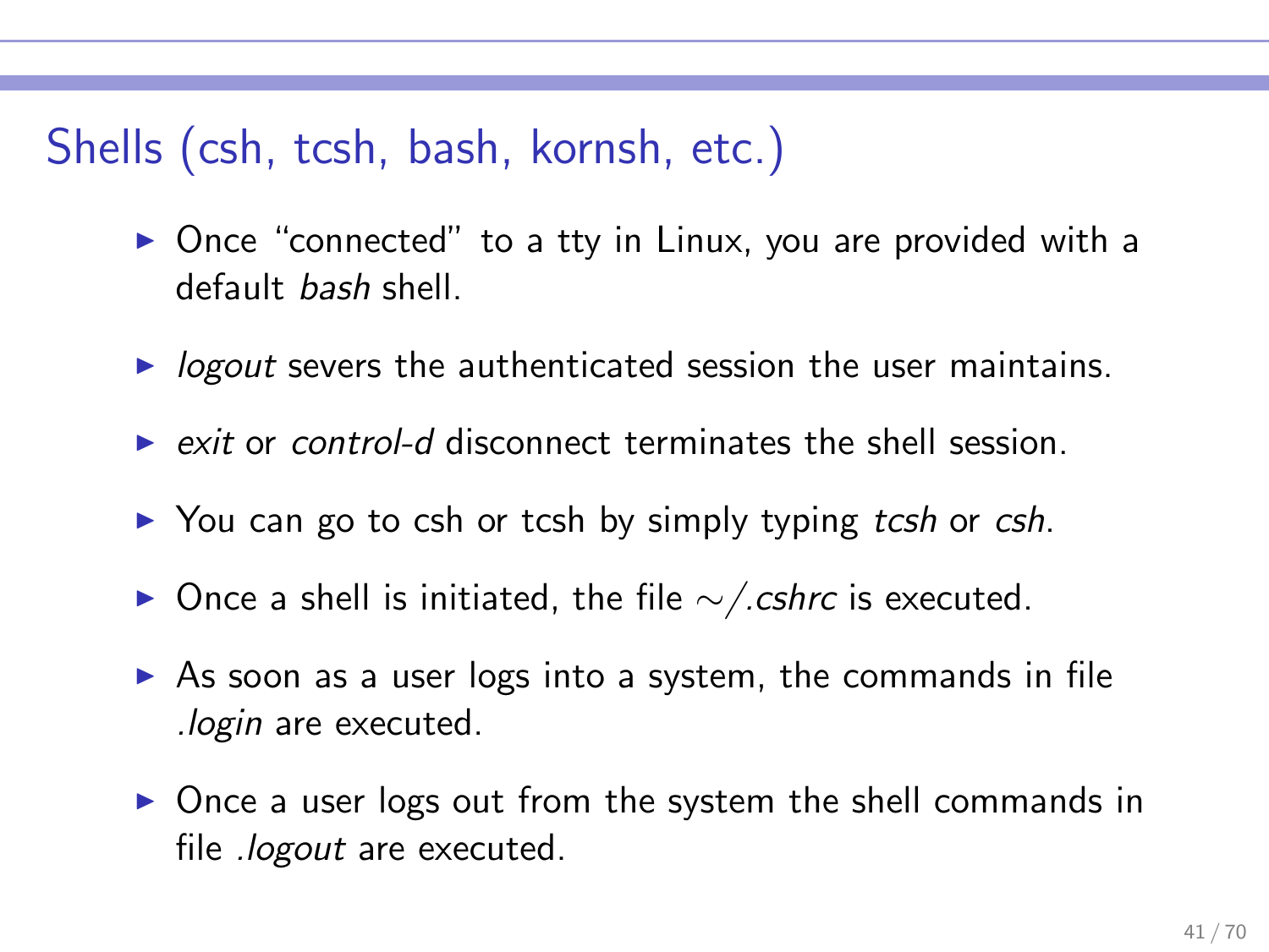## Shells (csh, tcsh, bash, kornsh, etc.)

- Once "connected" to a tty in Linux, you are provided with a default *bash* shell.
- *logout* severs the authenticated session the user maintains.
- *exit* or *control-d* disconnect terminates the shell session.
- You can go to csh or tcsh by simply typing *tcsh* or *csh*.
- Once a shell is initiated, the file $\sim/$*.cshrc* is executed.
- As soon as a user logs into a system, the commands in file *.login* are executed.
- Once a user logs out from the system the shell commands in file *.logout* are executed.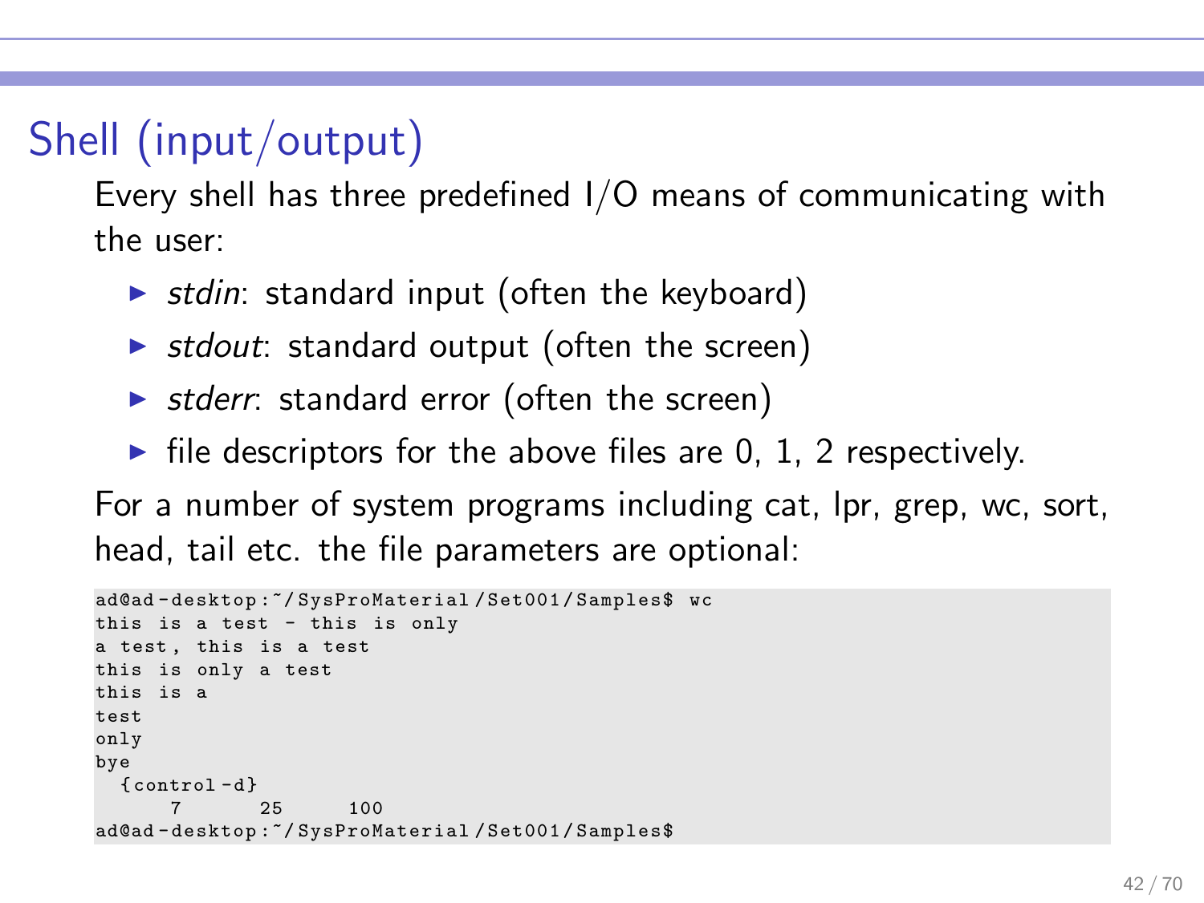# Shell (input/output)

Every shell has three predefined I/O means of communicating with the user:

- *stdin*: standard input (often the keyboard)
- *stdout*: standard output (often the screen)
- *stderr*: standard error (often the screen)
- file descriptors for the above files are 0, 1, 2 respectively.

For a number of system programs including cat, lpr, grep, wc, sort, head, tail etc. the file parameters are optional:

```
ad@ad-desktop:~/SysProMaterial/Set001/Samples$ wc
this is a test - this is only
a test, this is a test
this is only a test
this is a
test
only
bye
  {control-d}
      7      25     100
ad@ad-desktop:~/SysProMaterial/Set001/Samples$
```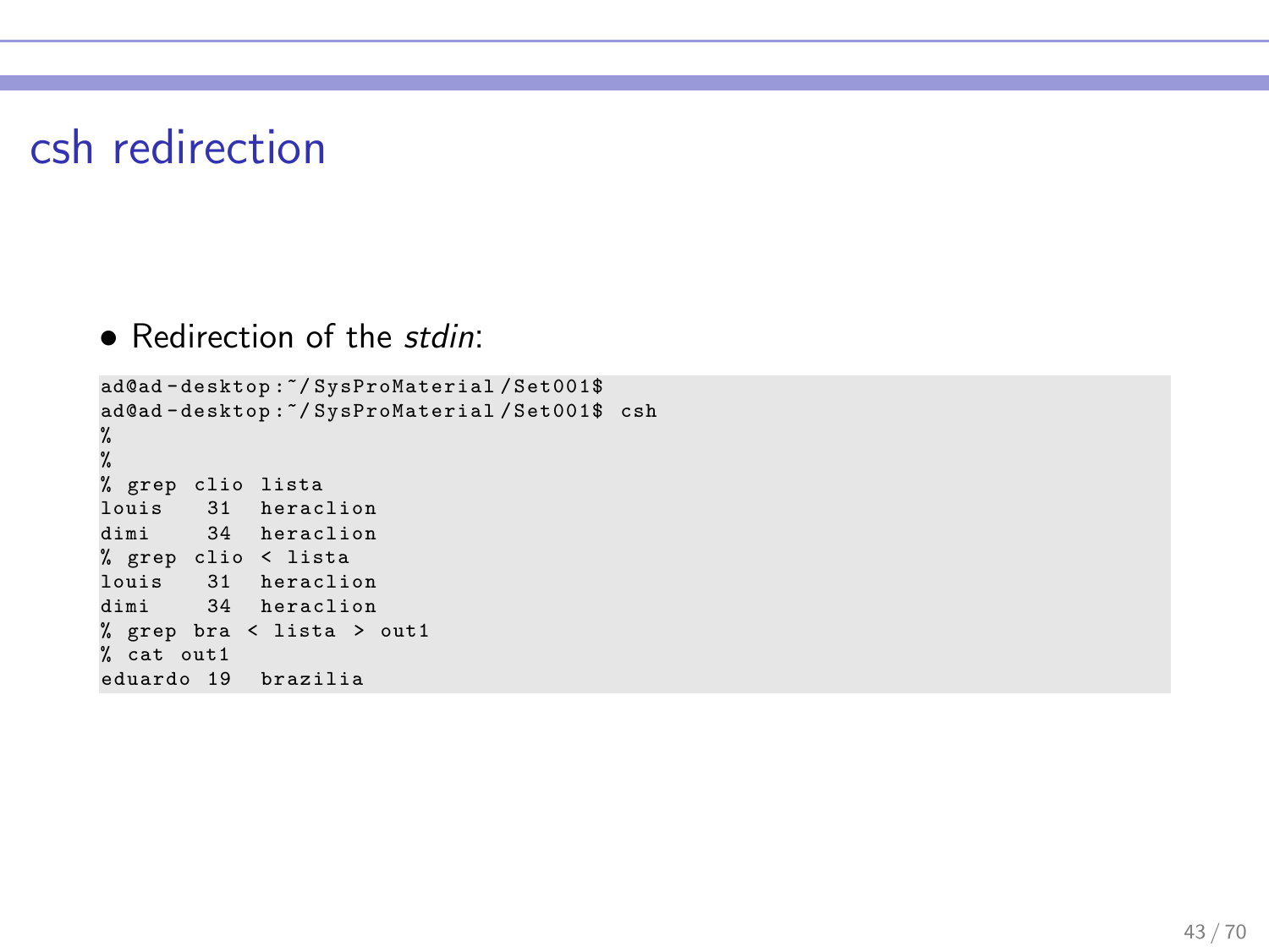# csh redirection

- Redirection of the *stdin*:

```
ad@ad-desktop:~/SysProMaterial/Set001$
ad@ad-desktop:~/SysProMaterial/Set001$ csh
%
%
% grep clio lista
louis    31   heraclion
dimi     34   heraclion
% grep clio < lista
louis    31   heraclion
dimi     34   heraclion
% grep bra < lista > out1
% cat out1
eduardo 19   brazilia
```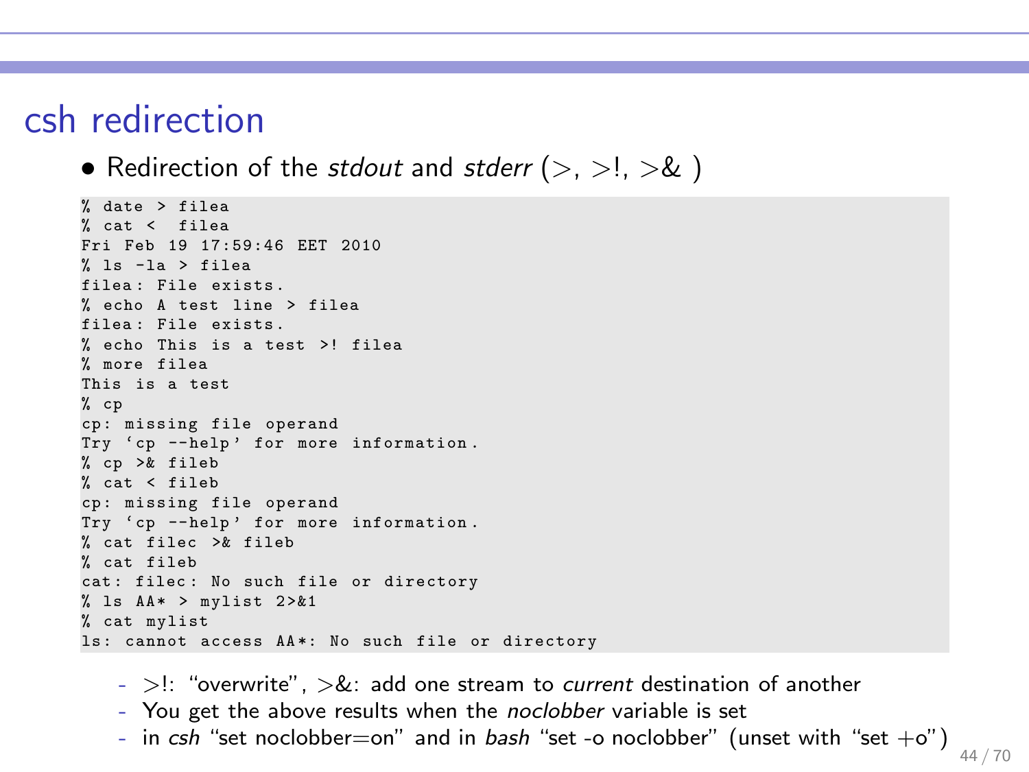# csh redirection

- Redirection of the *stdout* and *stderr* (>, >!, >& )

```
% date > filea
% cat <  filea
Fri Feb 19 17:59:46 EET 2010
% ls -la > filea
filea: File exists.
% echo A test line > filea
filea: File exists.
% echo This is a test >! filea
% more filea
This is a test
% cp
cp: missing file operand
Try `cp --help' for more information.
% cp >& fileb
% cat < fileb
cp: missing file operand
Try `cp --help' for more information.
% cat filec >& fileb
% cat fileb
cat: filec: No such file or directory
% ls AA* > mylist 2>&1
% cat mylist
ls: cannot access AA*: No such file or directory
```

  - >!: “overwrite”, >&: add one stream to *current* destination of another
  - You get the above results when the *noclobber* variable is set
  - in *csh* “set noclobber=on” and in *bash* “set -o noclobber” (unset with “set +o”)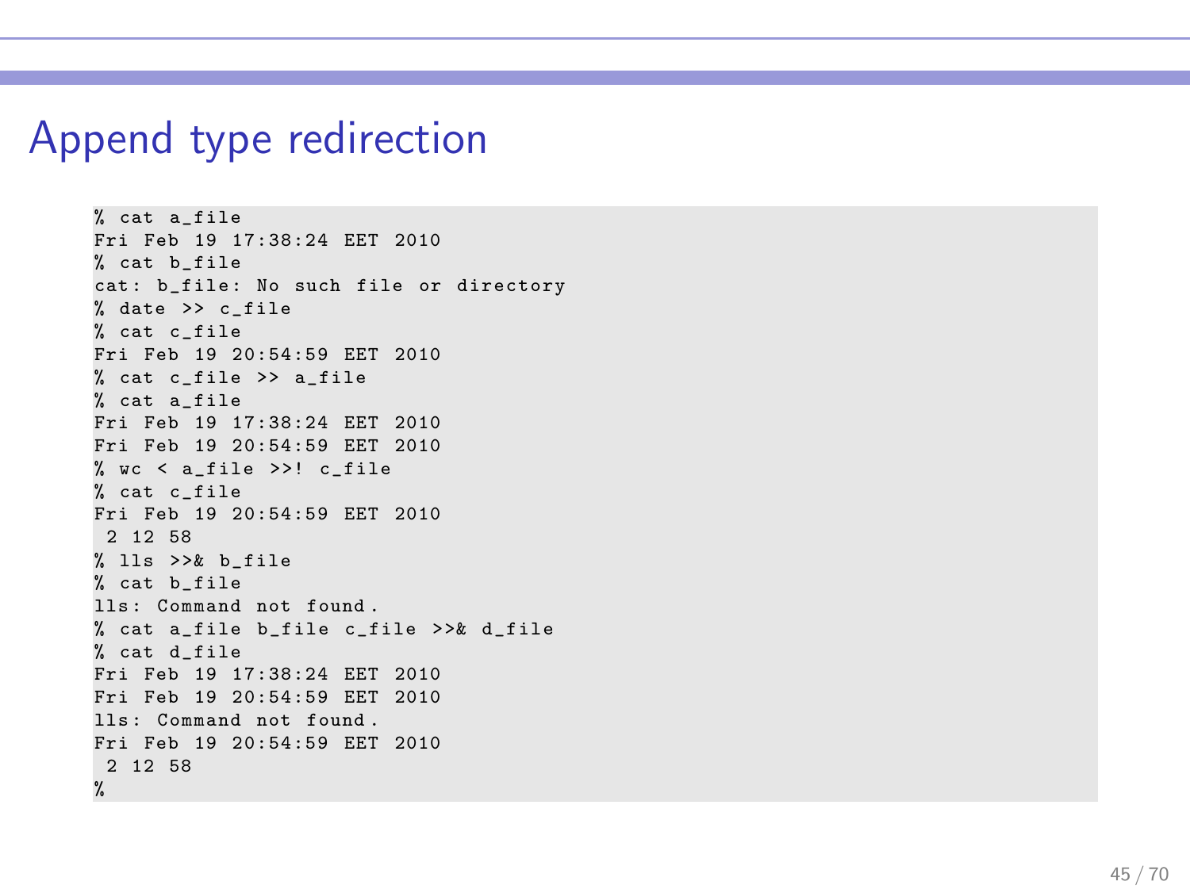# Append type redirection

```
% cat a_file
Fri Feb 19 17:38:24 EET 2010
% cat b_file
cat: b_file: No such file or directory
% date >> c_file
% cat c_file
Fri Feb 19 20:54:59 EET 2010
% cat c_file >> a_file
% cat a_file
Fri Feb 19 17:38:24 EET 2010
Fri Feb 19 20:54:59 EET 2010
% wc < a_file >>! c_file
% cat c_file
Fri Feb 19 20:54:59 EET 2010
 2 12 58
% lls >>& b_file
% cat b_file
lls: Command not found.
% cat a_file b_file c_file >>& d_file
% cat d_file
Fri Feb 19 17:38:24 EET 2010
Fri Feb 19 20:54:59 EET 2010
lls: Command not found.
Fri Feb 19 20:54:59 EET 2010
 2 12 58
%
```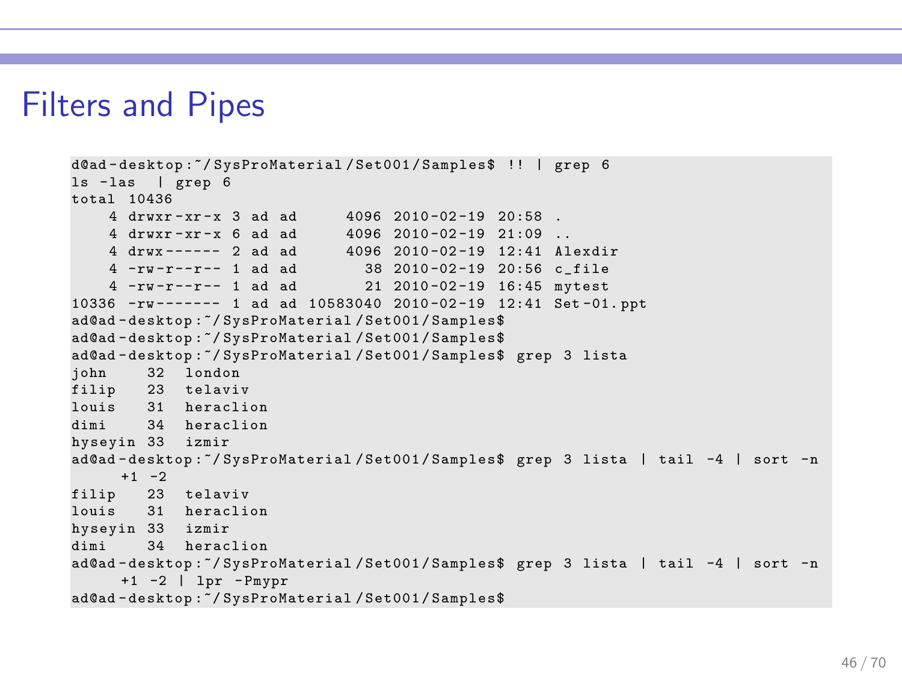# Filters and Pipes

```
d@ad-desktop:~/SysProMaterial/Set001/Samples$ !! | grep 6
ls -las  | grep 6
total 10436
    4 drwxr-xr-x 3 ad ad      4096 2010-02-19 20:58 .
    4 drwxr-xr-x 6 ad ad      4096 2010-02-19 21:09 ..
    4 drwx------ 2 ad ad      4096 2010-02-19 12:41 Alexdir
    4 -rw-r--r-- 1 ad ad        38 2010-02-19 20:56 c_file
    4 -rw-r--r-- 1 ad ad        21 2010-02-19 16:45 mytest
10336 -rw------- 1 ad ad 10583040 2010-02-19 12:41 Set-01.ppt
ad@ad-desktop:~/SysProMaterial/Set001/Samples$
ad@ad-desktop:~/SysProMaterial/Set001/Samples$
ad@ad-desktop:~/SysProMaterial/Set001/Samples$ grep 3 lista
john     32  london
filip    23  telaviv
louis    31  heraclion
dimi     34  heraclion
hyseyin 33  izmir
ad@ad-desktop:~/SysProMaterial/Set001/Samples$ grep 3 lista | tail -4 | sort -n
     +1 -2
filip    23  telaviv
louis    31  heraclion
hyseyin 33  izmir
dimi     34  heraclion
ad@ad-desktop:~/SysProMaterial/Set001/Samples$ grep 3 lista | tail -4 | sort -n
     +1 -2 | lpr -Pmypr
ad@ad-desktop:~/SysProMaterial/Set001/Samples$
```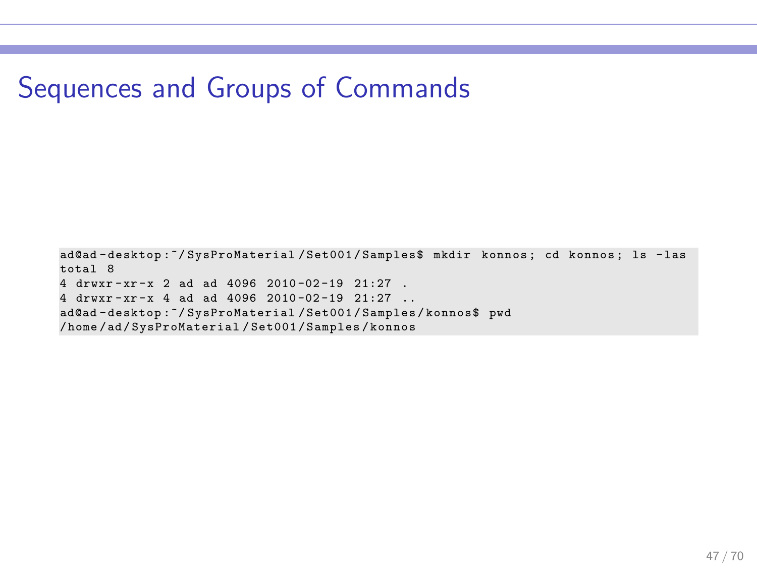# Sequences and Groups of Commands

```
ad@ad-desktop:~/SysProMaterial/Set001/Samples$ mkdir konnos; cd konnos; ls -las
total 8
4 drwxr-xr-x 2 ad ad 4096 2010-02-19 21:27 .
4 drwxr-xr-x 4 ad ad 4096 2010-02-19 21:27 ..
ad@ad-desktop:~/SysProMaterial/Set001/Samples/konnos$ pwd
/home/ad/SysProMaterial/Set001/Samples/konnos
```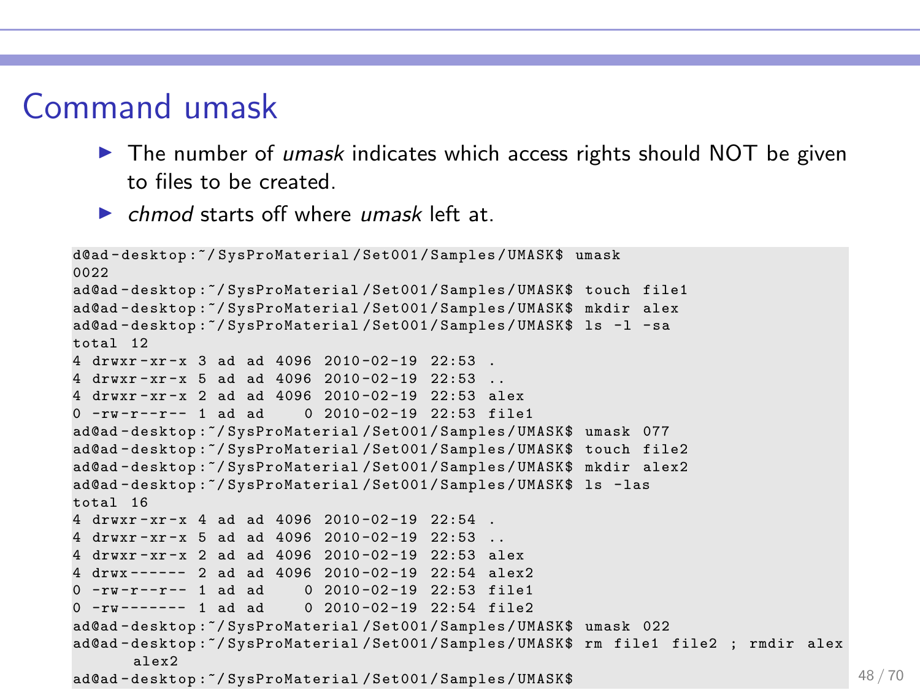# Command umask

- The number of *umask* indicates which access rights should NOT be given to files to be created.
- *chmod* starts off where *umask* left at.

```
d@ad-desktop:~/SysProMaterial/Set001/Samples/UMASK$ umask
0022
ad@ad-desktop:~/SysProMaterial/Set001/Samples/UMASK$ touch file1
ad@ad-desktop:~/SysProMaterial/Set001/Samples/UMASK$ mkdir alex
ad@ad-desktop:~/SysProMaterial/Set001/Samples/UMASK$ ls -l -sa
total 12
4 drwxr-xr-x 3 ad ad 4096 2010-02-19 22:53 .
4 drwxr-xr-x 5 ad ad 4096 2010-02-19 22:53 ..
4 drwxr-xr-x 2 ad ad 4096 2010-02-19 22:53 alex
0 -rw-r--r-- 1 ad ad    0 2010-02-19 22:53 file1
ad@ad-desktop:~/SysProMaterial/Set001/Samples/UMASK$ umask 077
ad@ad-desktop:~/SysProMaterial/Set001/Samples/UMASK$ touch file2
ad@ad-desktop:~/SysProMaterial/Set001/Samples/UMASK$ mkdir alex2
ad@ad-desktop:~/SysProMaterial/Set001/Samples/UMASK$ ls -las
total 16
4 drwxr-xr-x 4 ad ad 4096 2010-02-19 22:54 .
4 drwxr-xr-x 5 ad ad 4096 2010-02-19 22:53 ..
4 drwxr-xr-x 2 ad ad 4096 2010-02-19 22:53 alex
4 drwx------ 2 ad ad 4096 2010-02-19 22:54 alex2
0 -rw-r--r-- 1 ad ad    0 2010-02-19 22:53 file1
0 -rw------- 1 ad ad    0 2010-02-19 22:54 file2
ad@ad-desktop:~/SysProMaterial/Set001/Samples/UMASK$ umask 022
ad@ad-desktop:~/SysProMaterial/Set001/Samples/UMASK$ rm file1 file2 ; rmdir alex
      alex2
ad@ad-desktop:~/SysProMaterial/Set001/Samples/UMASK$
```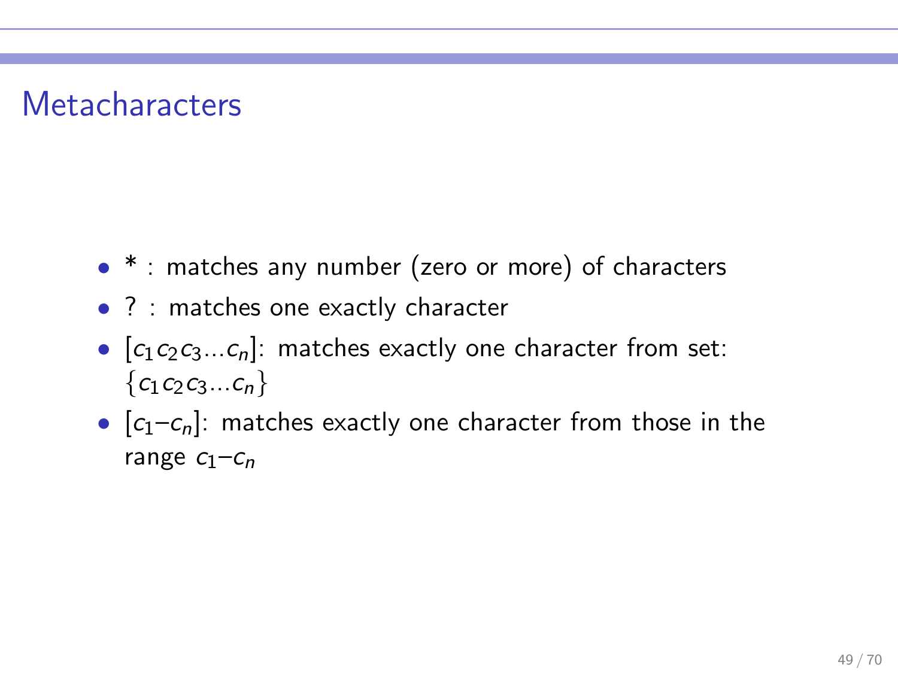# Metacharacters

- * : matches any number (zero or more) of characters
- ? : matches one exactly character
- $[c_1 c_2 c_3 ... c_n]$: matches exactly one character from set: $\{c_1 c_2 c_3 ... c_n\}$
- $[c_1 – c_n]$: matches exactly one character from those in the range $c_1 – c_n$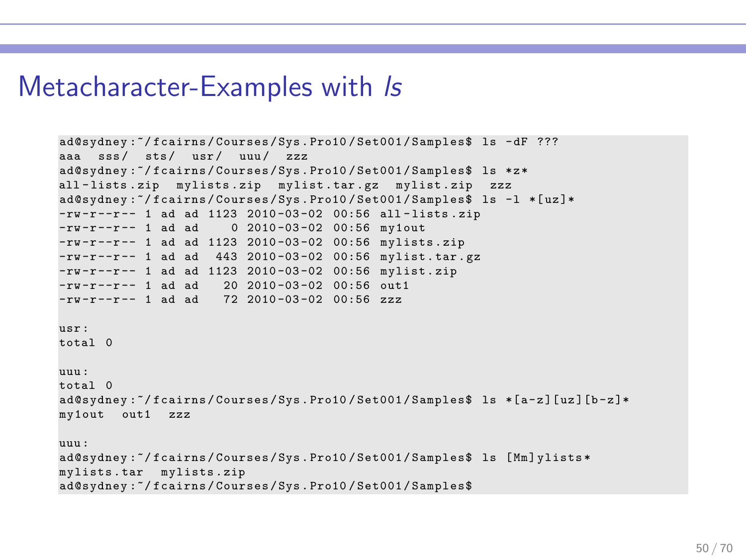# Metacharacter-Examples with *ls*

```
ad@sydney:~/fcairns/Courses/Sys.Pro10/Set001/Samples$ ls -dF ???
aaa  sss/  sts/  usr/  uuu/  zzz
ad@sydney:~/fcairns/Courses/Sys.Pro10/Set001/Samples$ ls *z*
all-lists.zip  mylists.zip  mylist.tar.gz  mylist.zip  zzz
ad@sydney:~/fcairns/Courses/Sys.Pro10/Set001/Samples$ ls -l *[uz]*
-rw-r--r-- 1 ad ad 1123 2010-03-02 00:56 all-lists.zip
-rw-r--r-- 1 ad ad    0 2010-03-02 00:56 my1out
-rw-r--r-- 1 ad ad 1123 2010-03-02 00:56 mylists.zip
-rw-r--r-- 1 ad ad  443 2010-03-02 00:56 mylist.tar.gz
-rw-r--r-- 1 ad ad 1123 2010-03-02 00:56 mylist.zip
-rw-r--r-- 1 ad ad   20 2010-03-02 00:56 out1
-rw-r--r-- 1 ad ad   72 2010-03-02 00:56 zzz

usr:
total 0

uuu:
total 0
ad@sydney:~/fcairns/Courses/Sys.Pro10/Set001/Samples$ ls *[a-z][uz][b-z]*
my1out  out1  zzz

uuu:
ad@sydney:~/fcairns/Courses/Sys.Pro10/Set001/Samples$ ls [Mm]ylists*
mylists.tar  mylists.zip
ad@sydney:~/fcairns/Courses/Sys.Pro10/Set001/Samples$
```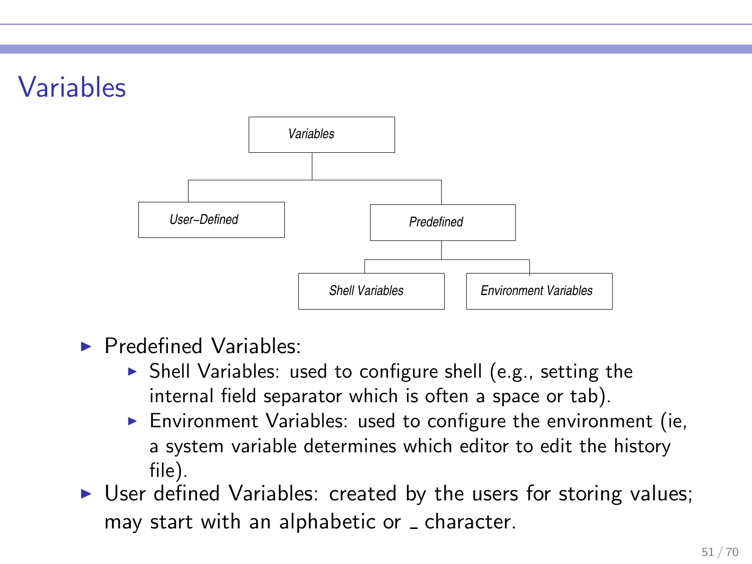# Variables

- Variables
  - User–Defined
  - Predefined
    - Shell Variables
    - Environment Variables

- Predefined Variables:
  - Shell Variables: used to configure shell (e.g., setting the internal field separator which is often a space or tab).
  - Environment Variables: used to configure the environment (ie, a system variable determines which editor to edit the history file).
- User defined Variables: created by the users for storing values; may start with an alphabetic or _ character.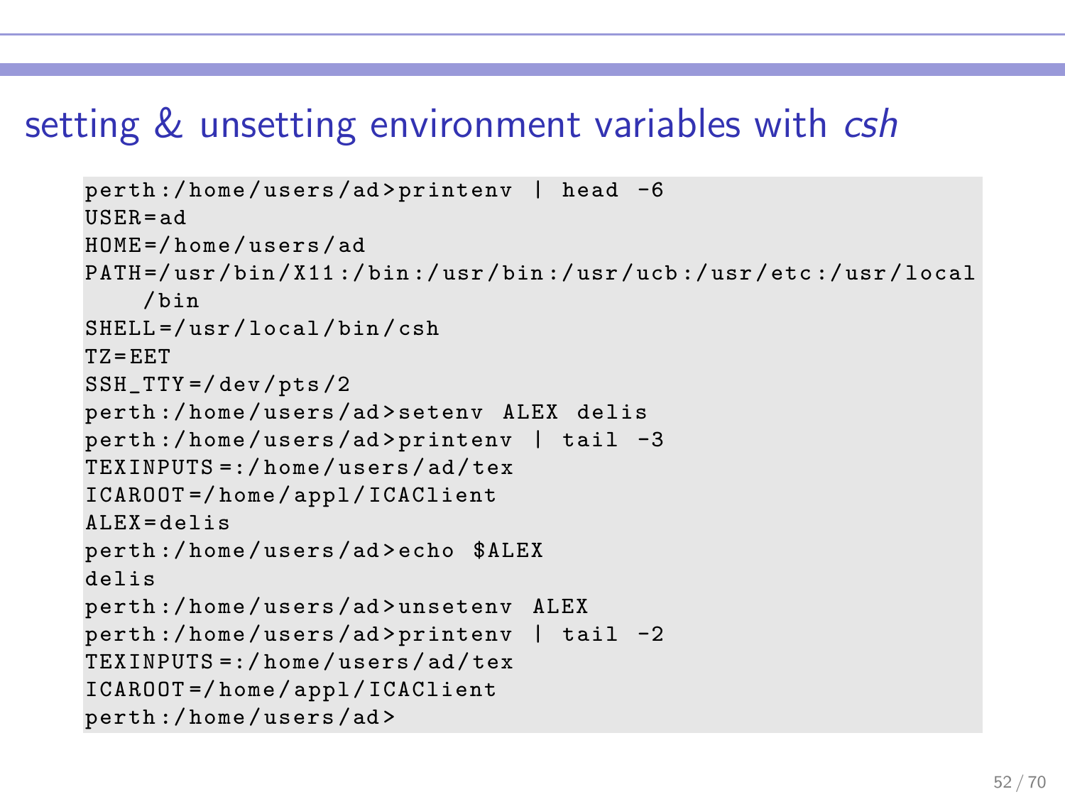## setting & unsetting environment variables with *csh*

```
perth:/home/users/ad>printenv | head -6
USER=ad
HOME=/home/users/ad
PATH=/usr/bin/X11:/bin:/usr/bin:/usr/ucb:/usr/etc:/usr/local
    /bin
SHELL=/usr/local/bin/csh
TZ=EET
SSH_TTY=/dev/pts/2
perth:/home/users/ad>setenv ALEX delis
perth:/home/users/ad>printenv | tail -3
TEXINPUTS=:/home/users/ad/tex
ICAROOT=/home/appl/ICAClient
ALEX=delis
perth:/home/users/ad>echo $ALEX
delis
perth:/home/users/ad>unsetenv ALEX
perth:/home/users/ad>printenv | tail -2
TEXINPUTS=:/home/users/ad/tex
ICAROOT=/home/appl/ICAClient
perth:/home/users/ad>
```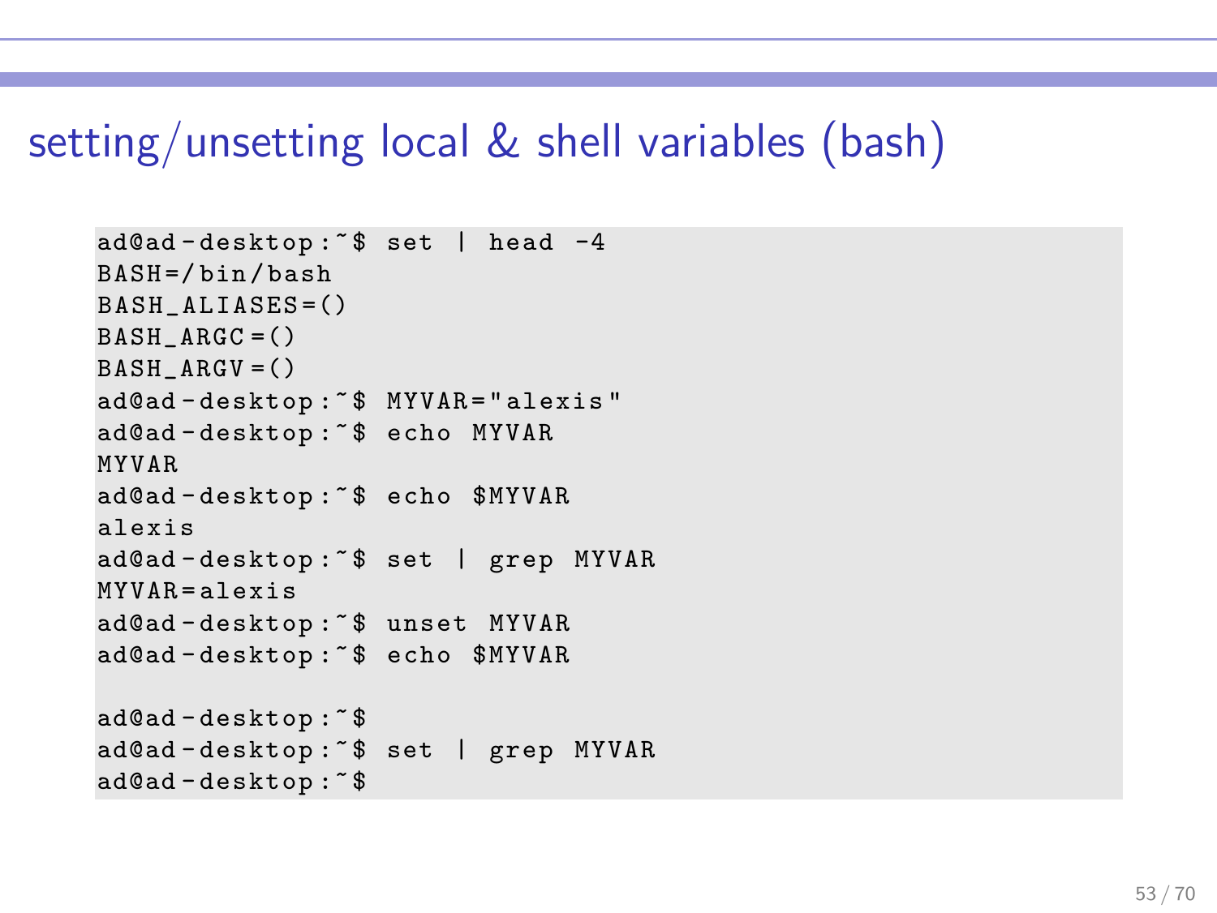## setting/unsetting local & shell variables (bash)

```
ad@ad-desktop:~$ set | head -4
BASH=/bin/bash
BASH_ALIASES=()
BASH_ARGC=()
BASH_ARGV=()
ad@ad-desktop:~$ MYVAR="alexis"
ad@ad-desktop:~$ echo MYVAR
MYVAR
ad@ad-desktop:~$ echo $MYVAR
alexis
ad@ad-desktop:~$ set | grep MYVAR
MYVAR=alexis
ad@ad-desktop:~$ unset MYVAR
ad@ad-desktop:~$ echo $MYVAR

ad@ad-desktop:~$
ad@ad-desktop:~$ set | grep MYVAR
ad@ad-desktop:~$
```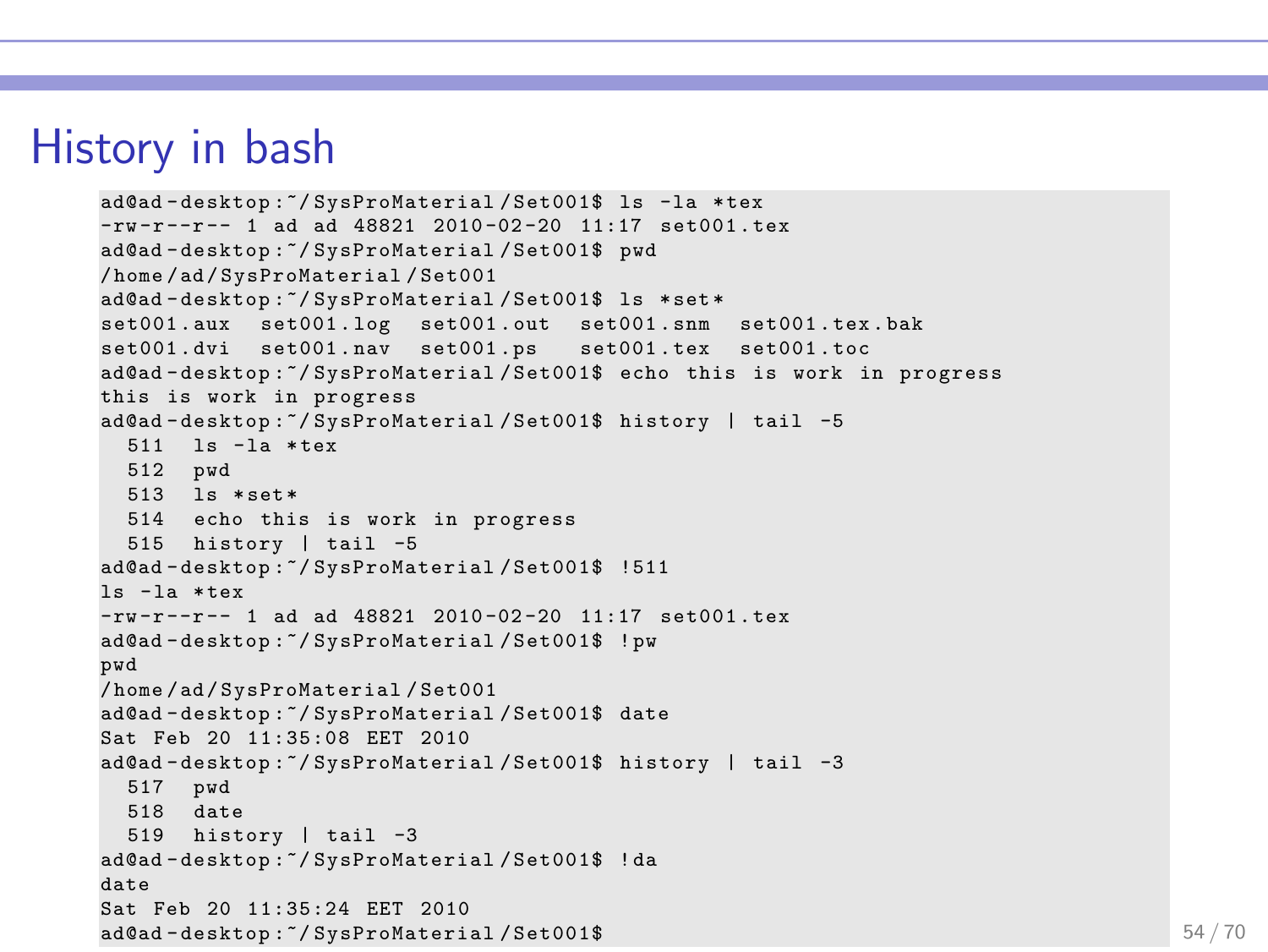# History in bash

```
ad@ad-desktop:~/SysProMaterial/Set001$ ls -la *tex
-rw-r--r-- 1 ad ad 48821 2010-02-20 11:17 set001.tex
ad@ad-desktop:~/SysProMaterial/Set001$ pwd
/home/ad/SysProMaterial/Set001
ad@ad-desktop:~/SysProMaterial/Set001$ ls *set*
set001.aux  set001.log  set001.out  set001.snm  set001.tex.bak
set001.dvi  set001.nav  set001.ps   set001.tex  set001.toc
ad@ad-desktop:~/SysProMaterial/Set001$ echo this is work in progress
this is work in progress
ad@ad-desktop:~/SysProMaterial/Set001$ history | tail -5
  511  ls -la *tex
  512  pwd
  513  ls *set*
  514  echo this is work in progress
  515  history | tail -5
ad@ad-desktop:~/SysProMaterial/Set001$ !511
ls -la *tex
-rw-r--r-- 1 ad ad 48821 2010-02-20 11:17 set001.tex
ad@ad-desktop:~/SysProMaterial/Set001$ !pw
pwd
/home/ad/SysProMaterial/Set001
ad@ad-desktop:~/SysProMaterial/Set001$ date
Sat Feb 20 11:35:08 EET 2010
ad@ad-desktop:~/SysProMaterial/Set001$ history | tail -3
  517  pwd
  518  date
  519  history | tail -3
ad@ad-desktop:~/SysProMaterial/Set001$ !da
date
Sat Feb 20 11:35:24 EET 2010
ad@ad-desktop:~/SysProMaterial/Set001$
```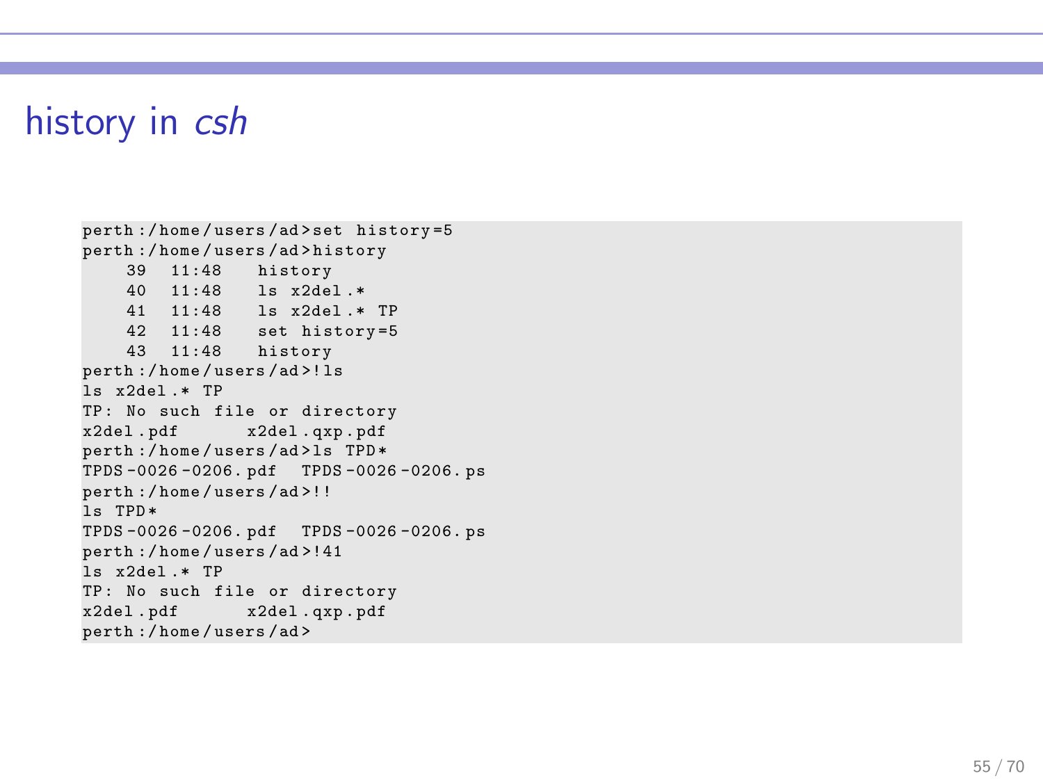# history in *csh*

```
perth:/home/users/ad>set history=5
perth:/home/users/ad>history
    39  11:48   history
    40  11:48   ls x2del.*
    41  11:48   ls x2del.* TP
    42  11:48   set history=5
    43  11:48   history
perth:/home/users/ad>!ls
ls x2del.* TP
TP: No such file or directory
x2del.pdf       x2del.qxp.pdf
perth:/home/users/ad>ls TPD*
TPDS-0026-0206.pdf  TPDS-0026-0206.ps
perth:/home/users/ad>!!
ls TPD*
TPDS-0026-0206.pdf  TPDS-0026-0206.ps
perth:/home/users/ad>!41
ls x2del.* TP
TP: No such file or directory
x2del.pdf       x2del.qxp.pdf
perth:/home/users/ad>
```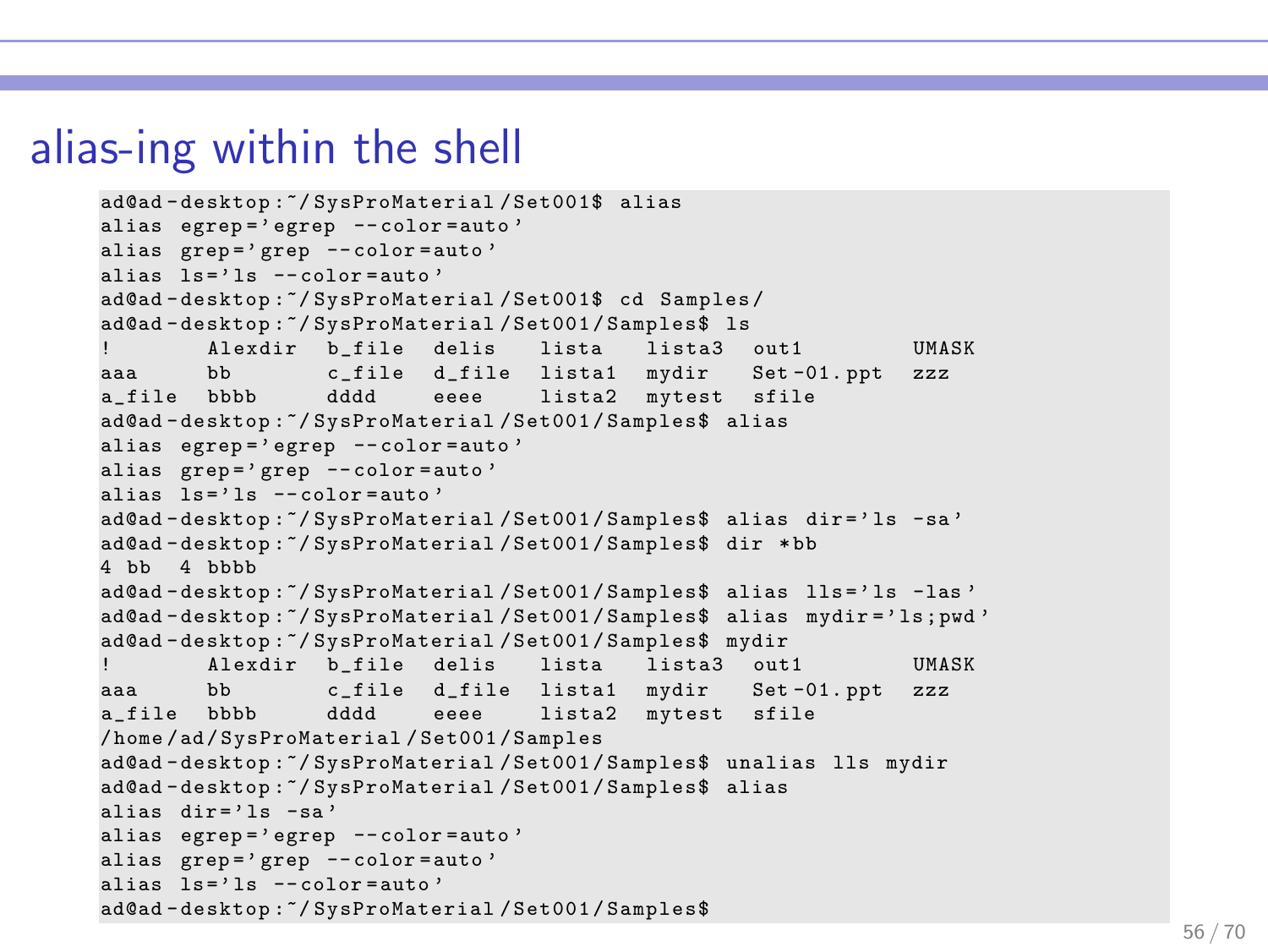# alias-ing within the shell

```
ad@ad-desktop:~/SysProMaterial/Set001$ alias
alias egrep='egrep --color=auto'
alias grep='grep --color=auto'
alias ls='ls --color=auto'
ad@ad-desktop:~/SysProMaterial/Set001$ cd Samples/
ad@ad-desktop:~/SysProMaterial/Set001/Samples$ ls
!       Alexdir  b_file  delis   lista   lista3  out1        UMASK
aaa     bb       c_file  d_file  lista1  mydir   Set-01.ppt  zzz
a_file  bbbb     dddd    eeee    lista2  mytest  sfile
ad@ad-desktop:~/SysProMaterial/Set001/Samples$ alias
alias egrep='egrep --color=auto'
alias grep='grep --color=auto'
alias ls='ls --color=auto'
ad@ad-desktop:~/SysProMaterial/Set001/Samples$ alias dir='ls -sa'
ad@ad-desktop:~/SysProMaterial/Set001/Samples$ dir *bb
4 bb  4 bbbb
ad@ad-desktop:~/SysProMaterial/Set001/Samples$ alias lls='ls -las'
ad@ad-desktop:~/SysProMaterial/Set001/Samples$ alias mydir='ls;pwd'
ad@ad-desktop:~/SysProMaterial/Set001/Samples$ mydir
!       Alexdir  b_file  delis   lista   lista3  out1        UMASK
aaa     bb       c_file  d_file  lista1  mydir   Set-01.ppt  zzz
a_file  bbbb     dddd    eeee    lista2  mytest  sfile
/home/ad/SysProMaterial/Set001/Samples
ad@ad-desktop:~/SysProMaterial/Set001/Samples$ unalias lls mydir
ad@ad-desktop:~/SysProMaterial/Set001/Samples$ alias
alias dir='ls -sa'
alias egrep='egrep --color=auto'
alias grep='grep --color=auto'
alias ls='ls --color=auto'
ad@ad-desktop:~/SysProMaterial/Set001/Samples$
```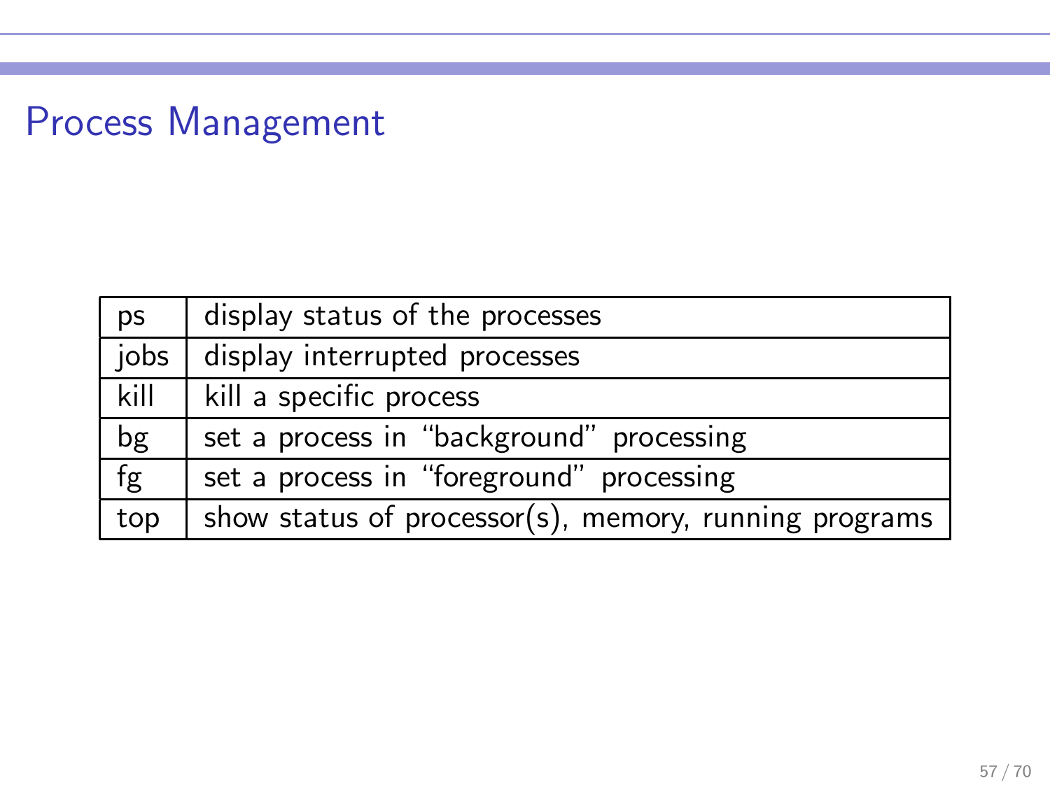# Process Management

| ps | display status of the processes |
|---|---|
| jobs | display interrupted processes |
| kill | kill a specific process |
| bg | set a process in "background" processing |
| fg | set a process in "foreground" processing |
| top | show status of processor(s), memory, running programs |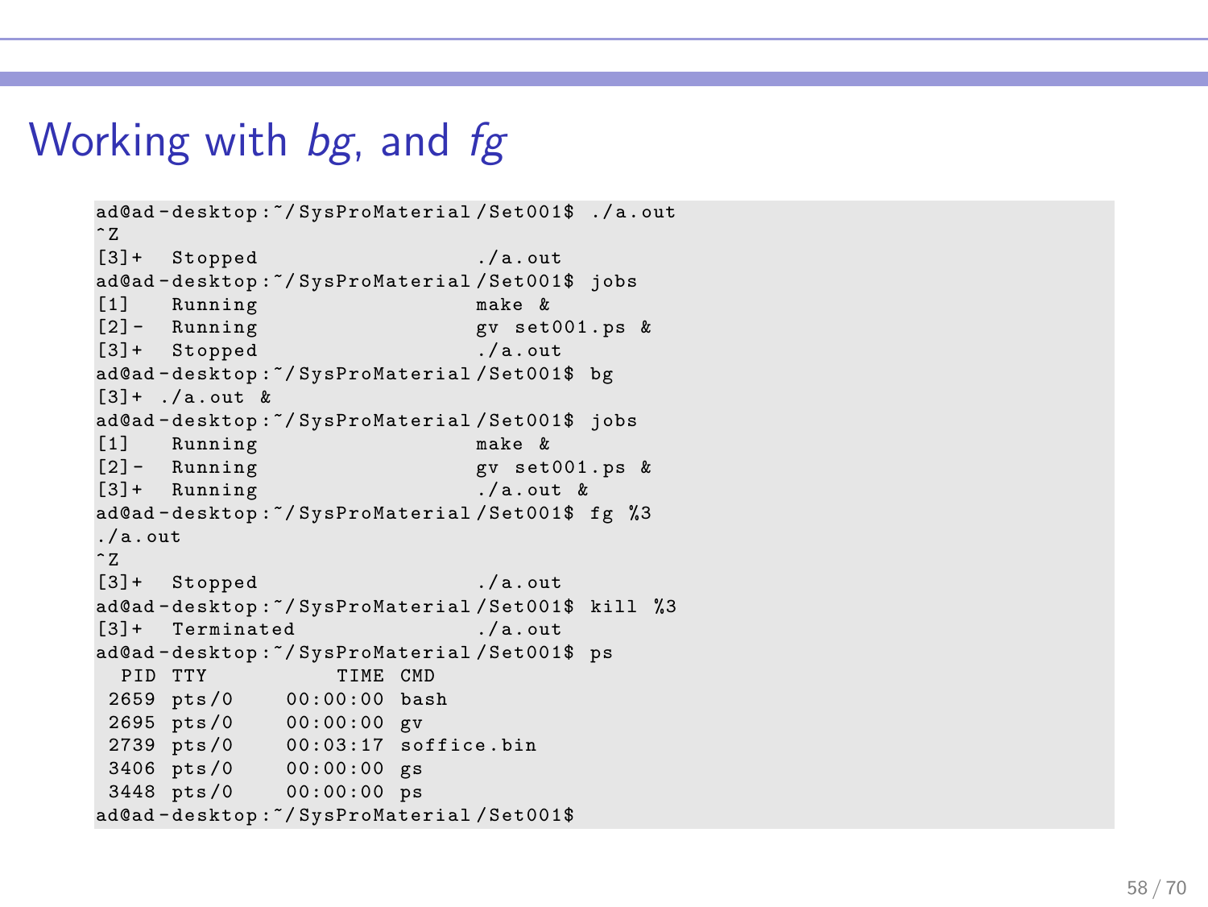# Working with *bg*, and *fg*

```
ad@ad-desktop:~/SysProMaterial/Set001$ ./a.out
^Z
[3]+  Stopped                 ./a.out
ad@ad-desktop:~/SysProMaterial/Set001$ jobs
[1]   Running                 make &
[2]-  Running                 gv set001.ps &
[3]+  Stopped                 ./a.out
ad@ad-desktop:~/SysProMaterial/Set001$ bg
[3]+ ./a.out &
ad@ad-desktop:~/SysProMaterial/Set001$ jobs
[1]   Running                 make &
[2]-  Running                 gv set001.ps &
[3]+  Running                 ./a.out &
ad@ad-desktop:~/SysProMaterial/Set001$ fg %3
./a.out
^Z
[3]+  Stopped                 ./a.out
ad@ad-desktop:~/SysProMaterial/Set001$ kill %3
[3]+  Terminated              ./a.out
ad@ad-desktop:~/SysProMaterial/Set001$ ps
  PID TTY          TIME CMD
 2659 pts/0    00:00:00 bash
 2695 pts/0    00:00:00 gv
 2739 pts/0    00:03:17 soffice.bin
 3406 pts/0    00:00:00 gs
 3448 pts/0    00:00:00 ps
ad@ad-desktop:~/SysProMaterial/Set001$
```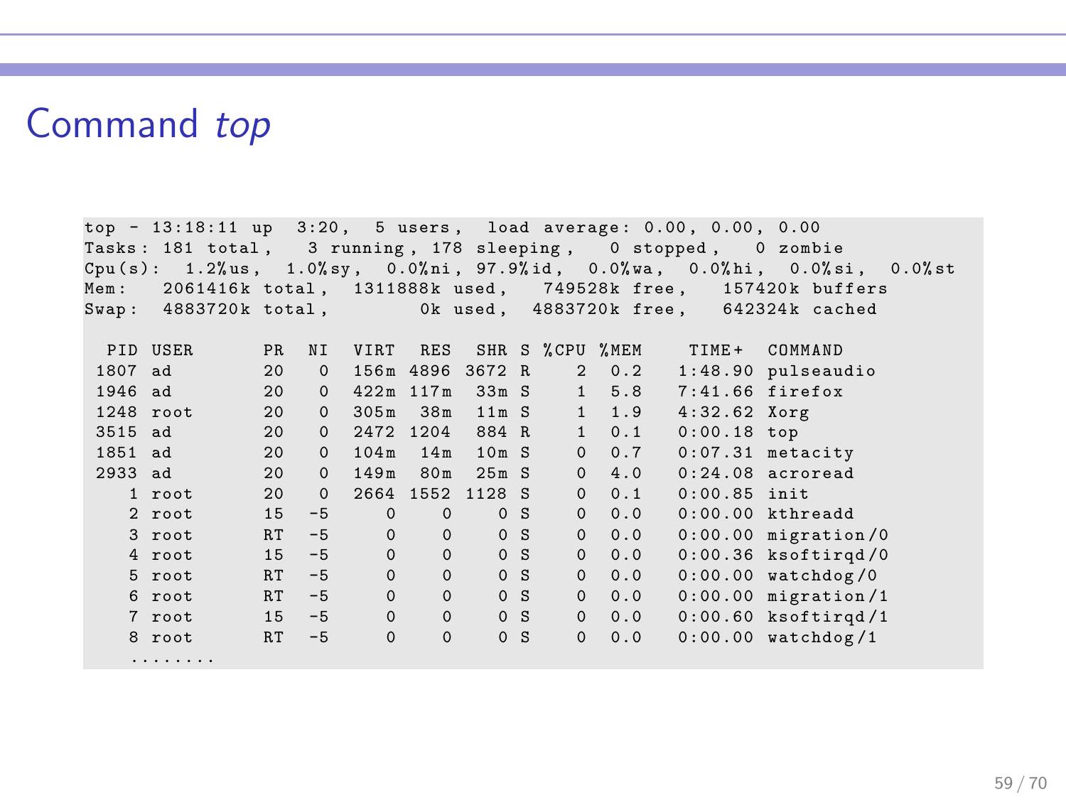# Command *top*

```
top - 13:18:11 up  3:20,  5 users,  load average: 0.00, 0.00, 0.00
Tasks: 181 total,   3 running, 178 sleeping,   0 stopped,   0 zombie
Cpu(s):  1.2%us,  1.0%sy,  0.0%ni, 97.9%id,  0.0%wa,  0.0%hi,  0.0%si,  0.0%st
Mem:   2061416k total,  1311888k used,   749528k free,   157420k buffers
Swap:  4883720k total,        0k used,  4883720k free,   642324k cached

  PID USER      PR  NI  VIRT  RES  SHR S %CPU %MEM    TIME+  COMMAND
 1807 ad        20   0  156m 4896 3672 R    2  0.2   1:48.90 pulseaudio
 1946 ad        20   0  422m 117m  33m S    1  5.8   7:41.66 firefox
 1248 root      20   0  305m  38m  11m S    1  1.9   4:32.62 Xorg
 3515 ad        20   0  2472 1204  884 R    1  0.1   0:00.18 top
 1851 ad        20   0  104m  14m  10m S    0  0.7   0:07.31 metacity
 2933 ad        20   0  149m  80m  25m S    0  4.0   0:24.08 acroread
    1 root      20   0  2664 1552 1128 S    0  0.1   0:00.85 init
    2 root      15  -5     0    0    0 S    0  0.0   0:00.00 kthreadd
    3 root      RT  -5     0    0    0 S    0  0.0   0:00.00 migration/0
    4 root      15  -5     0    0    0 S    0  0.0   0:00.36 ksoftirqd/0
    5 root      RT  -5     0    0    0 S    0  0.0   0:00.00 watchdog/0
    6 root      RT  -5     0    0    0 S    0  0.0   0:00.00 migration/1
    7 root      15  -5     0    0    0 S    0  0.0   0:00.60 ksoftirqd/1
    8 root      RT  -5     0    0    0 S    0  0.0   0:00.00 watchdog/1
    ........
```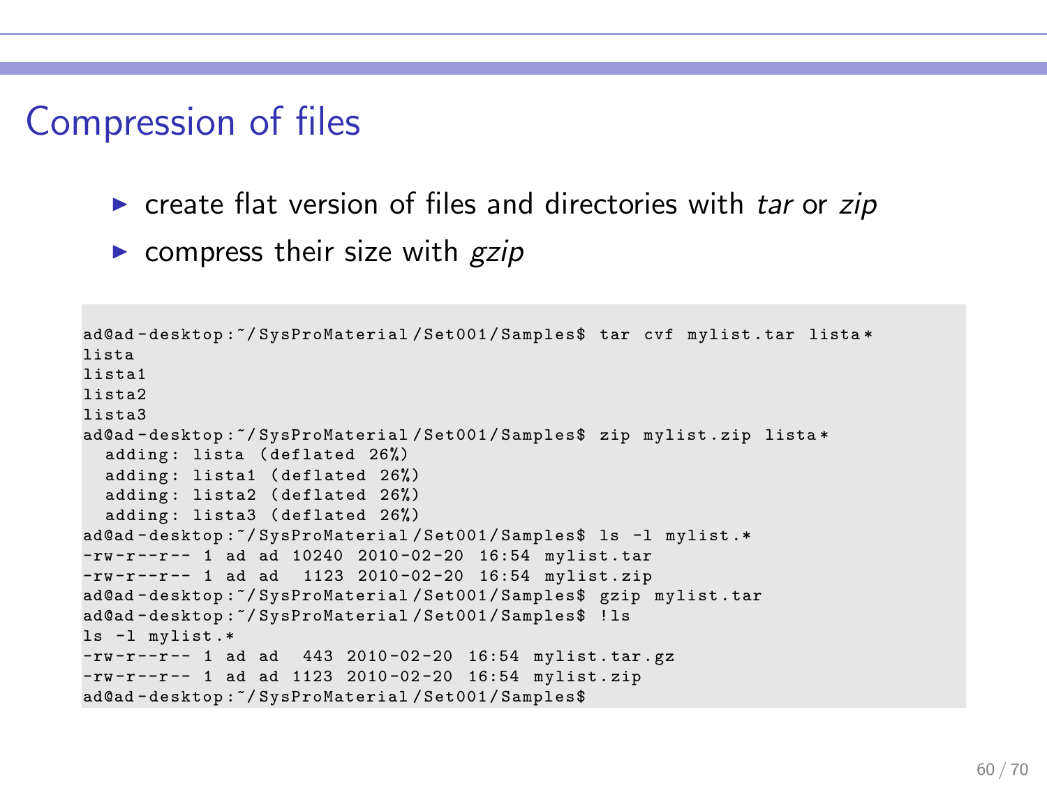# Compression of files

- create flat version of files and directories with *tar* or *zip*
- compress their size with *gzip*

```
ad@ad-desktop:~/SysProMaterial/Set001/Samples$ tar cvf mylist.tar lista*
lista
lista1
lista2
lista3
ad@ad-desktop:~/SysProMaterial/Set001/Samples$ zip mylist.zip lista*
  adding: lista (deflated 26%)
  adding: lista1 (deflated 26%)
  adding: lista2 (deflated 26%)
  adding: lista3 (deflated 26%)
ad@ad-desktop:~/SysProMaterial/Set001/Samples$ ls -l mylist.*
-rw-r--r-- 1 ad ad 10240 2010-02-20 16:54 mylist.tar
-rw-r--r-- 1 ad ad  1123 2010-02-20 16:54 mylist.zip
ad@ad-desktop:~/SysProMaterial/Set001/Samples$ gzip mylist.tar
ad@ad-desktop:~/SysProMaterial/Set001/Samples$ !ls
ls -l mylist.*
-rw-r--r-- 1 ad ad  443 2010-02-20 16:54 mylist.tar.gz
-rw-r--r-- 1 ad ad 1123 2010-02-20 16:54 mylist.zip
ad@ad-desktop:~/SysProMaterial/Set001/Samples$
```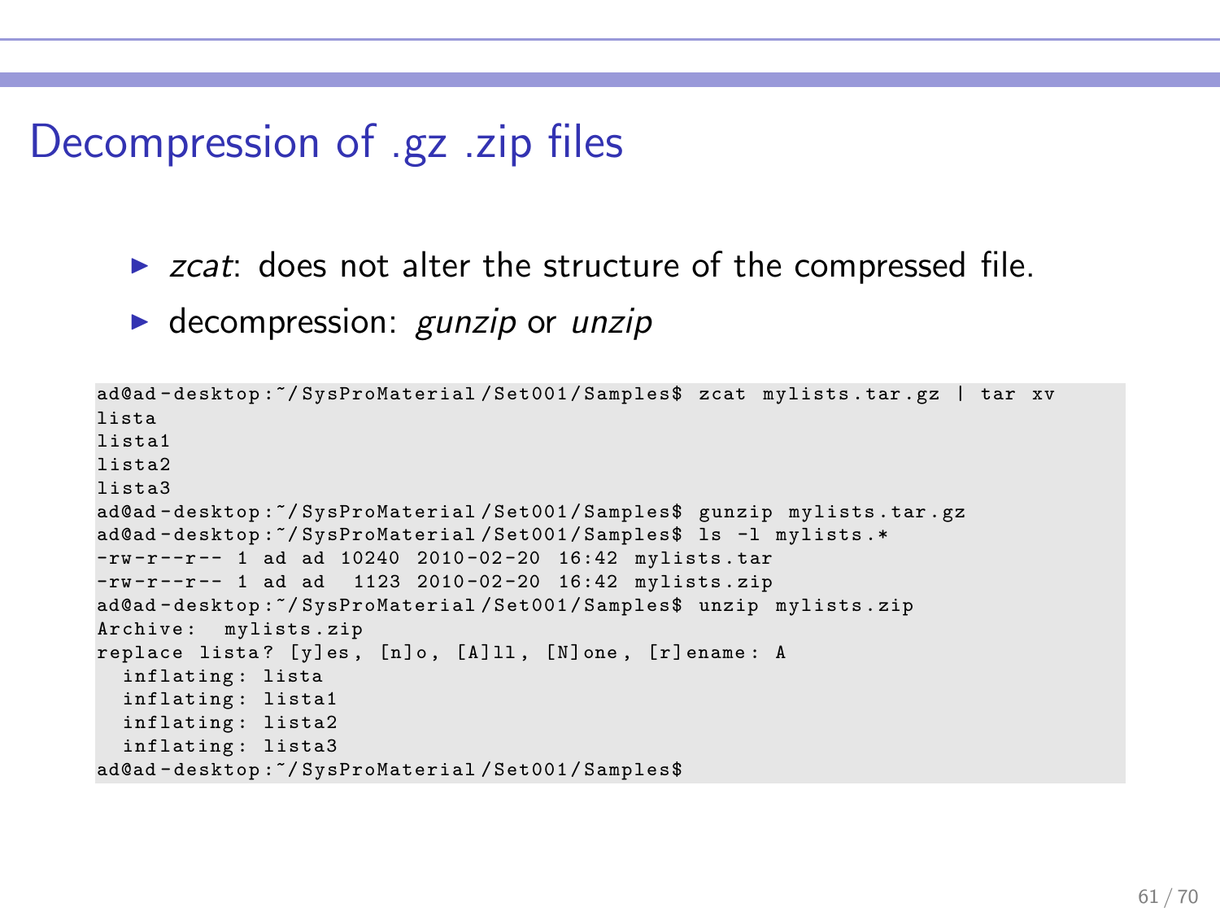# Decompression of .gz .zip files

- *zcat*: does not alter the structure of the compressed file.
- decompression: *gunzip* or *unzip*

```
ad@ad-desktop:~/SysProMaterial/Set001/Samples$ zcat mylists.tar.gz | tar xv
lista
lista1
lista2
lista3
ad@ad-desktop:~/SysProMaterial/Set001/Samples$ gunzip mylists.tar.gz
ad@ad-desktop:~/SysProMaterial/Set001/Samples$ ls -l mylists.*
-rw-r--r-- 1 ad ad 10240 2010-02-20 16:42 mylists.tar
-rw-r--r-- 1 ad ad  1123 2010-02-20 16:42 mylists.zip
ad@ad-desktop:~/SysProMaterial/Set001/Samples$ unzip mylists.zip
Archive:  mylists.zip
replace lista? [y]es, [n]o, [A]ll, [N]one, [r]ename: A
  inflating: lista
  inflating: lista1
  inflating: lista2
  inflating: lista3
ad@ad-desktop:~/SysProMaterial/Set001/Samples$
```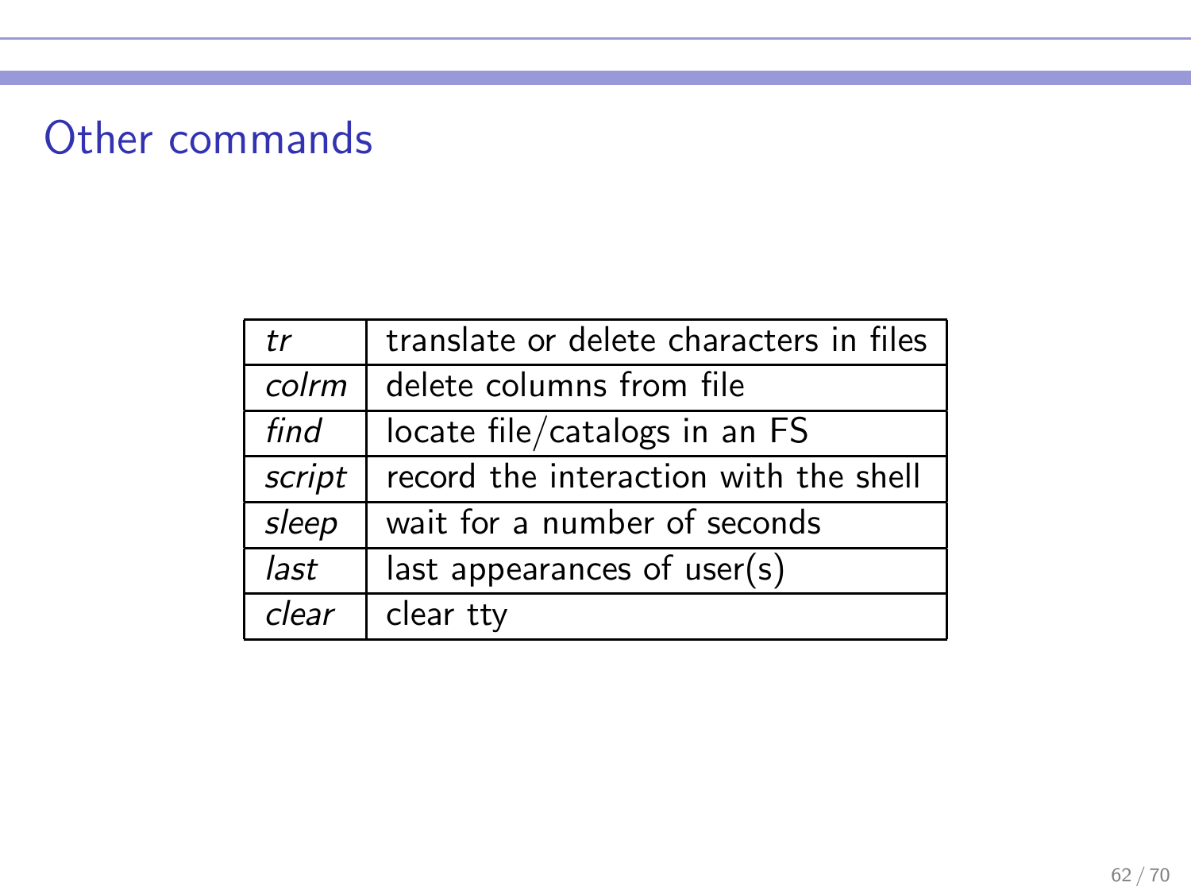# Other commands

| | |
|---|---|
| *tr* | translate or delete characters in files |
| *colrm* | delete columns from file |
| *find* | locate file/catalogs in an FS |
| *script* | record the interaction with the shell |
| *sleep* | wait for a number of seconds |
| *last* | last appearances of user(s) |
| *clear* | clear tty |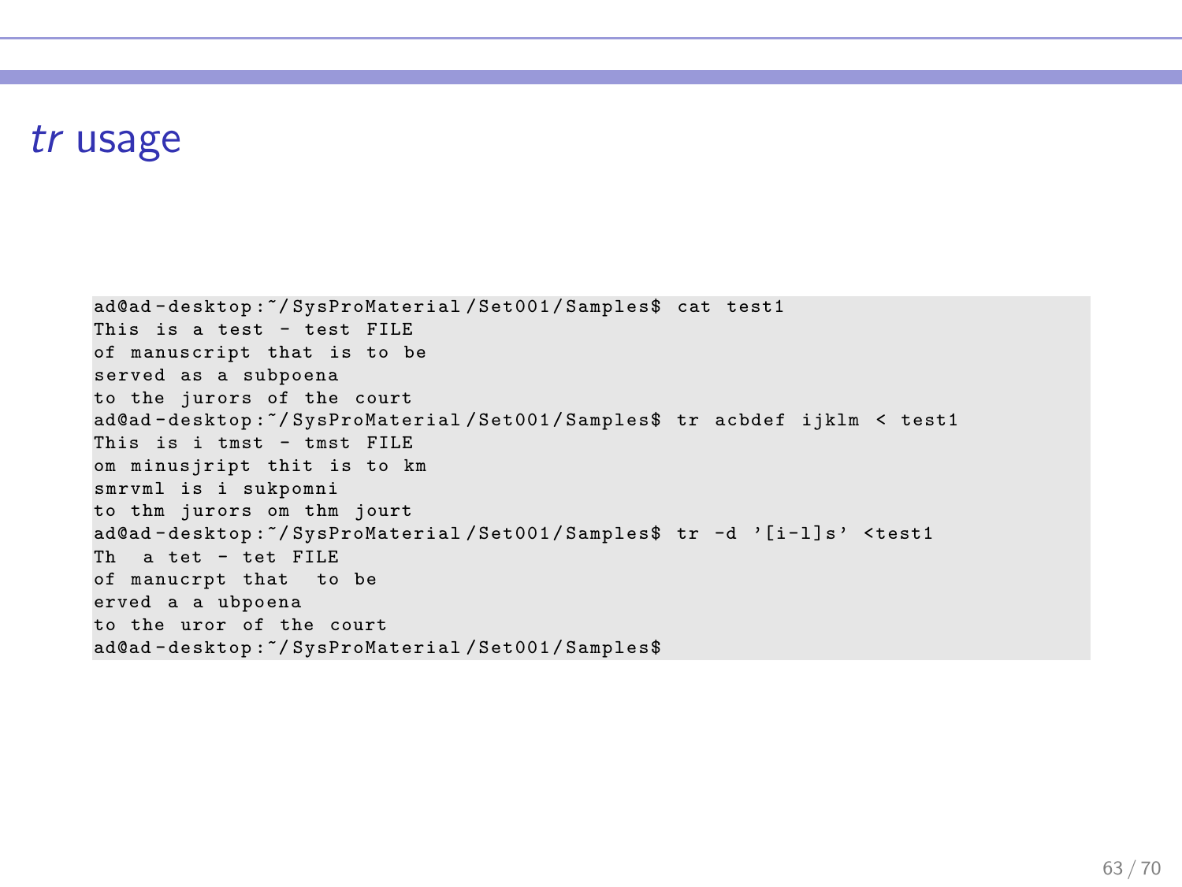## *tr* usage

```
ad@ad-desktop:~/SysProMaterial/Set001/Samples$ cat test1
This is a test - test FILE
of manuscript that is to be
served as a subpoena
to the jurors of the court
ad@ad-desktop:~/SysProMaterial/Set001/Samples$ tr acbdef ijklm < test1
This is i tmst - tmst FILE
om minusjript thit is to km
smrvml is i sukpomni
to thm jurors om thm jourt
ad@ad-desktop:~/SysProMaterial/Set001/Samples$ tr -d '[i-l]s' <test1
Th  a tet - tet FILE
of manucrpt that  to be
erved a a ubpoena
to the uror of the court
ad@ad-desktop:~/SysProMaterial/Set001/Samples$
```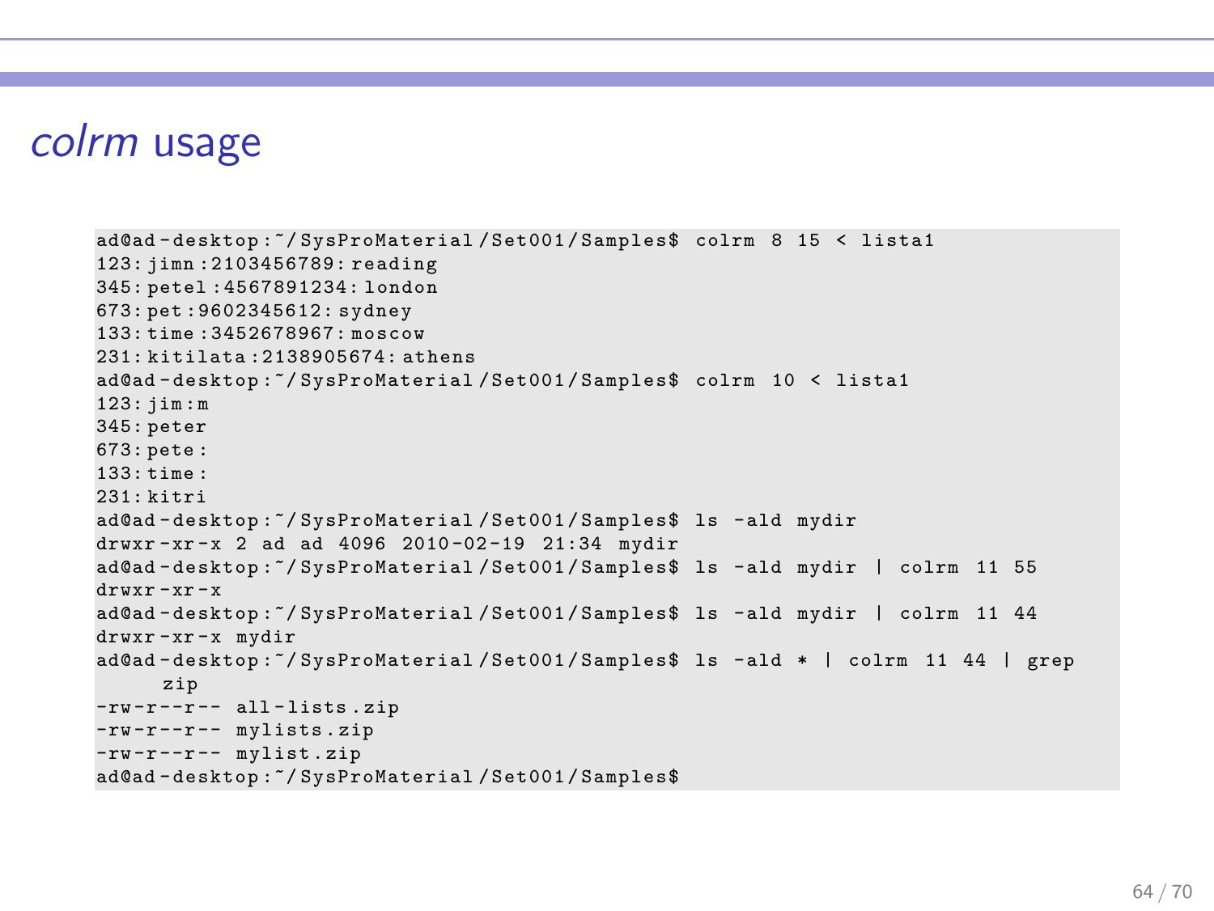# *colrm* usage

```
ad@ad-desktop:~/SysProMaterial/Set001/Samples$ colrm 8 15 < lista1
123:jimn:2103456789:reading
345:petel:4567891234:london
673:pet:9602345612:sydney
133:time:3452678967:moscow
231:kitilata:2138905674:athens
ad@ad-desktop:~/SysProMaterial/Set001/Samples$ colrm 10 < lista1
123:jim:m
345:peter
673:pete:
133:time:
231:kitri
ad@ad-desktop:~/SysProMaterial/Set001/Samples$ ls -ald mydir
drwxr-xr-x 2 ad ad 4096 2010-02-19 21:34 mydir
ad@ad-desktop:~/SysProMaterial/Set001/Samples$ ls -ald mydir | colrm 11 55
drwxr-xr-x
ad@ad-desktop:~/SysProMaterial/Set001/Samples$ ls -ald mydir | colrm 11 44
drwxr-xr-x mydir
ad@ad-desktop:~/SysProMaterial/Set001/Samples$ ls -ald * | colrm 11 44 | grep
     zip
-rw-r--r-- all-lists.zip
-rw-r--r-- mylists.zip
-rw-r--r-- mylist.zip
ad@ad-desktop:~/SysProMaterial/Set001/Samples$
```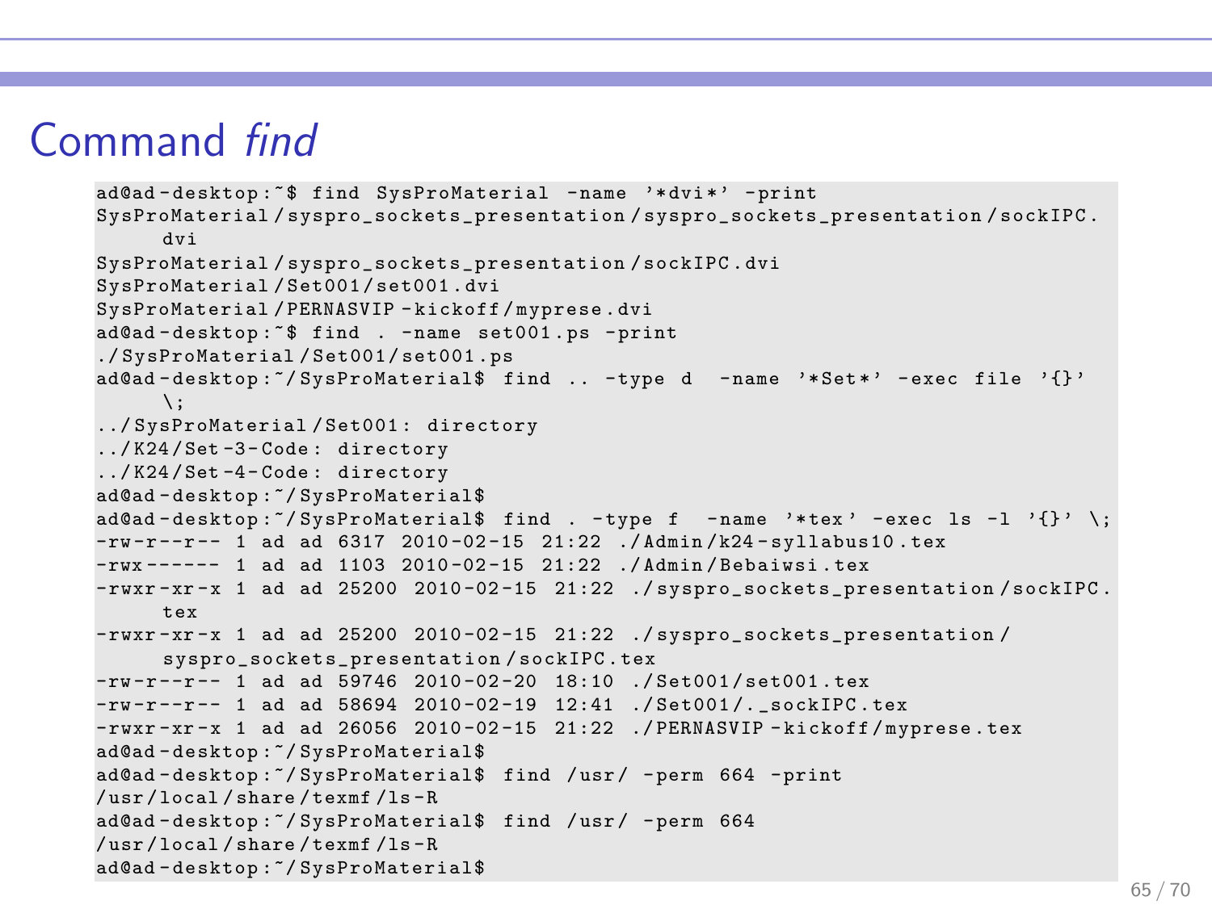# Command *find*

```
ad@ad-desktop:~$ find SysProMaterial -name '*dvi*' -print
SysProMaterial/syspro_sockets_presentation/syspro_sockets_presentation/sockIPC.
     dvi
SysProMaterial/syspro_sockets_presentation/sockIPC.dvi
SysProMaterial/Set001/set001.dvi
SysProMaterial/PERNASVIP-kickoff/myprese.dvi
ad@ad-desktop:~$ find . -name set001.ps -print
./SysProMaterial/Set001/set001.ps
ad@ad-desktop:~/SysProMaterial$ find .. -type d  -name '*Set*' -exec file '{}'
     \;
../SysProMaterial/Set001: directory
../K24/Set-3-Code: directory
../K24/Set-4-Code: directory
ad@ad-desktop:~/SysProMaterial$
ad@ad-desktop:~/SysProMaterial$ find . -type f  -name '*tex' -exec ls -l '{}' \;
-rw-r--r-- 1 ad ad 6317 2010-02-15 21:22 ./Admin/k24-syllabus10.tex
-rwx------ 1 ad ad 1103 2010-02-15 21:22 ./Admin/Bebaiwsi.tex
-rwxr-xr-x 1 ad ad 25200 2010-02-15 21:22 ./syspro_sockets_presentation/sockIPC.
     tex
-rwxr-xr-x 1 ad ad 25200 2010-02-15 21:22 ./syspro_sockets_presentation/
     syspro_sockets_presentation/sockIPC.tex
-rw-r--r-- 1 ad ad 59746 2010-02-20 18:10 ./Set001/set001.tex
-rw-r--r-- 1 ad ad 58694 2010-02-19 12:41 ./Set001/._sockIPC.tex
-rwxr-xr-x 1 ad ad 26056 2010-02-15 21:22 ./PERNASVIP-kickoff/myprese.tex
ad@ad-desktop:~/SysProMaterial$
ad@ad-desktop:~/SysProMaterial$ find /usr/ -perm 664 -print
/usr/local/share/texmf/ls-R
ad@ad-desktop:~/SysProMaterial$ find /usr/ -perm 664
/usr/local/share/texmf/ls-R
ad@ad-desktop:~/SysProMaterial$
```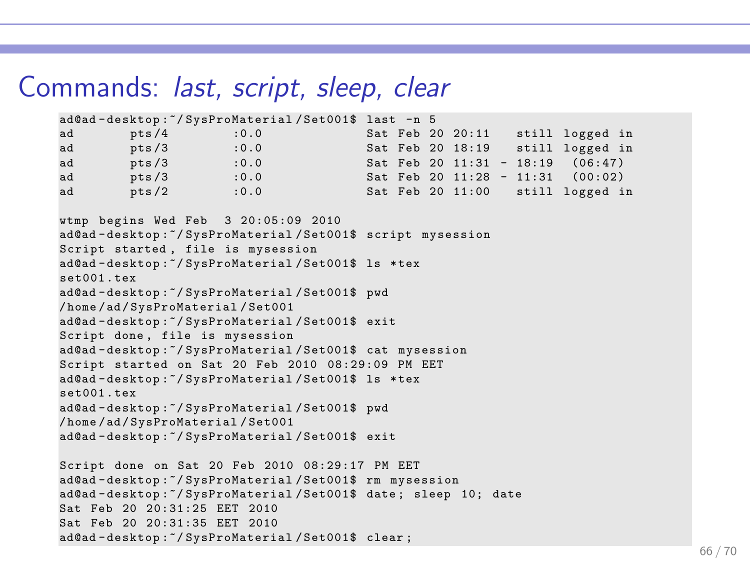# Commands: *last, script, sleep, clear*

```
ad@ad-desktop:~/SysProMaterial/Set001$ last -n 5
ad       pts/4        :0.0             Sat Feb 20 20:11   still logged in
ad       pts/3        :0.0             Sat Feb 20 18:19   still logged in
ad       pts/3        :0.0             Sat Feb 20 11:31 - 18:19  (06:47)
ad       pts/3        :0.0             Sat Feb 20 11:28 - 11:31  (00:02)
ad       pts/2        :0.0             Sat Feb 20 11:00   still logged in

wtmp begins Wed Feb  3 20:05:09 2010
ad@ad-desktop:~/SysProMaterial/Set001$ script mysession
Script started, file is mysession
ad@ad-desktop:~/SysProMaterial/Set001$ ls *tex
set001.tex
ad@ad-desktop:~/SysProMaterial/Set001$ pwd
/home/ad/SysProMaterial/Set001
ad@ad-desktop:~/SysProMaterial/Set001$ exit
Script done, file is mysession
ad@ad-desktop:~/SysProMaterial/Set001$ cat mysession
Script started on Sat 20 Feb 2010 08:29:09 PM EET
ad@ad-desktop:~/SysProMaterial/Set001$ ls *tex
set001.tex
ad@ad-desktop:~/SysProMaterial/Set001$ pwd
/home/ad/SysProMaterial/Set001
ad@ad-desktop:~/SysProMaterial/Set001$ exit

Script done on Sat 20 Feb 2010 08:29:17 PM EET
ad@ad-desktop:~/SysProMaterial/Set001$ rm mysession
ad@ad-desktop:~/SysProMaterial/Set001$ date; sleep 10; date
Sat Feb 20 20:31:25 EET 2010
Sat Feb 20 20:31:35 EET 2010
ad@ad-desktop:~/SysProMaterial/Set001$ clear;
```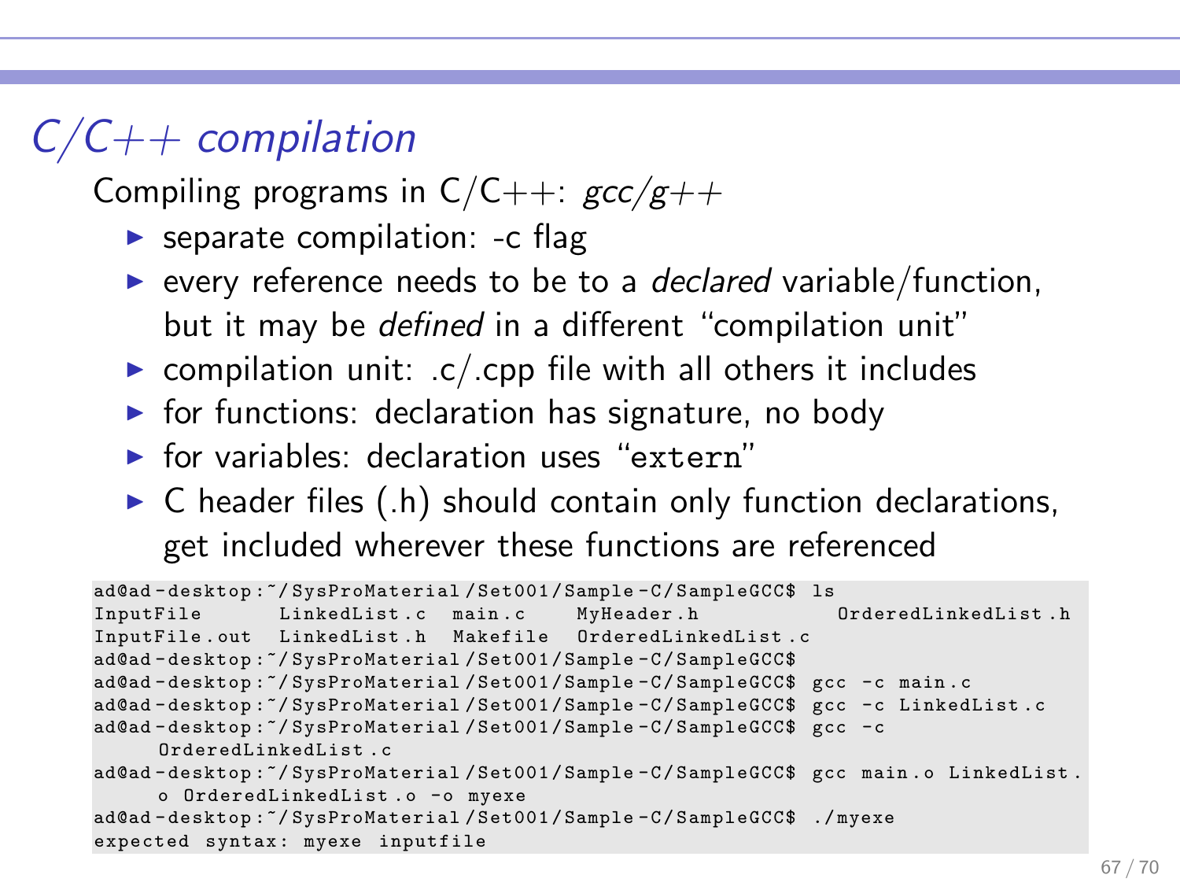# *C/C++ compilation*

Compiling programs in C/C++: *gcc/g++*

- separate compilation: -c flag
- every reference needs to be to a *declared* variable/function, but it may be *defined* in a different "compilation unit"
- compilation unit: .c/.cpp file with all others it includes
- for functions: declaration has signature, no body
- for variables: declaration uses "`extern`"
- C header files (.h) should contain only function declarations, get included wherever these functions are referenced

```
ad@ad-desktop:~/SysProMaterial/Set001/Sample-C/SampleGCC$ ls
InputFile      LinkedList.c  main.c    MyHeader.h          OrderedLinkedList.h
InputFile.out  LinkedList.h  Makefile  OrderedLinkedList.c
ad@ad-desktop:~/SysProMaterial/Set001/Sample-C/SampleGCC$
ad@ad-desktop:~/SysProMaterial/Set001/Sample-C/SampleGCC$ gcc -c main.c
ad@ad-desktop:~/SysProMaterial/Set001/Sample-C/SampleGCC$ gcc -c LinkedList.c
ad@ad-desktop:~/SysProMaterial/Set001/Sample-C/SampleGCC$ gcc -c
     OrderedLinkedList.c
ad@ad-desktop:~/SysProMaterial/Set001/Sample-C/SampleGCC$ gcc main.o LinkedList.
     o OrderedLinkedList.o -o myexe
ad@ad-desktop:~/SysProMaterial/Set001/Sample-C/SampleGCC$ ./myexe
expected syntax: myexe inputfile
```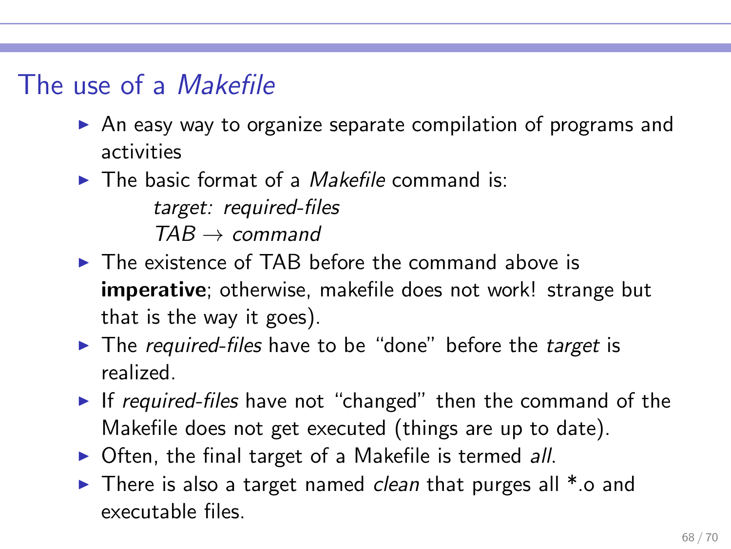## The use of a *Makefile*

- An easy way to organize separate compilation of programs and activities
- The basic format of a *Makefile* command is:

  *target: required-files*
  *TAB* $\rightarrow$ *command*

- The existence of TAB before the command above is **imperative**; otherwise, makefile does not work! strange but that is the way it goes).
- The *required-files* have to be “done” before the *target* is realized.
- If *required-files* have not “changed” then the command of the Makefile does not get executed (things are up to date).
- Often, the final target of a Makefile is termed *all*.
- There is also a target named *clean* that purges all *.o and executable files.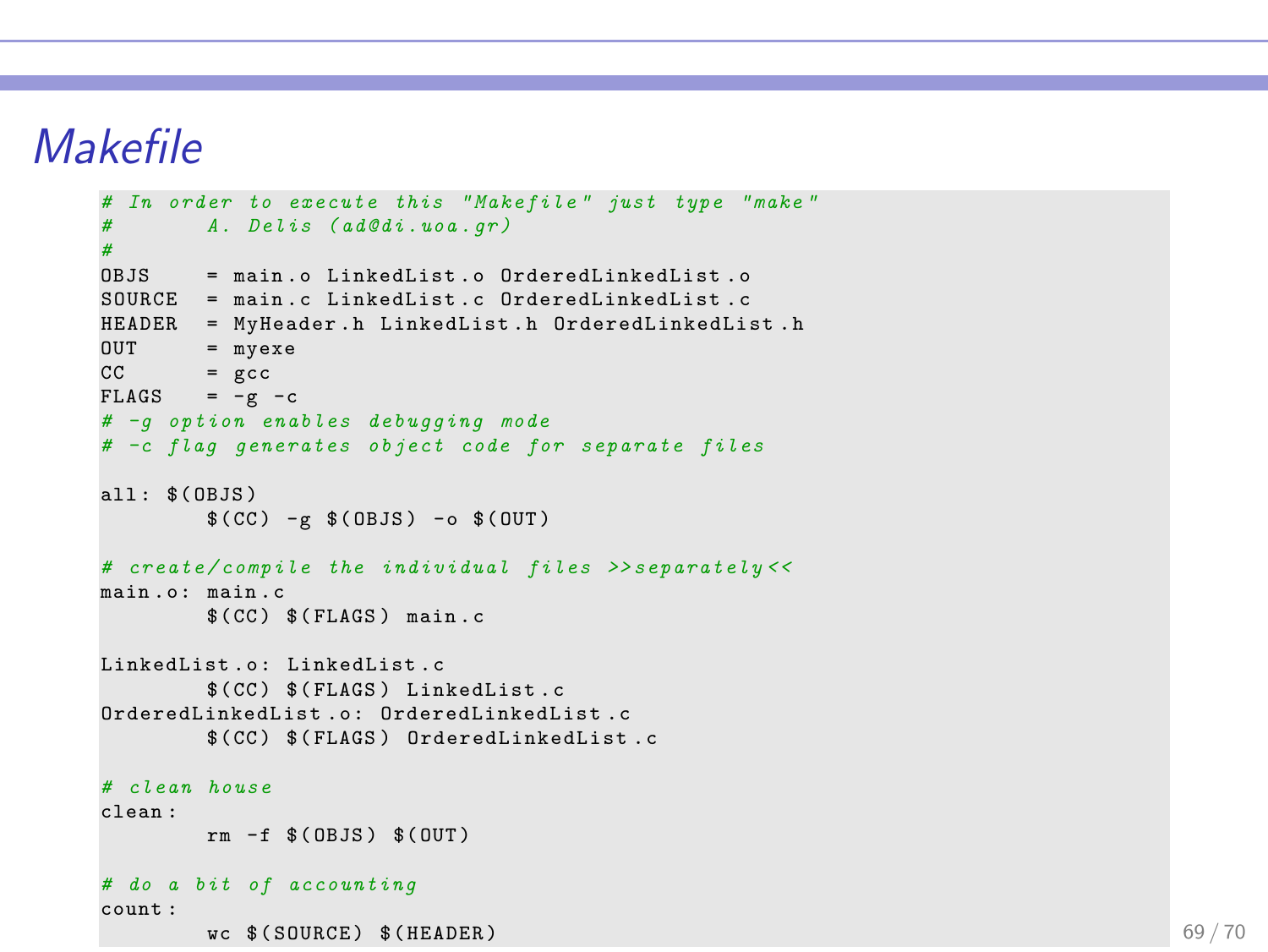# Makefile

```
# In order to execute this "Makefile" just type "make"
#       A. Delis (ad@di.uoa.gr)
#
OBJS    = main.o LinkedList.o OrderedLinkedList.o
SOURCE  = main.c LinkedList.c OrderedLinkedList.c
HEADER  = MyHeader.h LinkedList.h OrderedLinkedList.h
OUT     = myexe
CC      = gcc
FLAGS   = -g -c
# -g option enables debugging mode
# -c flag generates object code for separate files

all: $(OBJS)
	$(CC) -g $(OBJS) -o $(OUT)

# create/compile the individual files >>separately<<
main.o: main.c
	$(CC) $(FLAGS) main.c

LinkedList.o: LinkedList.c
	$(CC) $(FLAGS) LinkedList.c
OrderedLinkedList.o: OrderedLinkedList.c
	$(CC) $(FLAGS) OrderedLinkedList.c

# clean house
clean:
	rm -f $(OBJS) $(OUT)

# do a bit of accounting
count:
	wc $(SOURCE) $(HEADER)
```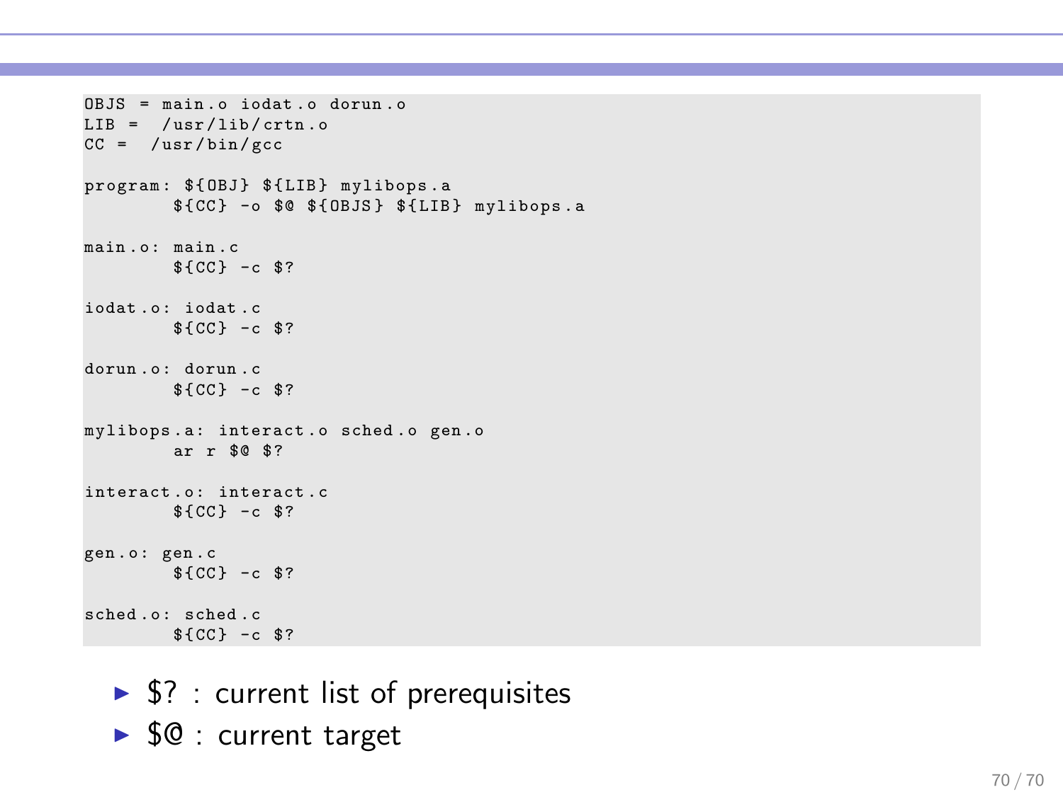```
OBJS = main.o iodat.o dorun.o
LIB =  /usr/lib/crtn.o
CC =  /usr/bin/gcc

program: ${OBJ} ${LIB} mylibops.a
        ${CC} -o $@ ${OBJS} ${LIB} mylibops.a

main.o: main.c
        ${CC} -c $?

iodat.o: iodat.c
        ${CC} -c $?

dorun.o: dorun.c
        ${CC} -c $?

mylibops.a: interact.o sched.o gen.o
        ar r $@ $?

interact.o: interact.c
        ${CC} -c $?

gen.o: gen.c
        ${CC} -c $?

sched.o: sched.c
        ${CC} -c $?
```

- `$?` : current list of prerequisites
- `$@` : current target